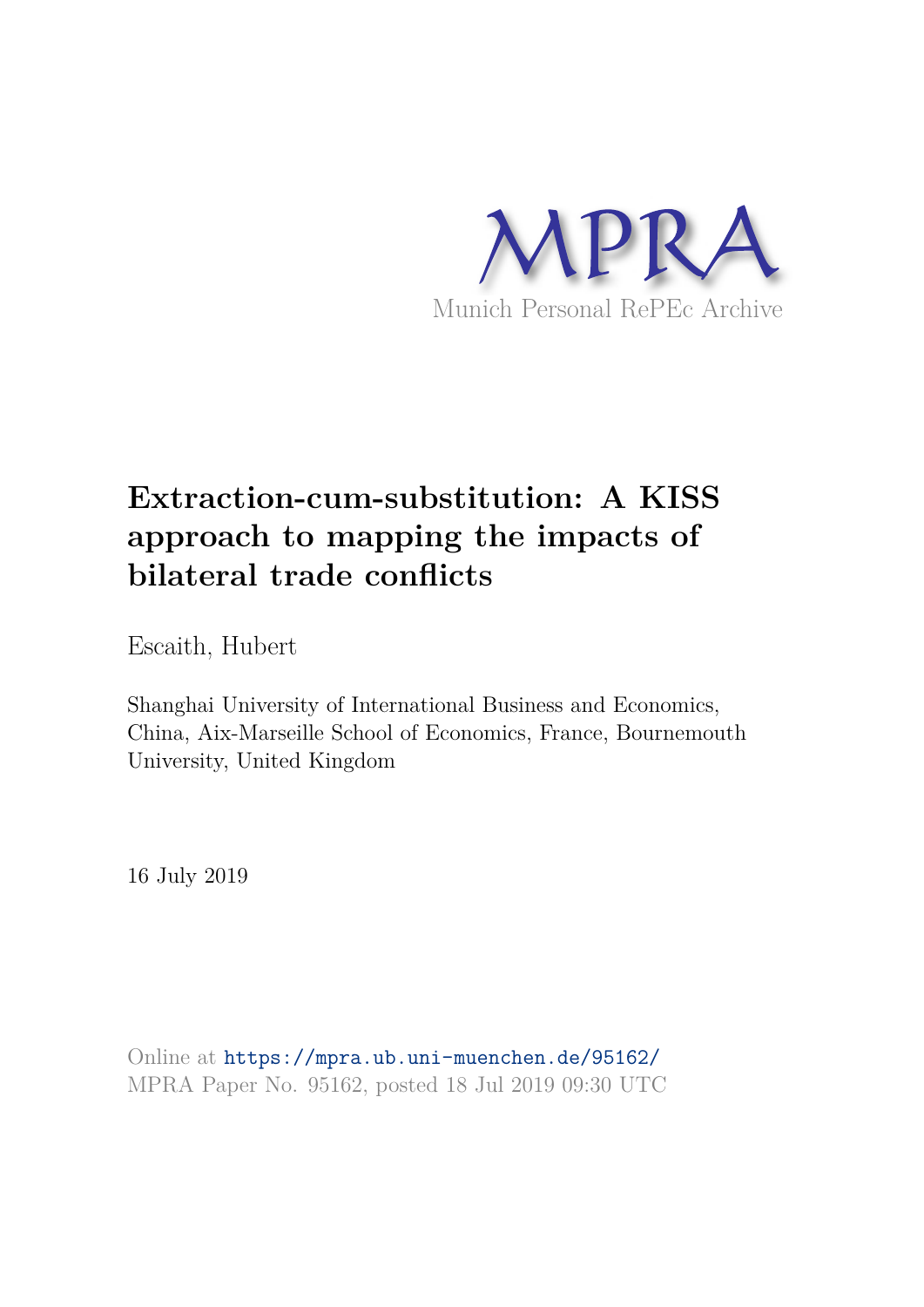MPRA

Munich Personal RePEc Archive

# Extraction-cum-substitution: A KISS approach to mapping the impacts of bilateral trade conflicts

Escaith, Hubert

Shanghai University of International Business and Economics, China, Aix-Marseille School of Economics, France, Bournemouth University, United Kingdom

16 July 2019

Online at https://mpra.ub.uni-muenchen.de/95162/
MPRA Paper No. 95162, posted 18 Jul 2019 09:30 UTC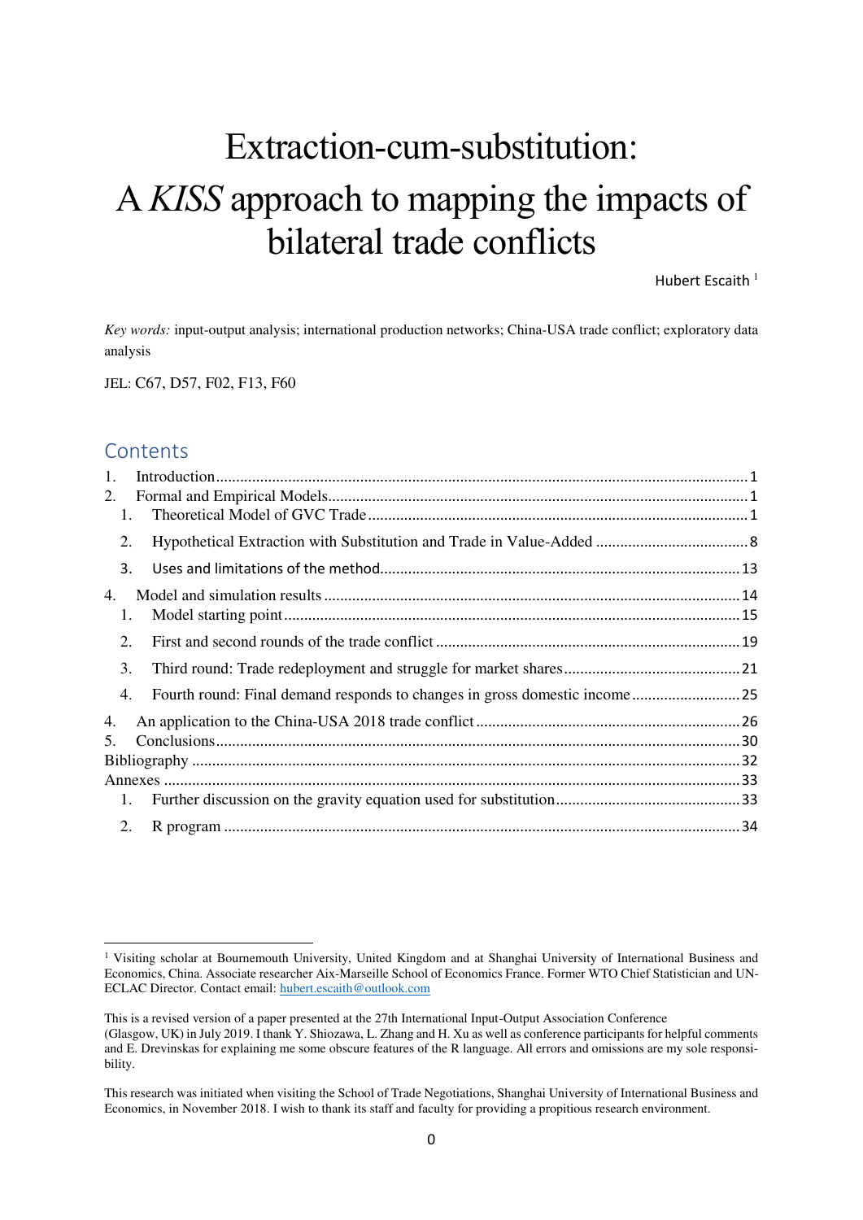# Extraction-cum-substitution: A *KISS* approach to mapping the impacts of bilateral trade conflicts

Hubert Escaith [1]

*Key words:* input-output analysis; international production networks; China-USA trade conflict; exploratory data analysis

JEL: C67, D57, F02, F13, F60

## Contents

1. Introduction ........ 1
2. Formal and Empirical Models ........ 1
   1. Theoretical Model of GVC Trade ........ 1
   2. Hypothetical Extraction with Substitution and Trade in Value-Added ........ 8
   3. Uses and limitations of the method ........ 13
4. Model and simulation results ........ 14
   1. Model starting point ........ 15
   2. First and second rounds of the trade conflict ........ 19
   3. Third round: Trade redeployment and struggle for market shares ........ 21
   4. Fourth round: Final demand responds to changes in gross domestic income ........ 25
4. An application to the China-USA 2018 trade conflict ........ 26
5. Conclusions ........ 30

Bibliography ........ 32

Annexes ........ 33

1. Further discussion on the gravity equation used for substitution ........ 33
2. R program ........ 34

---

[1] Visiting scholar at Bournemouth University, United Kingdom and at Shanghai University of International Business and Economics, China. Associate researcher Aix-Marseille School of Economics France. Former WTO Chief Statistician and UN-ECLAC Director. Contact email: hubert.escaith@outlook.com

This is a revised version of a paper presented at the 27th International Input-Output Association Conference (Glasgow, UK) in July 2019. I thank Y. Shiozawa, L. Zhang and H. Xu as well as conference participants for helpful comments and E. Drevinskas for explaining me some obscure features of the R language. All errors and omissions are my sole responsibility.

This research was initiated when visiting the School of Trade Negotiations, Shanghai University of International Business and Economics, in November 2018. I wish to thank its staff and faculty for providing a propitious research environment.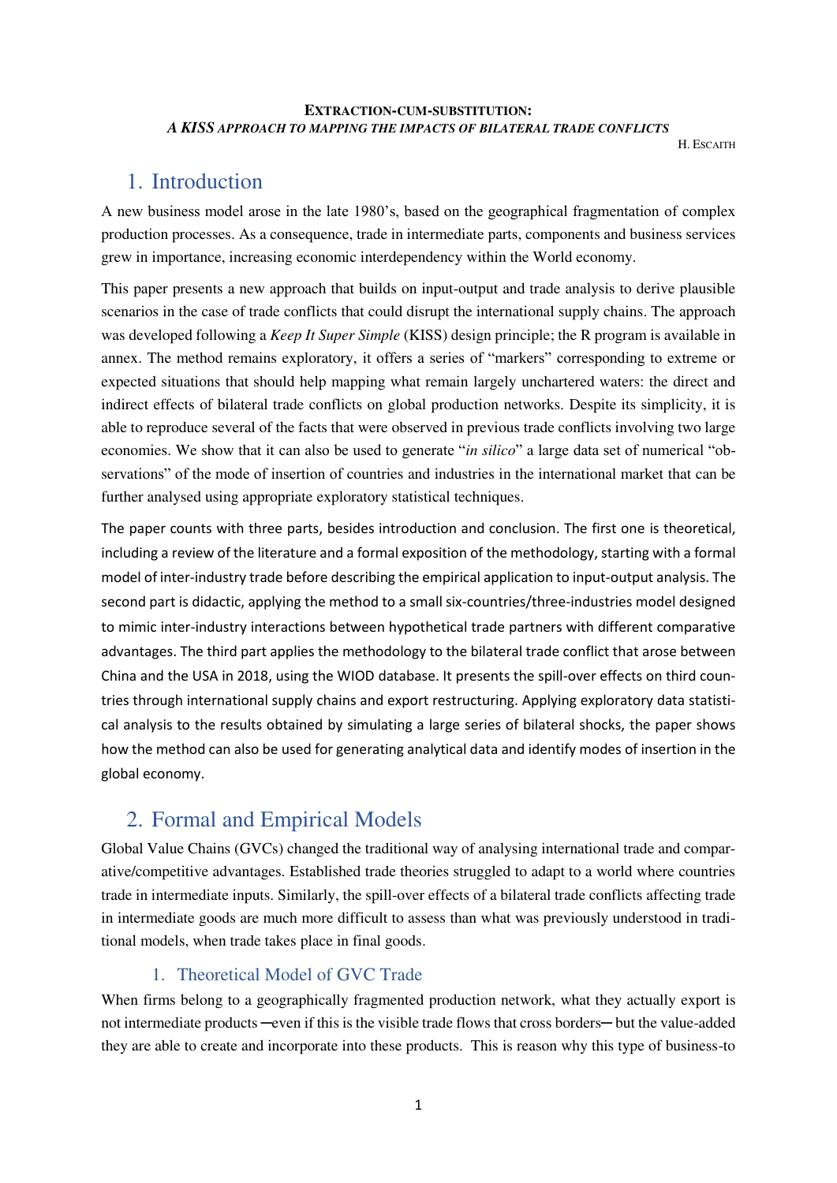**EXTRACTION-CUM-SUBSTITUTION:**
***A KISS APPROACH TO MAPPING THE IMPACTS OF BILATERAL TRADE CONFLICTS***

H. ESCAITH

# 1. Introduction

A new business model arose in the late 1980's, based on the geographical fragmentation of complex production processes. As a consequence, trade in intermediate parts, components and business services grew in importance, increasing economic interdependency within the World economy.

This paper presents a new approach that builds on input-output and trade analysis to derive plausible scenarios in the case of trade conflicts that could disrupt the international supply chains. The approach was developed following a *Keep It Super Simple* (KISS) design principle; the R program is available in annex. The method remains exploratory, it offers a series of "markers" corresponding to extreme or expected situations that should help mapping what remain largely unchartered waters: the direct and indirect effects of bilateral trade conflicts on global production networks. Despite its simplicity, it is able to reproduce several of the facts that were observed in previous trade conflicts involving two large economies. We show that it can also be used to generate "*in silico*" a large data set of numerical "observations" of the mode of insertion of countries and industries in the international market that can be further analysed using appropriate exploratory statistical techniques.

The paper counts with three parts, besides introduction and conclusion. The first one is theoretical, including a review of the literature and a formal exposition of the methodology, starting with a formal model of inter-industry trade before describing the empirical application to input-output analysis. The second part is didactic, applying the method to a small six-countries/three-industries model designed to mimic inter-industry interactions between hypothetical trade partners with different comparative advantages. The third part applies the methodology to the bilateral trade conflict that arose between China and the USA in 2018, using the WIOD database. It presents the spill-over effects on third countries through international supply chains and export restructuring. Applying exploratory data statistical analysis to the results obtained by simulating a large series of bilateral shocks, the paper shows how the method can also be used for generating analytical data and identify modes of insertion in the global economy.

# 2. Formal and Empirical Models

Global Value Chains (GVCs) changed the traditional way of analysing international trade and comparative/competitive advantages. Established trade theories struggled to adapt to a world where countries trade in intermediate inputs. Similarly, the spill-over effects of a bilateral trade conflicts affecting trade in intermediate goods are much more difficult to assess than what was previously understood in traditional models, when trade takes place in final goods.

## 1. Theoretical Model of GVC Trade

When firms belong to a geographically fragmented production network, what they actually export is not intermediate products ─even if this is the visible trade flows that cross borders─ but the value-added they are able to create and incorporate into these products. This is reason why this type of business-to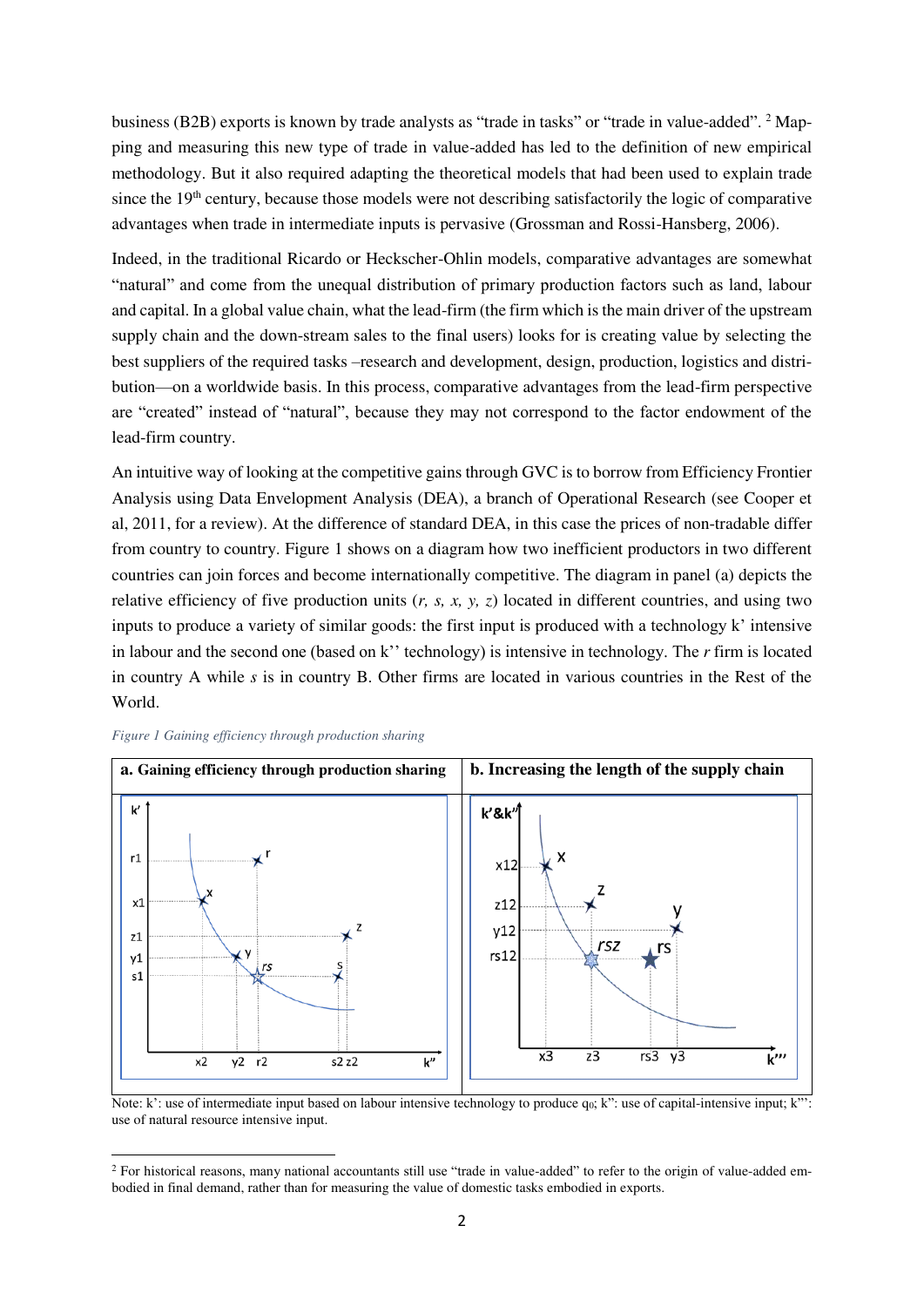business (B2B) exports is known by trade analysts as "trade in tasks" or "trade in value-added". [2] Mapping and measuring this new type of trade in value-added has led to the definition of new empirical methodology. But it also required adapting the theoretical models that had been used to explain trade since the 19th century, because those models were not describing satisfactorily the logic of comparative advantages when trade in intermediate inputs is pervasive (Grossman and Rossi-Hansberg, 2006).

Indeed, in the traditional Ricardo or Heckscher-Ohlin models, comparative advantages are somewhat "natural" and come from the unequal distribution of primary production factors such as land, labour and capital. In a global value chain, what the lead-firm (the firm which is the main driver of the upstream supply chain and the down-stream sales to the final users) looks for is creating value by selecting the best suppliers of the required tasks –research and development, design, production, logistics and distribution—on a worldwide basis. In this process, comparative advantages from the lead-firm perspective are "created" instead of "natural", because they may not correspond to the factor endowment of the lead-firm country.

An intuitive way of looking at the competitive gains through GVC is to borrow from Efficiency Frontier Analysis using Data Envelopment Analysis (DEA), a branch of Operational Research (see Cooper et al, 2011, for a review). At the difference of standard DEA, in this case the prices of non-tradable differ from country to country. Figure 1 shows on a diagram how two inefficient productors in two different countries can join forces and become internationally competitive. The diagram in panel (a) depicts the relative efficiency of five production units (*r, s, x, y, z*) located in different countries, and using two inputs to produce a variety of similar goods: the first input is produced with a technology k' intensive in labour and the second one (based on k'' technology) is intensive in technology. The *r* firm is located in country A while *s* is in country B. Other firms are located in various countries in the Rest of the World.

*Figure 1 Gaining efficiency through production sharing*

| a. Gaining efficiency through production sharing | b. Increasing the length of the supply chain |
| --- | --- |
| | |

Note: k': use of intermediate input based on labour intensive technology to produce $q_0$; k": use of capital-intensive input; k"': use of natural resource intensive input.

[2] For historical reasons, many national accountants still use "trade in value-added" to refer to the origin of value-added embodied in final demand, rather than for measuring the value of domestic tasks embodied in exports.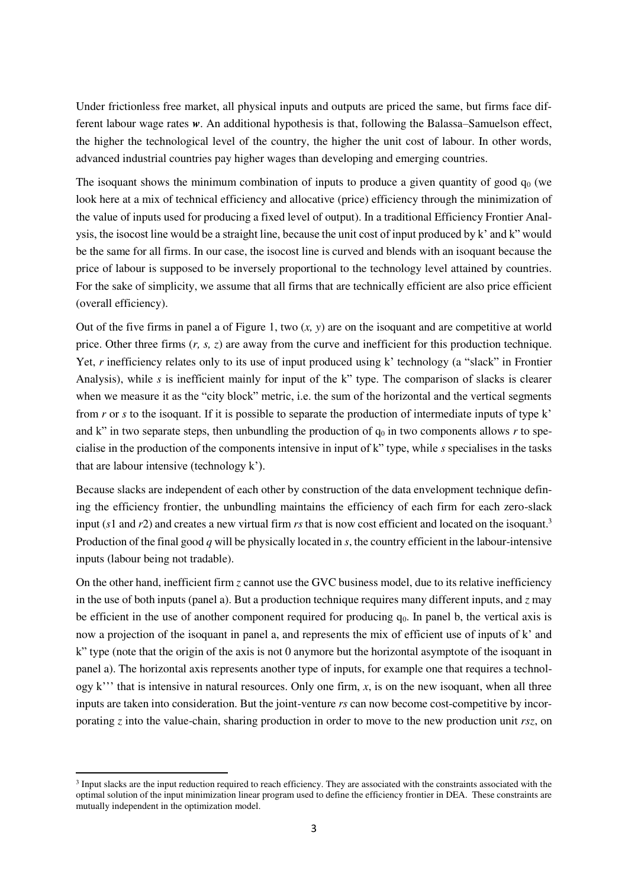Under frictionless free market, all physical inputs and outputs are priced the same, but firms face different labour wage rates ***w***. An additional hypothesis is that, following the Balassa–Samuelson effect, the higher the technological level of the country, the higher the unit cost of labour. In other words, advanced industrial countries pay higher wages than developing and emerging countries.

The isoquant shows the minimum combination of inputs to produce a given quantity of good $q_0$ (we look here at a mix of technical efficiency and allocative (price) efficiency through the minimization of the value of inputs used for producing a fixed level of output). In a traditional Efficiency Frontier Analysis, the isocost line would be a straight line, because the unit cost of input produced by k' and k" would be the same for all firms. In our case, the isocost line is curved and blends with an isoquant because the price of labour is supposed to be inversely proportional to the technology level attained by countries. For the sake of simplicity, we assume that all firms that are technically efficient are also price efficient (overall efficiency).

Out of the five firms in panel a of Figure 1, two (*x, y*) are on the isoquant and are competitive at world price. Other three firms (*r, s, z*) are away from the curve and inefficient for this production technique. Yet, *r* inefficiency relates only to its use of input produced using k' technology (a "slack" in Frontier Analysis), while *s* is inefficient mainly for input of the k" type. The comparison of slacks is clearer when we measure it as the "city block" metric, i.e. the sum of the horizontal and the vertical segments from *r* or *s* to the isoquant. If it is possible to separate the production of intermediate inputs of type k' and k" in two separate steps, then unbundling the production of $q_0$ in two components allows *r* to specialise in the production of the components intensive in input of k" type, while *s* specialises in the tasks that are labour intensive (technology k').

Because slacks are independent of each other by construction of the data envelopment technique defining the efficiency frontier, the unbundling maintains the efficiency of each firm for each zero-slack input (*s*1 and *r*2) and creates a new virtual firm *rs* that is now cost efficient and located on the isoquant.[3] Production of the final good *q* will be physically located in *s*, the country efficient in the labour-intensive inputs (labour being not tradable).

On the other hand, inefficient firm *z* cannot use the GVC business model, due to its relative inefficiency in the use of both inputs (panel a). But a production technique requires many different inputs, and *z* may be efficient in the use of another component required for producing $q_0$. In panel b, the vertical axis is now a projection of the isoquant in panel a, and represents the mix of efficient use of inputs of k' and k" type (note that the origin of the axis is not 0 anymore but the horizontal asymptote of the isoquant in panel a). The horizontal axis represents another type of inputs, for example one that requires a technology k''' that is intensive in natural resources. Only one firm, *x*, is on the new isoquant, when all three inputs are taken into consideration. But the joint-venture *rs* can now become cost-competitive by incorporating *z* into the value-chain, sharing production in order to move to the new production unit *rsz*, on

[3] Input slacks are the input reduction required to reach efficiency. They are associated with the constraints associated with the optimal solution of the input minimization linear program used to define the efficiency frontier in DEA. These constraints are mutually independent in the optimization model.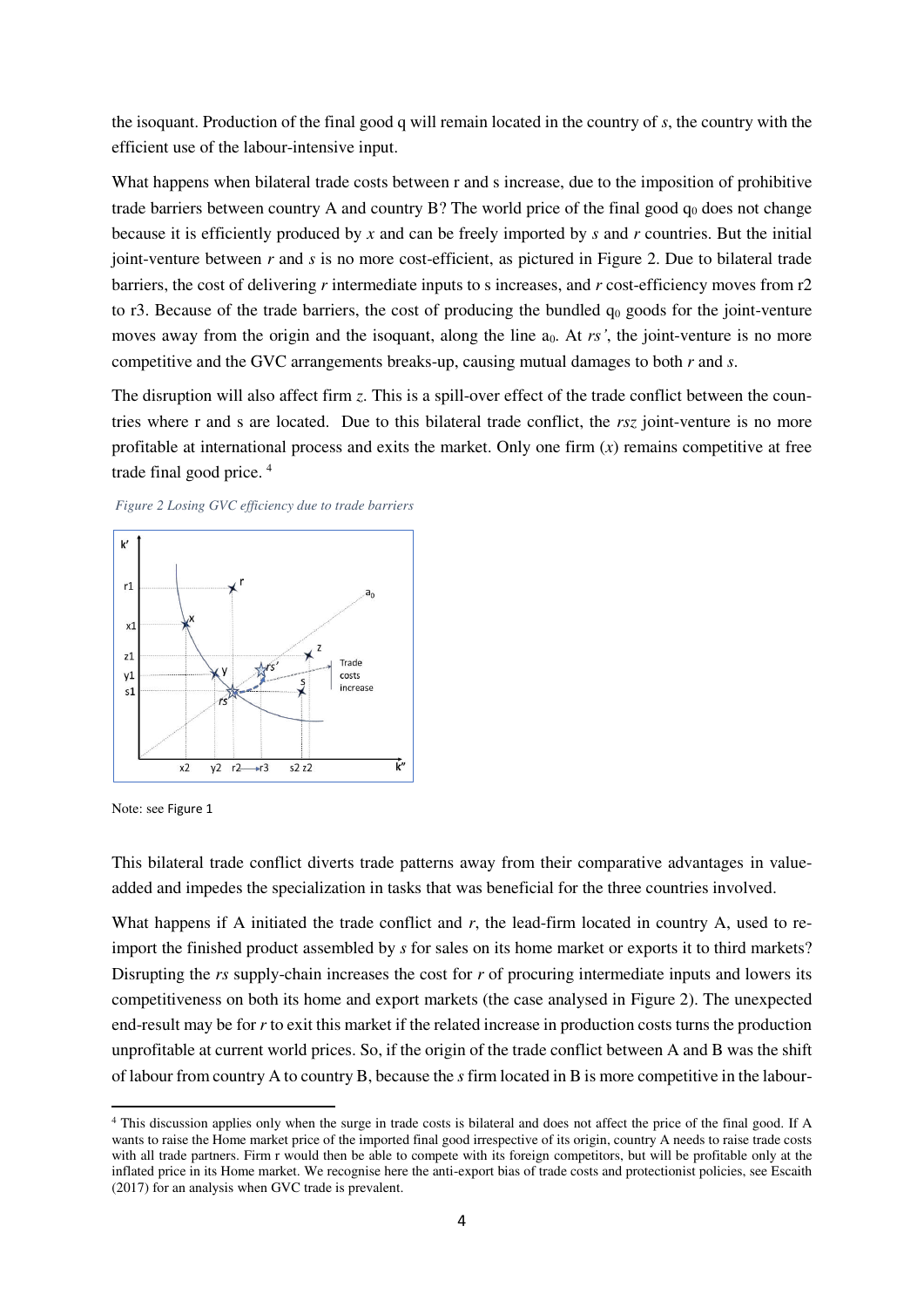the isoquant. Production of the final good q will remain located in the country of *s*, the country with the efficient use of the labour-intensive input.

What happens when bilateral trade costs between r and s increase, due to the imposition of prohibitive trade barriers between country A and country B? The world price of the final good $q_0$ does not change because it is efficiently produced by *x* and can be freely imported by *s* and *r* countries. But the initial joint-venture between *r* and *s* is no more cost-efficient, as pictured in Figure 2. Due to bilateral trade barriers, the cost of delivering *r* intermediate inputs to s increases, and *r* cost-efficiency moves from r2 to r3. Because of the trade barriers, the cost of producing the bundled $q_0$ goods for the joint-venture moves away from the origin and the isoquant, along the line $a_0$. At *rs'*, the joint-venture is no more competitive and the GVC arrangements breaks-up, causing mutual damages to both *r* and *s*.

The disruption will also affect firm *z*. This is a spill-over effect of the trade conflict between the countries where r and s are located. Due to this bilateral trade conflict, the *rsz* joint-venture is no more profitable at international process and exits the market. Only one firm (*x*) remains competitive at free trade final good price. [4]

*Figure 2 Losing GVC efficiency due to trade barriers*

Note: see Figure 1

This bilateral trade conflict diverts trade patterns away from their comparative advantages in value-added and impedes the specialization in tasks that was beneficial for the three countries involved.

What happens if A initiated the trade conflict and *r*, the lead-firm located in country A, used to re-import the finished product assembled by *s* for sales on its home market or exports it to third markets? Disrupting the *rs* supply-chain increases the cost for *r* of procuring intermediate inputs and lowers its competitiveness on both its home and export markets (the case analysed in Figure 2). The unexpected end-result may be for *r* to exit this market if the related increase in production costs turns the production unprofitable at current world prices. So, if the origin of the trade conflict between A and B was the shift of labour from country A to country B, because the *s* firm located in B is more competitive in the labour-

[4] This discussion applies only when the surge in trade costs is bilateral and does not affect the price of the final good. If A wants to raise the Home market price of the imported final good irrespective of its origin, country A needs to raise trade costs with all trade partners. Firm r would then be able to compete with its foreign competitors, but will be profitable only at the inflated price in its Home market. We recognise here the anti-export bias of trade costs and protectionist policies, see Escaith (2017) for an analysis when GVC trade is prevalent.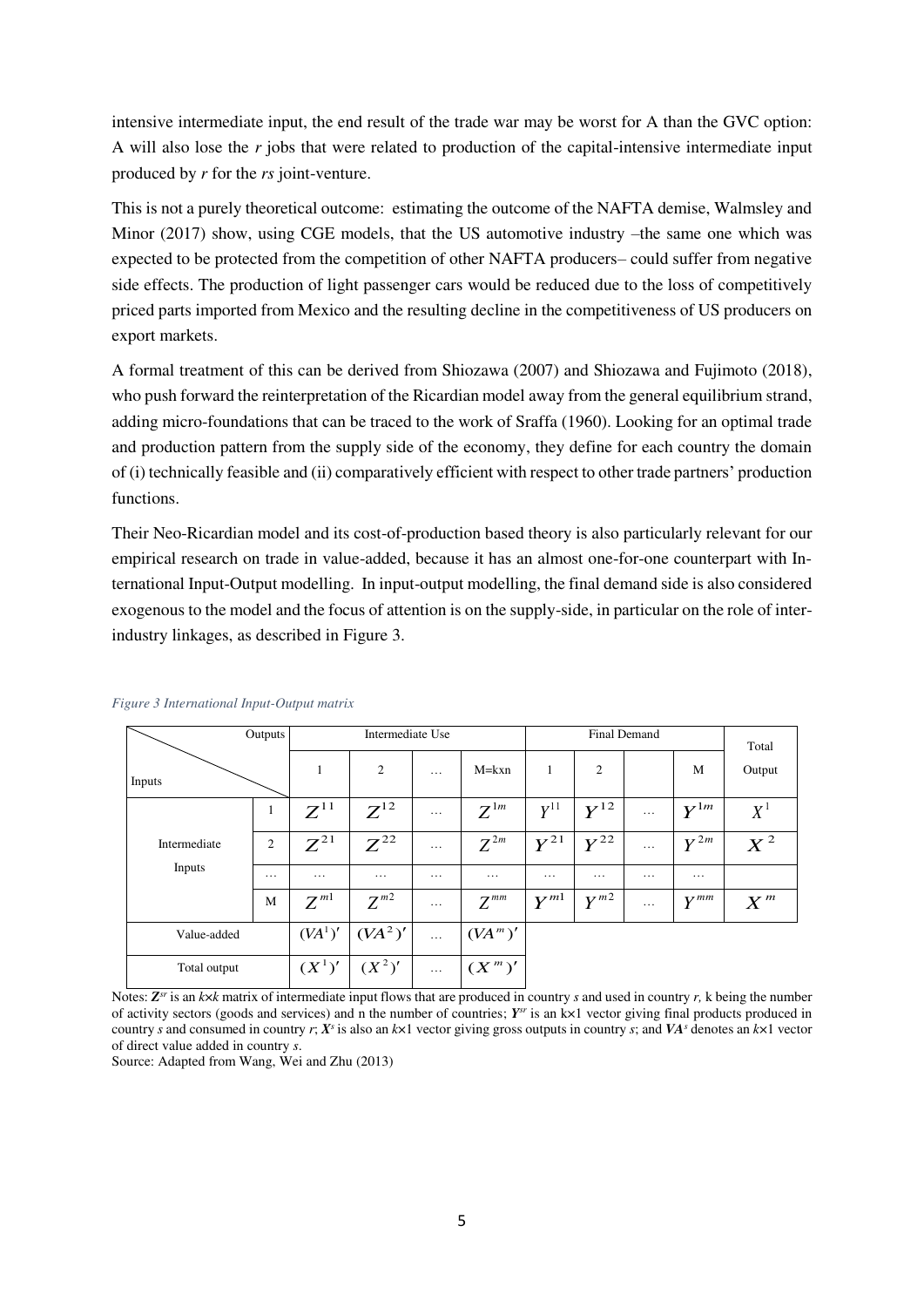intensive intermediate input, the end result of the trade war may be worst for A than the GVC option: A will also lose the *r* jobs that were related to production of the capital-intensive intermediate input produced by *r* for the *rs* joint-venture.

This is not a purely theoretical outcome: estimating the outcome of the NAFTA demise, Walmsley and Minor (2017) show, using CGE models, that the US automotive industry –the same one which was expected to be protected from the competition of other NAFTA producers– could suffer from negative side effects. The production of light passenger cars would be reduced due to the loss of competitively priced parts imported from Mexico and the resulting decline in the competitiveness of US producers on export markets.

A formal treatment of this can be derived from Shiozawa (2007) and Shiozawa and Fujimoto (2018), who push forward the reinterpretation of the Ricardian model away from the general equilibrium strand, adding micro-foundations that can be traced to the work of Sraffa (1960). Looking for an optimal trade and production pattern from the supply side of the economy, they define for each country the domain of (i) technically feasible and (ii) comparatively efficient with respect to other trade partners' production functions.

Their Neo-Ricardian model and its cost-of-production based theory is also particularly relevant for our empirical research on trade in value-added, because it has an almost one-for-one counterpart with International Input-Output modelling. In input-output modelling, the final demand side is also considered exogenous to the model and the focus of attention is on the supply-side, in particular on the role of inter-industry linkages, as described in Figure 3.

*Figure 3 International Input-Output matrix*

| Inputs \ Outputs | | Intermediate Use | | | | Final Demand | | | | Total Output |
|---|---|---|---|---|---|---|---|---|---|---|
| | | 1 | 2 | … | M=kxn | 1 | 2 | | M | |
| Intermediate Inputs | 1 | $Z^{11}$ | $Z^{12}$ | … | $Z^{1m}$ | $Y^{11}$ | $Y^{12}$ | … | $Y^{1m}$ | $X^{1}$ |
| | 2 | $Z^{21}$ | $Z^{22}$ | … | $Z^{2m}$ | $Y^{21}$ | $Y^{22}$ | … | $Y^{2m}$ | $X^{2}$ |
| | … | … | … | … | … | … | … | … | … | |
| | M | $Z^{m1}$ | $Z^{m2}$ | … | $Z^{mm}$ | $Y^{m1}$ | $Y^{m2}$ | … | $Y^{mm}$ | $X^{m}$ |
| Value-added | | $(VA^{1})'$ | $(VA^{2})'$ | … | $(VA^{m})'$ | | | | | |
| Total output | | $(X^{1})'$ | $(X^{2})'$ | … | $(X^{m})'$ | | | | | |

Notes: $\boldsymbol{Z}^{sr}$ is an $k{\times}k$ matrix of intermediate input flows that are produced in country *s* and used in country *r*, k being the number of activity sectors (goods and services) and n the number of countries; $\boldsymbol{Y}^{sr}$ is an k×1 vector giving final products produced in country *s* and consumed in country *r*; $\boldsymbol{X}^{s}$ is also an $k{\times}1$ vector giving gross outputs in country *s*; and $\boldsymbol{VA}^{s}$ denotes an $k{\times}1$ vector of direct value added in country *s*.
Source: Adapted from Wang, Wei and Zhu (2013)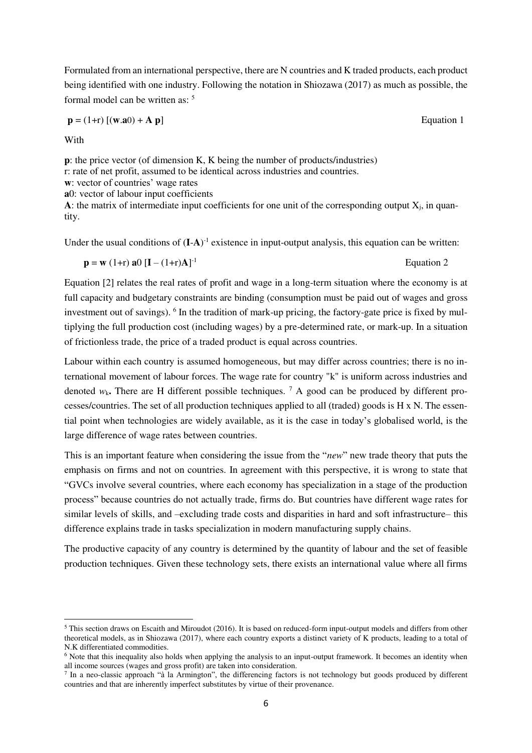Formulated from an international perspective, there are N countries and K traded products, each product being identified with one industry. Following the notation in Shiozawa (2017) as much as possible, the formal model can be written as: [5]

$$\mathbf{p} = (1+r)\,[(\mathbf{w}.\mathbf{a}0) + \mathbf{A}\,\mathbf{p}] \qquad \text{Equation 1}$$

With

**p**: the price vector (of dimension K, K being the number of products/industries)
r: rate of net profit, assumed to be identical across industries and countries.
**w**: vector of countries' wage rates
**a**0: vector of labour input coefficients
**A**: the matrix of intermediate input coefficients for one unit of the corresponding output $X_j$, in quantity.

Under the usual conditions of $(\mathbf{I}\text{-}\mathbf{A})^{-1}$ existence in input-output analysis, this equation can be written:

$$\mathbf{p} = \mathbf{w}\,(1+r)\,\mathbf{a}0\,[\mathbf{I} - (1+r)\mathbf{A}]^{-1} \qquad \text{Equation 2}$$

Equation [2] relates the real rates of profit and wage in a long-term situation where the economy is at full capacity and budgetary constraints are binding (consumption must be paid out of wages and gross investment out of savings). [6] In the tradition of mark-up pricing, the factory-gate price is fixed by multiplying the full production cost (including wages) by a pre-determined rate, or mark-up. In a situation of frictionless trade, the price of a traded product is equal across countries.

Labour within each country is assumed homogeneous, but may differ across countries; there is no international movement of labour forces. The wage rate for country "k" is uniform across industries and denoted $w_k$. There are H different possible techniques. [7] A good can be produced by different processes/countries. The set of all production techniques applied to all (traded) goods is H x N. The essential point when technologies are widely available, as it is the case in today's globalised world, is the large difference of wage rates between countries.

This is an important feature when considering the issue from the "*new*" new trade theory that puts the emphasis on firms and not on countries. In agreement with this perspective, it is wrong to state that "GVCs involve several countries, where each economy has specialization in a stage of the production process" because countries do not actually trade, firms do. But countries have different wage rates for similar levels of skills, and –excluding trade costs and disparities in hard and soft infrastructure– this difference explains trade in tasks specialization in modern manufacturing supply chains.

The productive capacity of any country is determined by the quantity of labour and the set of feasible production techniques. Given these technology sets, there exists an international value where all firms

---

[5] This section draws on Escaith and Miroudot (2016). It is based on reduced-form input-output models and differs from other theoretical models, as in Shiozawa (2017), where each country exports a distinct variety of K products, leading to a total of N.K differentiated commodities.

[6] Note that this inequality also holds when applying the analysis to an input-output framework. It becomes an identity when all income sources (wages and gross profit) are taken into consideration.

[7] In a neo-classic approach "à la Armington", the differencing factors is not technology but goods produced by different countries and that are inherently imperfect substitutes by virtue of their provenance.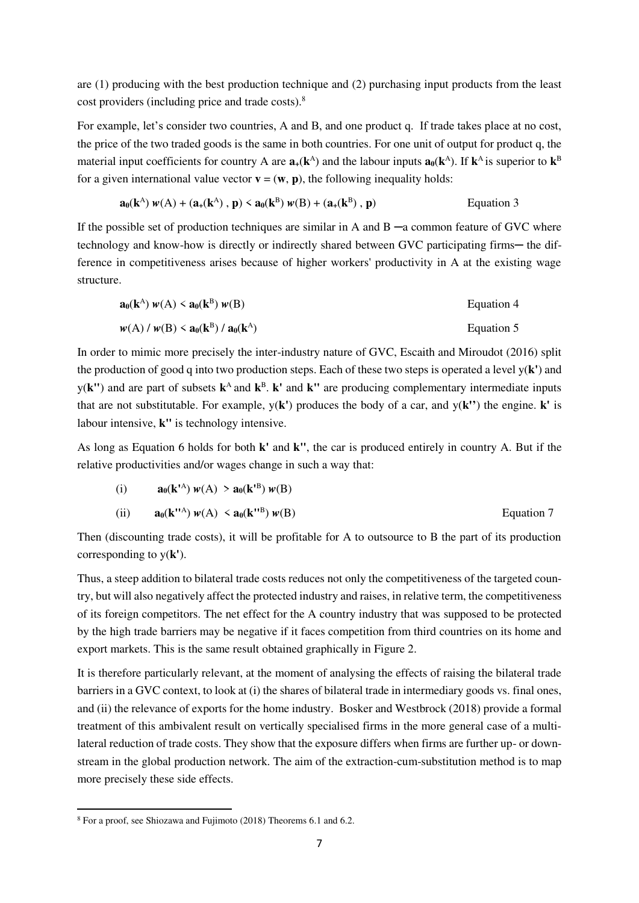are (1) producing with the best production technique and (2) purchasing input products from the least cost providers (including price and trade costs).[8]

For example, let's consider two countries, A and B, and one product q. If trade takes place at no cost, the price of the two traded goods is the same in both countries. For one unit of output for product q, the material input coefficients for country A are $\mathbf{a_+}(\mathbf{k}^A)$ and the labour inputs $\mathbf{a_0}(\mathbf{k}^A)$. If $\mathbf{k}^A$ is superior to $\mathbf{k}^B$ for a given international value vector $\mathbf{v} = (\mathbf{w}, \mathbf{p})$, the following inequality holds:

$$\mathbf{a_0}(\mathbf{k}^A)\, \boldsymbol{w}(A) + (\mathbf{a_+}(\mathbf{k}^A)\,,\, \mathbf{p}) < \mathbf{a_0}(\mathbf{k}^B)\, \boldsymbol{w}(B) + (\mathbf{a_+}(\mathbf{k}^B)\,,\, \mathbf{p}) \qquad \text{Equation 3}$$

If the possible set of production techniques are similar in A and B ─a common feature of GVC where technology and know-how is directly or indirectly shared between GVC participating firms─ the difference in competitiveness arises because of higher workers' productivity in A at the existing wage structure.

$$\mathbf{a_0}(\mathbf{k}^A)\, \boldsymbol{w}(A) < \mathbf{a_0}(\mathbf{k}^B)\, \boldsymbol{w}(B) \qquad \text{Equation 4}$$

$$\boldsymbol{w}(A) \,/\, \boldsymbol{w}(B) < \mathbf{a_0}(\mathbf{k}^B) \,/\, \mathbf{a_0}(\mathbf{k}^A) \qquad \text{Equation 5}$$

In order to mimic more precisely the inter-industry nature of GVC, Escaith and Miroudot (2016) split the production of good q into two production steps. Each of these two steps is operated a level $y(\mathbf{k'})$ and $y(\mathbf{k''})$ and are part of subsets $\mathbf{k}^A$ and $\mathbf{k}^B$. $\mathbf{k'}$ and $\mathbf{k''}$ are producing complementary intermediate inputs that are not substitutable. For example, $y(\mathbf{k'})$ produces the body of a car, and $y(\mathbf{k''})$ the engine. $\mathbf{k'}$ is labour intensive, $\mathbf{k''}$ is technology intensive.

As long as Equation 6 holds for both $\mathbf{k'}$ and $\mathbf{k''}$, the car is produced entirely in country A. But if the relative productivities and/or wages change in such a way that:

$$\text{(i)} \quad \mathbf{a_0}(\mathbf{k'}^A)\, \boldsymbol{w}(A) > \mathbf{a_0}(\mathbf{k'}^B)\, \boldsymbol{w}(B)$$

$$\text{(ii)} \quad \mathbf{a_0}(\mathbf{k''}^A)\, \boldsymbol{w}(A) < \mathbf{a_0}(\mathbf{k''}^B)\, \boldsymbol{w}(B) \qquad \text{Equation 7}$$

Then (discounting trade costs), it will be profitable for A to outsource to B the part of its production corresponding to $y(\mathbf{k'})$.

Thus, a steep addition to bilateral trade costs reduces not only the competitiveness of the targeted country, but will also negatively affect the protected industry and raises, in relative term, the competitiveness of its foreign competitors. The net effect for the A country industry that was supposed to be protected by the high trade barriers may be negative if it faces competition from third countries on its home and export markets. This is the same result obtained graphically in Figure 2.

It is therefore particularly relevant, at the moment of analysing the effects of raising the bilateral trade barriers in a GVC context, to look at (i) the shares of bilateral trade in intermediary goods vs. final ones, and (ii) the relevance of exports for the home industry. Bosker and Westbrock (2018) provide a formal treatment of this ambivalent result on vertically specialised firms in the more general case of a multilateral reduction of trade costs. They show that the exposure differs when firms are further up- or downstream in the global production network. The aim of the extraction-cum-substitution method is to map more precisely these side effects.

[8] For a proof, see Shiozawa and Fujimoto (2018) Theorems 6.1 and 6.2.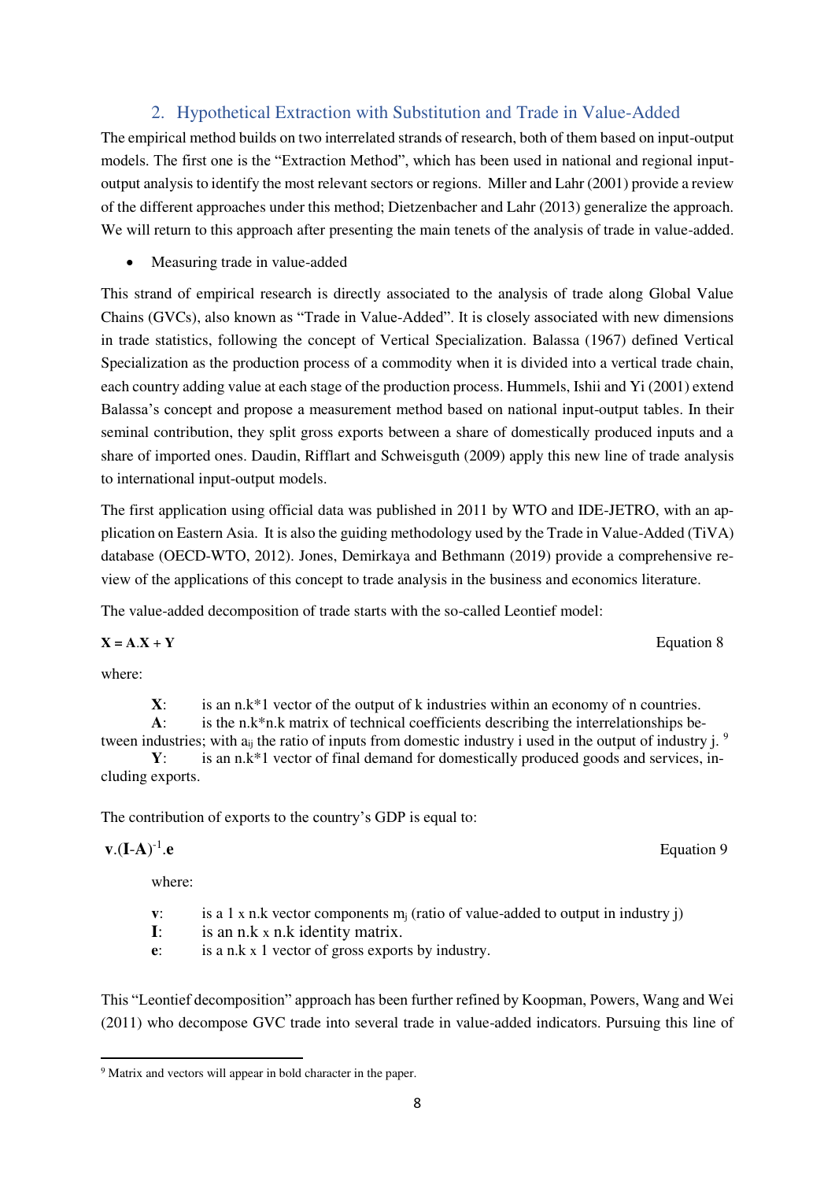## 2. Hypothetical Extraction with Substitution and Trade in Value-Added

The empirical method builds on two interrelated strands of research, both of them based on input-output models. The first one is the "Extraction Method", which has been used in national and regional input-output analysis to identify the most relevant sectors or regions. Miller and Lahr (2001) provide a review of the different approaches under this method; Dietzenbacher and Lahr (2013) generalize the approach. We will return to this approach after presenting the main tenets of the analysis of trade in value-added.

- Measuring trade in value-added

This strand of empirical research is directly associated to the analysis of trade along Global Value Chains (GVCs), also known as "Trade in Value-Added". It is closely associated with new dimensions in trade statistics, following the concept of Vertical Specialization. Balassa (1967) defined Vertical Specialization as the production process of a commodity when it is divided into a vertical trade chain, each country adding value at each stage of the production process. Hummels, Ishii and Yi (2001) extend Balassa's concept and propose a measurement method based on national input-output tables. In their seminal contribution, they split gross exports between a share of domestically produced inputs and a share of imported ones. Daudin, Rifflart and Schweisguth (2009) apply this new line of trade analysis to international input-output models.

The first application using official data was published in 2011 by WTO and IDE-JETRO, with an application on Eastern Asia. It is also the guiding methodology used by the Trade in Value-Added (TiVA) database (OECD-WTO, 2012). Jones, Demirkaya and Bethmann (2019) provide a comprehensive review of the applications of this concept to trade analysis in the business and economics literature.

The value-added decomposition of trade starts with the so-called Leontief model:

$$\mathbf{X} = \mathbf{A}.\mathbf{X} + \mathbf{Y} \qquad \text{Equation 8}$$

where:

**X**: is an n.k*1 vector of the output of k industries within an economy of n countries.
**A**: is the n.k*n.k matrix of technical coefficients describing the interrelationships between industries; with $a_{ij}$ the ratio of inputs from domestic industry i used in the output of industry j. [9]
**Y**: is an n.k*1 vector of final demand for domestically produced goods and services, including exports.

The contribution of exports to the country's GDP is equal to:

$$\mathbf{v}.(\mathbf{I}-\mathbf{A})^{-1}.\mathbf{e} \qquad \text{Equation 9}$$

where:

**v**: is a 1 x n.k vector components $m_j$ (ratio of value-added to output in industry j)
**I**: is an n.k x n.k identity matrix.
**e**: is a n.k x 1 vector of gross exports by industry.

This "Leontief decomposition" approach has been further refined by Koopman, Powers, Wang and Wei (2011) who decompose GVC trade into several trade in value-added indicators. Pursuing this line of

[9] Matrix and vectors will appear in bold character in the paper.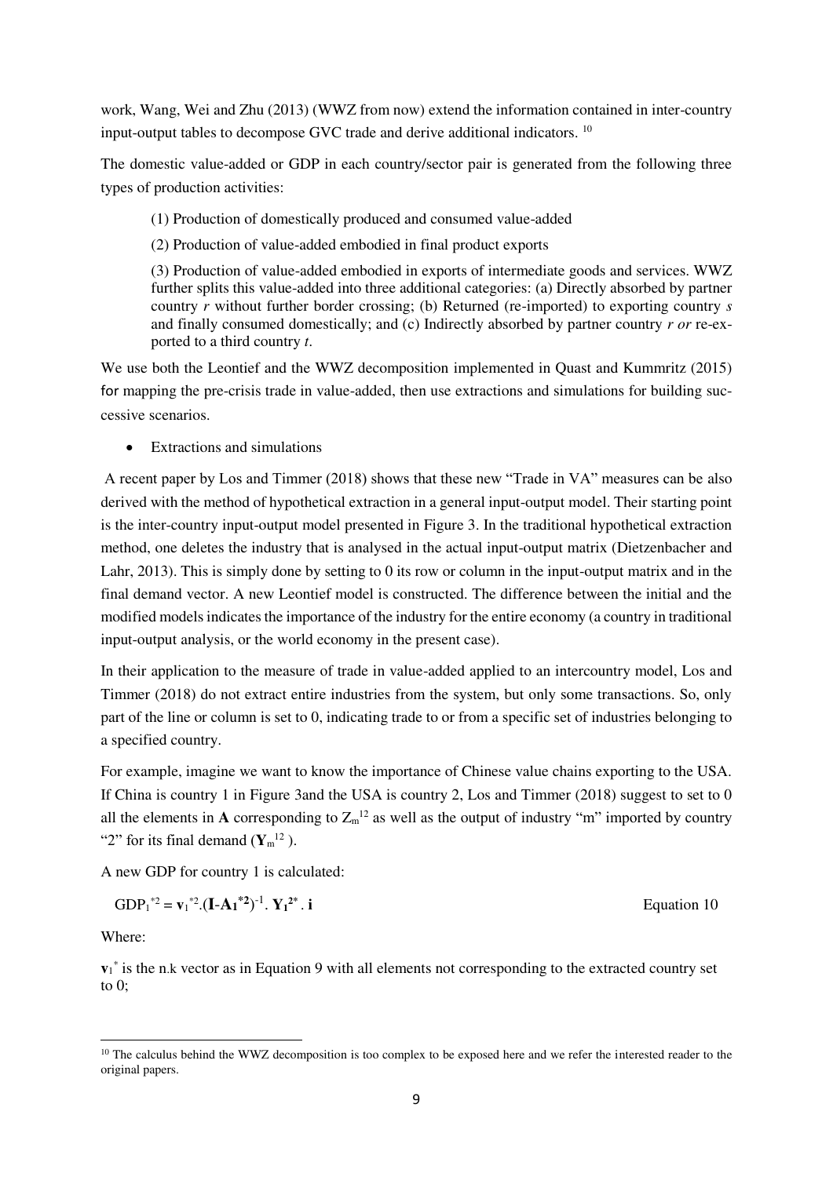work, Wang, Wei and Zhu (2013) (WWZ from now) extend the information contained in inter-country input-output tables to decompose GVC trade and derive additional indicators. [10]

The domestic value-added or GDP in each country/sector pair is generated from the following three types of production activities:

> (1) Production of domestically produced and consumed value-added
>
> (2) Production of value-added embodied in final product exports
>
> (3) Production of value-added embodied in exports of intermediate goods and services. WWZ further splits this value-added into three additional categories: (a) Directly absorbed by partner country *r* without further border crossing; (b) Returned (re-imported) to exporting country *s* and finally consumed domestically; and (c) Indirectly absorbed by partner country *r or* re-exported to a third country *t*.

We use both the Leontief and the WWZ decomposition implemented in Quast and Kummritz (2015) for mapping the pre-crisis trade in value-added, then use extractions and simulations for building successive scenarios.

- Extractions and simulations

A recent paper by Los and Timmer (2018) shows that these new "Trade in VA" measures can be also derived with the method of hypothetical extraction in a general input-output model. Their starting point is the inter-country input-output model presented in Figure 3. In the traditional hypothetical extraction method, one deletes the industry that is analysed in the actual input-output matrix (Dietzenbacher and Lahr, 2013). This is simply done by setting to 0 its row or column in the input-output matrix and in the final demand vector. A new Leontief model is constructed. The difference between the initial and the modified models indicates the importance of the industry for the entire economy (a country in traditional input-output analysis, or the world economy in the present case).

In their application to the measure of trade in value-added applied to an intercountry model, Los and Timmer (2018) do not extract entire industries from the system, but only some transactions. So, only part of the line or column is set to 0, indicating trade to or from a specific set of industries belonging to a specified country.

For example, imagine we want to know the importance of Chinese value chains exporting to the USA. If China is country 1 in Figure 3and the USA is country 2, Los and Timmer (2018) suggest to set to 0 all the elements in **A** corresponding to $Z_m^{12}$ as well as the output of industry "m" imported by country "2" for its final demand ($\mathbf{Y}_m^{12}$ ).

A new GDP for country 1 is calculated:

$$\mathrm{GDP}_1^{*2} = \mathbf{v}_1^{*2}.(\mathbf{I}-\mathbf{A_1}^{*2})^{-1}.\ \mathbf{Y_1}^{2*}.\ \mathbf{i} \qquad \text{Equation 10}$$

Where:

$\mathbf{v}_1^{*}$ is the n.k vector as in Equation 9 with all elements not corresponding to the extracted country set to 0;

[10] The calculus behind the WWZ decomposition is too complex to be exposed here and we refer the interested reader to the original papers.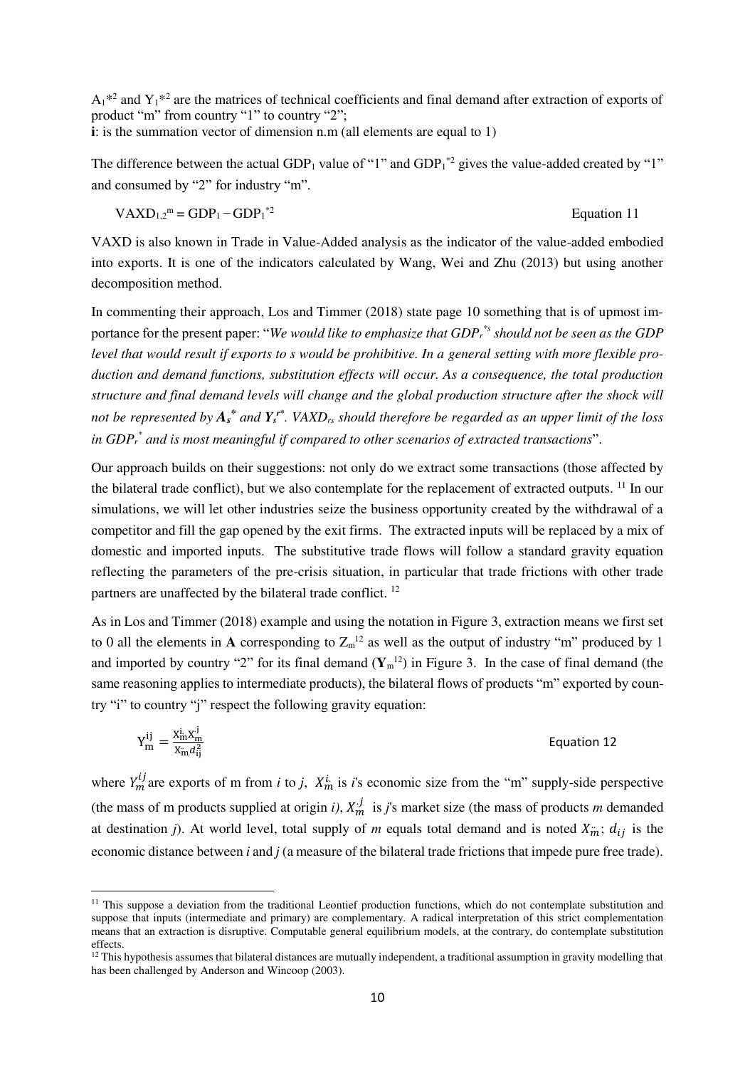$A_1{}^{*2}$ and $Y_1{}^{*2}$ are the matrices of technical coefficients and final demand after extraction of exports of product "m" from country "1" to country "2";

**i**: is the summation vector of dimension n.m (all elements are equal to 1)

The difference between the actual $GDP_1$ value of "1" and $GDP_1{}^{*2}$ gives the value-added created by "1" and consumed by "2" for industry "m".

$$VAXD_{1,2}{}^{m} = GDP_1 - GDP_1{}^{*2} \qquad \text{Equation 11}$$

VAXD is also known in Trade in Value-Added analysis as the indicator of the value-added embodied into exports. It is one of the indicators calculated by Wang, Wei and Zhu (2013) but using another decomposition method.

In commenting their approach, Los and Timmer (2018) state page 10 something that is of upmost importance for the present paper: "*We would like to emphasize that $GDP_r{}^{*s}$ should not be seen as the GDP level that would result if exports to s would be prohibitive. In a general setting with more flexible production and demand functions, substitution effects will occur. As a consequence, the total production structure and final demand levels will change and the global production structure after the shock will not be represented by $\boldsymbol{A_s}^*$ and $\boldsymbol{Y_s}^{r*}$. $VAXD_{rs}$ should therefore be regarded as an upper limit of the loss in $GDP_r{}^*$ and is most meaningful if compared to other scenarios of extracted transactions*".

Our approach builds on their suggestions: not only do we extract some transactions (those affected by the bilateral trade conflict), but we also contemplate for the replacement of extracted outputs. [11] In our simulations, we will let other industries seize the business opportunity created by the withdrawal of a competitor and fill the gap opened by the exit firms. The extracted inputs will be replaced by a mix of domestic and imported inputs. The substitutive trade flows will follow a standard gravity equation reflecting the parameters of the pre-crisis situation, in particular that trade frictions with other trade partners are unaffected by the bilateral trade conflict. [12]

As in Los and Timmer (2018) example and using the notation in Figure 3, extraction means we first set to 0 all the elements in **A** corresponding to $Z_m{}^{12}$ as well as the output of industry "m" produced by 1 and imported by country "2" for its final demand ($\mathbf{Y}_m{}^{12}$) in Figure 3. In the case of final demand (the same reasoning applies to intermediate products), the bilateral flows of products "m" exported by country "i" to country "j" respect the following gravity equation:

$$Y_m^{ij} = \frac{X_m^{i.} X_m^{.j}}{X_m^{..} d_{ij}^2} \qquad \text{Equation 12}$$

where $Y_m^{ij}$ are exports of m from *i* to *j*, $X_m^{i.}$ is *i*'s economic size from the "m" supply-side perspective (the mass of m products supplied at origin *i)*, $X_m^{.j}$ is *j*'s market size (the mass of products *m* demanded at destination *j*). At world level, total supply of *m* equals total demand and is noted $X_m^{..}$; $d_{ij}$ is the economic distance between *i* and *j* (a measure of the bilateral trade frictions that impede pure free trade).

---

[11] This suppose a deviation from the traditional Leontief production functions, which do not contemplate substitution and suppose that inputs (intermediate and primary) are complementary. A radical interpretation of this strict complementation means that an extraction is disruptive. Computable general equilibrium models, at the contrary, do contemplate substitution effects.

[12] This hypothesis assumes that bilateral distances are mutually independent, a traditional assumption in gravity modelling that has been challenged by Anderson and Wincoop (2003).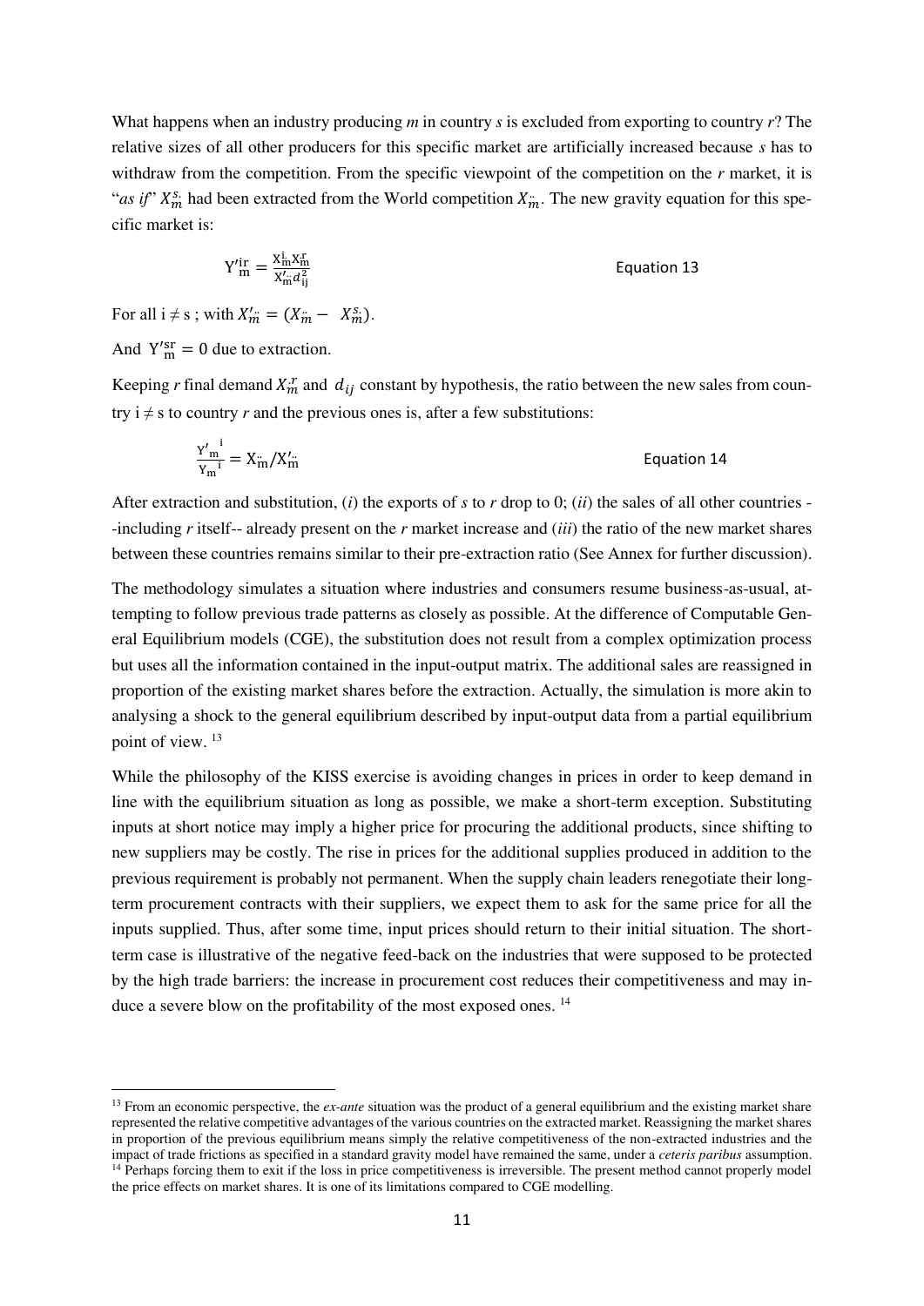What happens when an industry producing *m* in country *s* is excluded from exporting to country *r*? The relative sizes of all other producers for this specific market are artificially increased because *s* has to withdraw from the competition. From the specific viewpoint of the competition on the *r* market, it is "*as if*" $X_m^{s.}$ had been extracted from the World competition $X_m^{..}$. The new gravity equation for this specific market is:

$$\mathrm{Y'}_{\mathrm{m}}^{\mathrm{ir}} = \frac{\mathrm{X}_{\mathrm{m}}^{\mathrm{i.}}\mathrm{X}_{\mathrm{m}}^{\mathrm{.r}}}{\mathrm{X'}_{\mathrm{m}}^{..} d_{\mathrm{ij}}^{2}} \qquad \text{Equation 13}$$

For all i ≠ s ; with $X'^{..}_m = (X^{..}_m - X^{s.}_m)$.

And $\mathrm{Y'}_{\mathrm{m}}^{\mathrm{sr}} = 0$ due to extraction.

Keeping *r* final demand $X_m^{.r}$ and $d_{ij}$ constant by hypothesis, the ratio between the new sales from country i ≠ s to country *r* and the previous ones is, after a few substitutions:

$$\frac{\mathrm{Y'}_{\mathrm{m}}{}^{\mathrm{i}}}{\mathrm{Y_m}{}^{\mathrm{i}}} = \mathrm{X}_{\mathrm{m}}^{..}/\mathrm{X'}_{\mathrm{m}}^{..} \qquad \text{Equation 14}$$

After extraction and substitution, (*i*) the exports of *s* to *r* drop to 0; (*ii*) the sales of all other countries --including *r* itself-- already present on the *r* market increase and (*iii*) the ratio of the new market shares between these countries remains similar to their pre-extraction ratio (See Annex for further discussion).

The methodology simulates a situation where industries and consumers resume business-as-usual, attempting to follow previous trade patterns as closely as possible. At the difference of Computable General Equilibrium models (CGE), the substitution does not result from a complex optimization process but uses all the information contained in the input-output matrix. The additional sales are reassigned in proportion of the existing market shares before the extraction. Actually, the simulation is more akin to analysing a shock to the general equilibrium described by input-output data from a partial equilibrium point of view. [13]

While the philosophy of the KISS exercise is avoiding changes in prices in order to keep demand in line with the equilibrium situation as long as possible, we make a short-term exception. Substituting inputs at short notice may imply a higher price for procuring the additional products, since shifting to new suppliers may be costly. The rise in prices for the additional supplies produced in addition to the previous requirement is probably not permanent. When the supply chain leaders renegotiate their long-term procurement contracts with their suppliers, we expect them to ask for the same price for all the inputs supplied. Thus, after some time, input prices should return to their initial situation. The short-term case is illustrative of the negative feed-back on the industries that were supposed to be protected by the high trade barriers: the increase in procurement cost reduces their competitiveness and may induce a severe blow on the profitability of the most exposed ones. [14]

---

[13] From an economic perspective, the *ex-ante* situation was the product of a general equilibrium and the existing market share represented the relative competitive advantages of the various countries on the extracted market. Reassigning the market shares in proportion of the previous equilibrium means simply the relative competitiveness of the non-extracted industries and the impact of trade frictions as specified in a standard gravity model have remained the same, under a *ceteris paribus* assumption.

[14] Perhaps forcing them to exit if the loss in price competitiveness is irreversible. The present method cannot properly model the price effects on market shares. It is one of its limitations compared to CGE modelling.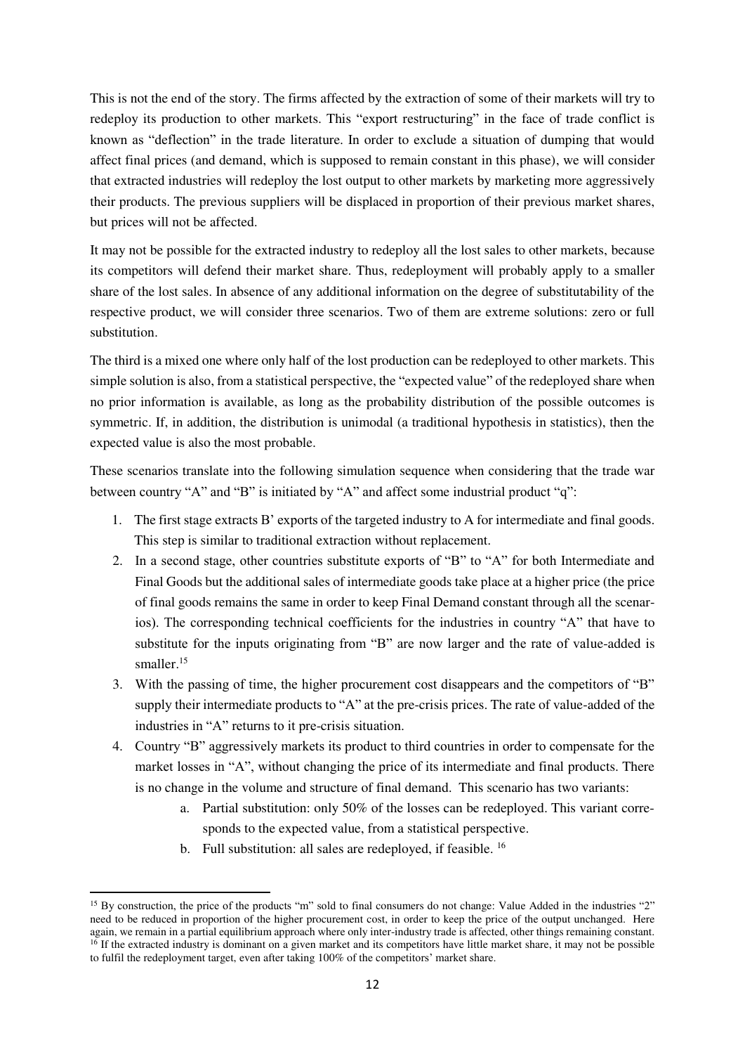This is not the end of the story. The firms affected by the extraction of some of their markets will try to redeploy its production to other markets. This "export restructuring" in the face of trade conflict is known as "deflection" in the trade literature. In order to exclude a situation of dumping that would affect final prices (and demand, which is supposed to remain constant in this phase), we will consider that extracted industries will redeploy the lost output to other markets by marketing more aggressively their products. The previous suppliers will be displaced in proportion of their previous market shares, but prices will not be affected.

It may not be possible for the extracted industry to redeploy all the lost sales to other markets, because its competitors will defend their market share. Thus, redeployment will probably apply to a smaller share of the lost sales. In absence of any additional information on the degree of substitutability of the respective product, we will consider three scenarios. Two of them are extreme solutions: zero or full substitution.

The third is a mixed one where only half of the lost production can be redeployed to other markets. This simple solution is also, from a statistical perspective, the "expected value" of the redeployed share when no prior information is available, as long as the probability distribution of the possible outcomes is symmetric. If, in addition, the distribution is unimodal (a traditional hypothesis in statistics), then the expected value is also the most probable.

These scenarios translate into the following simulation sequence when considering that the trade war between country "A" and "B" is initiated by "A" and affect some industrial product "q":

1. The first stage extracts B' exports of the targeted industry to A for intermediate and final goods. This step is similar to traditional extraction without replacement.
2. In a second stage, other countries substitute exports of "B" to "A" for both Intermediate and Final Goods but the additional sales of intermediate goods take place at a higher price (the price of final goods remains the same in order to keep Final Demand constant through all the scenarios). The corresponding technical coefficients for the industries in country "A" that have to substitute for the inputs originating from "B" are now larger and the rate of value-added is smaller.[15]
3. With the passing of time, the higher procurement cost disappears and the competitors of "B" supply their intermediate products to "A" at the pre-crisis prices. The rate of value-added of the industries in "A" returns to it pre-crisis situation.
4. Country "B" aggressively markets its product to third countries in order to compensate for the market losses in "A", without changing the price of its intermediate and final products. There is no change in the volume and structure of final demand. This scenario has two variants:
    a. Partial substitution: only 50% of the losses can be redeployed. This variant corresponds to the expected value, from a statistical perspective.
    b. Full substitution: all sales are redeployed, if feasible. [16]

---

[15] By construction, the price of the products "m" sold to final consumers do not change: Value Added in the industries "2" need to be reduced in proportion of the higher procurement cost, in order to keep the price of the output unchanged. Here again, we remain in a partial equilibrium approach where only inter-industry trade is affected, other things remaining constant.

[16] If the extracted industry is dominant on a given market and its competitors have little market share, it may not be possible to fulfil the redeployment target, even after taking 100% of the competitors' market share.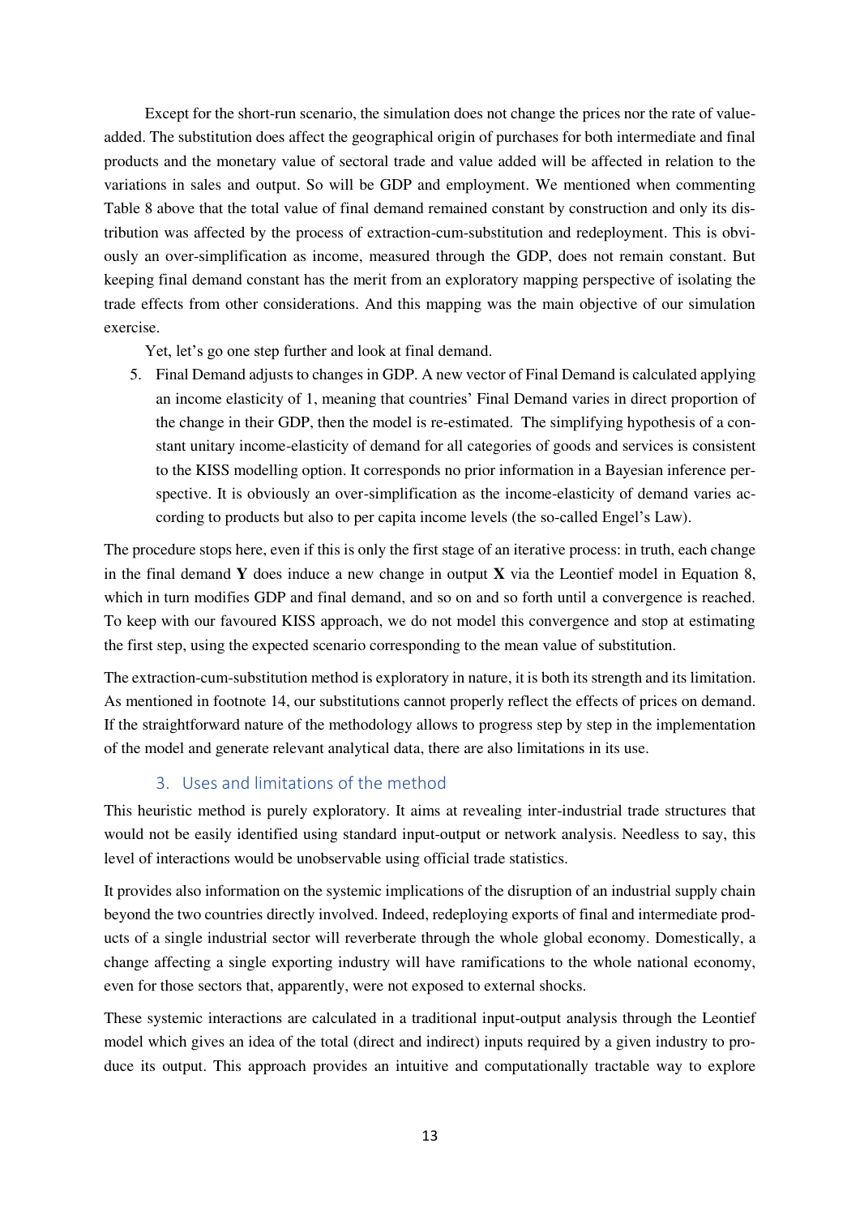Except for the short-run scenario, the simulation does not change the prices nor the rate of value-added. The substitution does affect the geographical origin of purchases for both intermediate and final products and the monetary value of sectoral trade and value added will be affected in relation to the variations in sales and output. So will be GDP and employment. We mentioned when commenting Table 8 above that the total value of final demand remained constant by construction and only its distribution was affected by the process of extraction-cum-substitution and redeployment. This is obviously an over-simplification as income, measured through the GDP, does not remain constant. But keeping final demand constant has the merit from an exploratory mapping perspective of isolating the trade effects from other considerations. And this mapping was the main objective of our simulation exercise.

Yet, let's go one step further and look at final demand.

5. Final Demand adjusts to changes in GDP. A new vector of Final Demand is calculated applying an income elasticity of 1, meaning that countries' Final Demand varies in direct proportion of the change in their GDP, then the model is re-estimated. The simplifying hypothesis of a constant unitary income-elasticity of demand for all categories of goods and services is consistent to the KISS modelling option. It corresponds no prior information in a Bayesian inference perspective. It is obviously an over-simplification as the income-elasticity of demand varies according to products but also to per capita income levels (the so-called Engel's Law).

The procedure stops here, even if this is only the first stage of an iterative process: in truth, each change in the final demand **Y** does induce a new change in output **X** via the Leontief model in Equation 8, which in turn modifies GDP and final demand, and so on and so forth until a convergence is reached. To keep with our favoured KISS approach, we do not model this convergence and stop at estimating the first step, using the expected scenario corresponding to the mean value of substitution.

The extraction-cum-substitution method is exploratory in nature, it is both its strength and its limitation. As mentioned in footnote 14, our substitutions cannot properly reflect the effects of prices on demand. If the straightforward nature of the methodology allows to progress step by step in the implementation of the model and generate relevant analytical data, there are also limitations in its use.

## 3. Uses and limitations of the method

This heuristic method is purely exploratory. It aims at revealing inter-industrial trade structures that would not be easily identified using standard input-output or network analysis. Needless to say, this level of interactions would be unobservable using official trade statistics.

It provides also information on the systemic implications of the disruption of an industrial supply chain beyond the two countries directly involved. Indeed, redeploying exports of final and intermediate products of a single industrial sector will reverberate through the whole global economy. Domestically, a change affecting a single exporting industry will have ramifications to the whole national economy, even for those sectors that, apparently, were not exposed to external shocks.

These systemic interactions are calculated in a traditional input-output analysis through the Leontief model which gives an idea of the total (direct and indirect) inputs required by a given industry to produce its output. This approach provides an intuitive and computationally tractable way to explore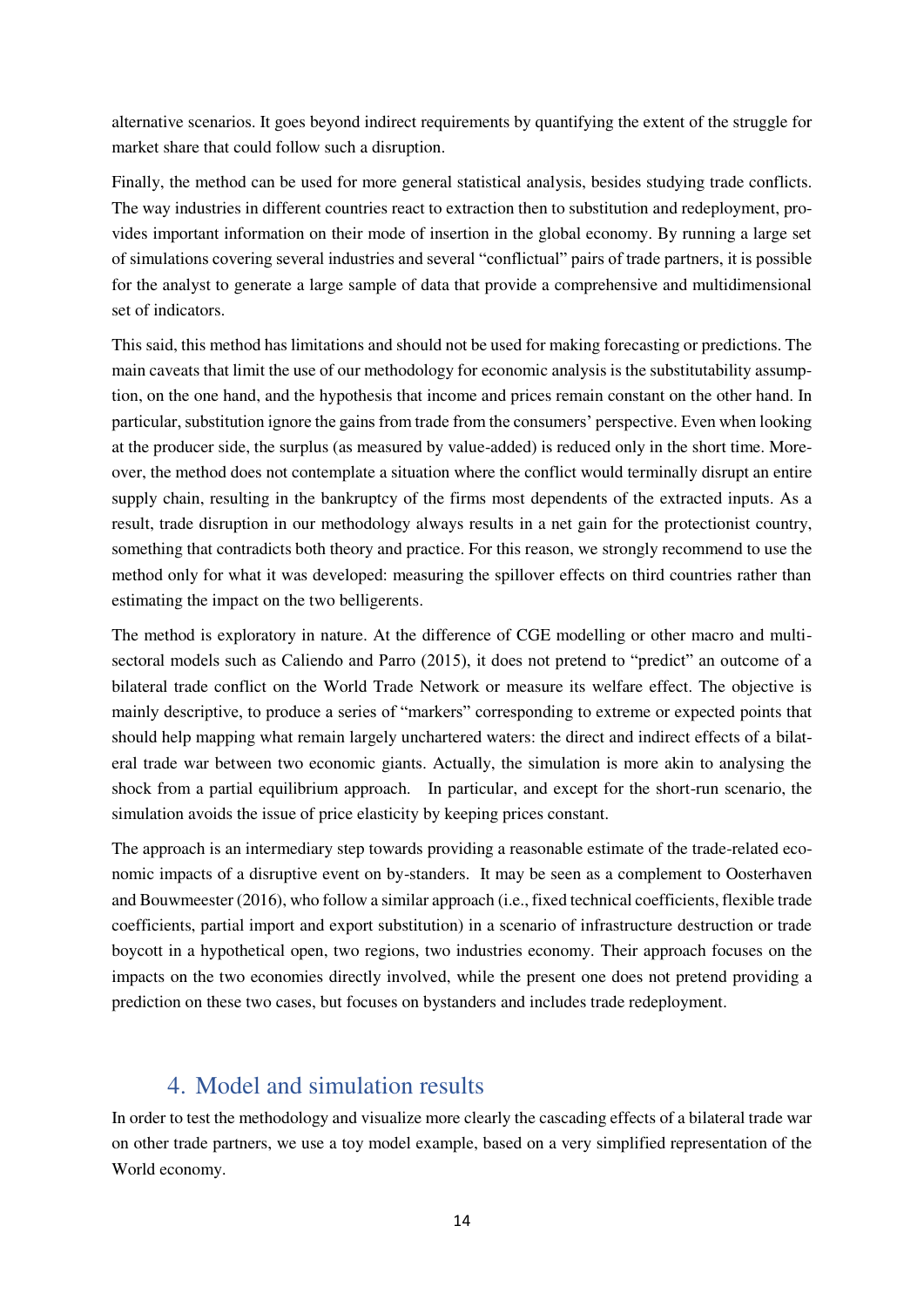alternative scenarios. It goes beyond indirect requirements by quantifying the extent of the struggle for market share that could follow such a disruption.

Finally, the method can be used for more general statistical analysis, besides studying trade conflicts. The way industries in different countries react to extraction then to substitution and redeployment, provides important information on their mode of insertion in the global economy. By running a large set of simulations covering several industries and several "conflictual" pairs of trade partners, it is possible for the analyst to generate a large sample of data that provide a comprehensive and multidimensional set of indicators.

This said, this method has limitations and should not be used for making forecasting or predictions. The main caveats that limit the use of our methodology for economic analysis is the substitutability assumption, on the one hand, and the hypothesis that income and prices remain constant on the other hand. In particular, substitution ignore the gains from trade from the consumers' perspective. Even when looking at the producer side, the surplus (as measured by value-added) is reduced only in the short time. Moreover, the method does not contemplate a situation where the conflict would terminally disrupt an entire supply chain, resulting in the bankruptcy of the firms most dependents of the extracted inputs. As a result, trade disruption in our methodology always results in a net gain for the protectionist country, something that contradicts both theory and practice. For this reason, we strongly recommend to use the method only for what it was developed: measuring the spillover effects on third countries rather than estimating the impact on the two belligerents.

The method is exploratory in nature. At the difference of CGE modelling or other macro and multi-sectoral models such as Caliendo and Parro (2015), it does not pretend to "predict" an outcome of a bilateral trade conflict on the World Trade Network or measure its welfare effect. The objective is mainly descriptive, to produce a series of "markers" corresponding to extreme or expected points that should help mapping what remain largely unchartered waters: the direct and indirect effects of a bilateral trade war between two economic giants. Actually, the simulation is more akin to analysing the shock from a partial equilibrium approach. In particular, and except for the short-run scenario, the simulation avoids the issue of price elasticity by keeping prices constant.

The approach is an intermediary step towards providing a reasonable estimate of the trade-related economic impacts of a disruptive event on by-standers. It may be seen as a complement to Oosterhaven and Bouwmeester (2016), who follow a similar approach (i.e., fixed technical coefficients, flexible trade coefficients, partial import and export substitution) in a scenario of infrastructure destruction or trade boycott in a hypothetical open, two regions, two industries economy. Their approach focuses on the impacts on the two economies directly involved, while the present one does not pretend providing a prediction on these two cases, but focuses on bystanders and includes trade redeployment.

# 4. Model and simulation results

In order to test the methodology and visualize more clearly the cascading effects of a bilateral trade war on other trade partners, we use a toy model example, based on a very simplified representation of the World economy.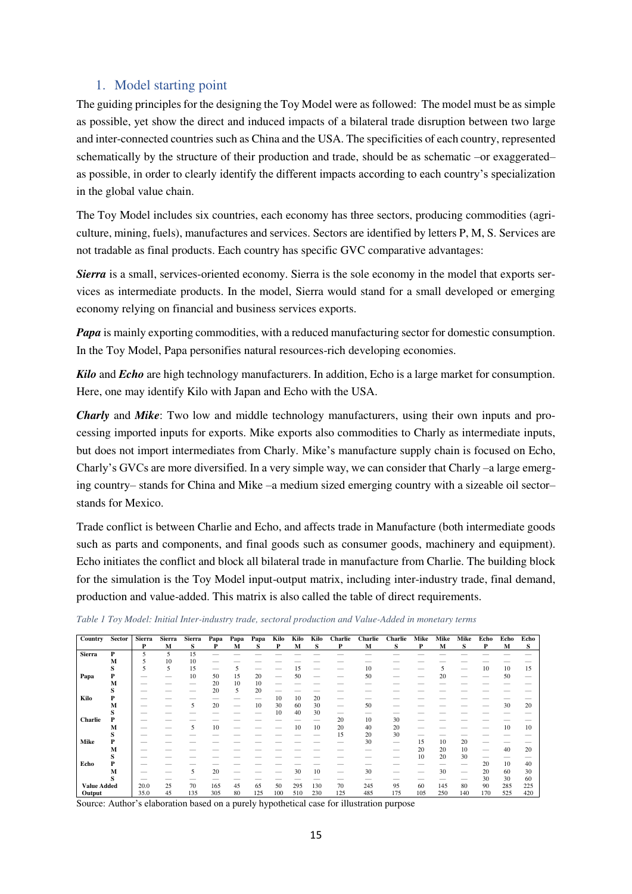## 1. Model starting point

The guiding principles for the designing the Toy Model were as followed: The model must be as simple as possible, yet show the direct and induced impacts of a bilateral trade disruption between two large and inter-connected countries such as China and the USA. The specificities of each country, represented schematically by the structure of their production and trade, should be as schematic –or exaggerated– as possible, in order to clearly identify the different impacts according to each country's specialization in the global value chain.

The Toy Model includes six countries, each economy has three sectors, producing commodities (agriculture, mining, fuels), manufactures and services. Sectors are identified by letters P, M, S. Services are not tradable as final products. Each country has specific GVC comparative advantages:

***Sierra*** is a small, services-oriented economy. Sierra is the sole economy in the model that exports services as intermediate products. In the model, Sierra would stand for a small developed or emerging economy relying on financial and business services exports.

***Papa*** is mainly exporting commodities, with a reduced manufacturing sector for domestic consumption. In the Toy Model, Papa personifies natural resources-rich developing economies.

***Kilo*** and ***Echo*** are high technology manufacturers. In addition, Echo is a large market for consumption. Here, one may identify Kilo with Japan and Echo with the USA.

***Charly*** and ***Mike***: Two low and middle technology manufacturers, using their own inputs and processing imported inputs for exports. Mike exports also commodities to Charly as intermediate inputs, but does not import intermediates from Charly. Mike's manufacture supply chain is focused on Echo, Charly's GVCs are more diversified. In a very simple way, we can consider that Charly –a large emerging country– stands for China and Mike –a medium sized emerging country with a sizeable oil sector– stands for Mexico.

Trade conflict is between Charlie and Echo, and affects trade in Manufacture (both intermediate goods such as parts and components, and final goods such as consumer goods, machinery and equipment). Echo initiates the conflict and block all bilateral trade in manufacture from Charlie. The building block for the simulation is the Toy Model input-output matrix, including inter-industry trade, final demand, production and value-added. This matrix is also called the table of direct requirements.

*Table 1 Toy Model: Initial Inter-industry trade, sectoral production and Value-Added in monetary terms*

| Country | Sector | Sierra P | Sierra M | Sierra S | Papa P | Papa M | Papa S | Kilo P | Kilo M | Kilo S | Charlie P | Charlie M | Charlie S | Mike P | Mike M | Mike S | Echo P | Echo M | Echo S |
|---|---|---|---|---|---|---|---|---|---|---|---|---|---|---|---|---|---|---|---|
| Sierra | P | 5 | 5 | 15 | — | — | — | — | — | — | — | — | — | — | — | — | — | — | — |
| | M | 5 | 10 | 10 | — | — | — | — | — | — | — | — | — | — | — | — | — | — | — |
| | S | 5 | 5 | 15 | — | 5 | — | — | 15 | — | — | 10 | — | — | 5 | — | 10 | 10 | 15 |
| Papa | P | — | — | 10 | 50 | 15 | 20 | — | 50 | — | — | 50 | — | — | 20 | — | — | 50 | — |
| | M | — | — | — | 20 | 10 | 10 | — | — | — | — | — | — | — | — | — | — | — | — |
| | S | — | — | — | 20 | 5 | 20 | — | — | — | — | — | — | — | — | — | — | — | — |
| Kilo | P | — | — | — | — | — | — | 10 | 10 | 20 | — | — | — | — | — | — | — | — | — |
| | M | — | — | 5 | 20 | — | 10 | 30 | 60 | 30 | — | 50 | — | — | — | — | — | 30 | 20 |
| | S | — | — | — | — | — | — | 10 | 40 | 30 | — | — | — | — | — | — | — | — | — |
| Charlie | P | — | — | — | — | — | — | — | — | — | 20 | 10 | 30 | — | — | — | — | — | — |
| | M | — | — | 5 | 10 | — | — | — | 10 | 10 | 20 | 40 | 20 | — | — | — | — | 10 | 10 |
| | S | — | — | — | — | — | — | — | — | — | 15 | 20 | 30 | — | — | — | — | — | — |
| Mike | P | — | — | — | — | — | — | — | — | — | — | 30 | — | 15 | 10 | 20 | — | — | — |
| | M | — | — | — | — | — | — | — | — | — | — | — | — | 20 | 20 | 10 | — | 40 | 20 |
| | S | — | — | — | — | — | — | — | — | — | — | — | — | 10 | 20 | 30 | — | — | — |
| Echo | P | — | — | — | — | — | — | — | — | — | — | — | — | — | — | — | 20 | 10 | 40 |
| | M | — | — | 5 | 20 | — | — | — | 30 | 10 | — | 30 | — | — | 30 | — | 20 | 60 | 30 |
| | S | — | — | — | — | — | — | — | — | — | — | — | — | — | — | — | 30 | 30 | 60 |
| Value Added | | 20.0 | 25 | 70 | 165 | 45 | 65 | 50 | 295 | 130 | 70 | 245 | 95 | 60 | 145 | 80 | 90 | 285 | 225 |
| Output | | 35.0 | 45 | 135 | 305 | 80 | 125 | 100 | 510 | 230 | 125 | 485 | 175 | 105 | 250 | 140 | 170 | 525 | 420 |

Source: Author's elaboration based on a purely hypothetical case for illustration purpose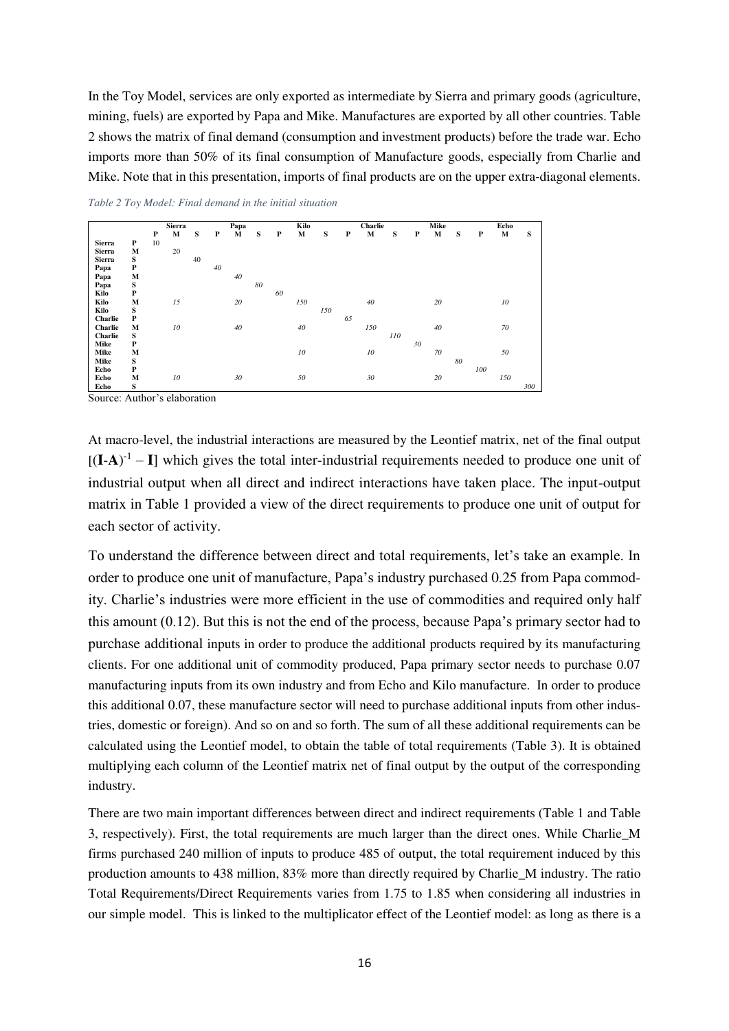In the Toy Model, services are only exported as intermediate by Sierra and primary goods (agriculture, mining, fuels) are exported by Papa and Mike. Manufactures are exported by all other countries. Table 2 shows the matrix of final demand (consumption and investment products) before the trade war. Echo imports more than 50% of its final consumption of Manufacture goods, especially from Charlie and Mike. Note that in this presentation, imports of final products are on the upper extra-diagonal elements.

*Table 2 Toy Model: Final demand in the initial situation*

| | | Sierra | | | Papa | | | Kilo | | | Charlie | | | Mike | | | Echo | | |
|---|---|---|---|---|---|---|---|---|---|---|---|---|---|---|---|---|---|---|---|
| | | P | M | S | P | M | S | P | M | S | P | M | S | P | M | S | P | M | S |
| Sierra | P | 10 | | | | | | | | | | | | | | | | | |
| Sierra | M | | 20 | | | | | | | | | | | | | | | | |
| Sierra | S | | | 40 | | | | | | | | | | | | | | | |
| Papa | P | | | | 40 | | | | | | | | | | | | | | |
| Papa | M | | | | | 40 | | | | | | | | | | | | | |
| Papa | S | | | | | | 80 | | | | | | | | | | | | |
| Kilo | P | | | | | | | 60 | | | | | | | | | | | |
| Kilo | M | | 15 | | | 20 | | | 150 | | | 40 | | | 20 | | | 10 | |
| Kilo | S | | | | | | | | | 150 | | | | | | | | | |
| Charlie | P | | | | | | | | | | 65 | | | | | | | | |
| Charlie | M | | 10 | | | 40 | | | 40 | | | 150 | | | 40 | | | 70 | |
| Charlie | S | | | | | | | | | | | | 110 | | | | | | |
| Mike | P | | | | | | | | | | | | | 30 | | | | | |
| Mike | M | | | | | | | | 10 | | | 10 | | | 70 | | | 50 | |
| Mike | S | | | | | | | | | | | | | | | 80 | | | |
| Echo | P | | | | | | | | | | | | | | | | 100 | | |
| Echo | M | | 10 | | | 30 | | | 50 | | | 30 | | | 20 | | | 150 | |
| Echo | S | | | | | | | | | | | | | | | | | | 300 |

Source: Author's elaboration

At macro-level, the industrial interactions are measured by the Leontief matrix, net of the final output $[(\mathbf{I}-\mathbf{A})^{-1} - \mathbf{I}]$ which gives the total inter-industrial requirements needed to produce one unit of industrial output when all direct and indirect interactions have taken place. The input-output matrix in Table 1 provided a view of the direct requirements to produce one unit of output for each sector of activity.

To understand the difference between direct and total requirements, let's take an example. In order to produce one unit of manufacture, Papa's industry purchased 0.25 from Papa commodity. Charlie's industries were more efficient in the use of commodities and required only half this amount (0.12). But this is not the end of the process, because Papa's primary sector had to purchase additional inputs in order to produce the additional products required by its manufacturing clients. For one additional unit of commodity produced, Papa primary sector needs to purchase 0.07 manufacturing inputs from its own industry and from Echo and Kilo manufacture. In order to produce this additional 0.07, these manufacture sector will need to purchase additional inputs from other industries, domestic or foreign). And so on and so forth. The sum of all these additional requirements can be calculated using the Leontief model, to obtain the table of total requirements (Table 3). It is obtained multiplying each column of the Leontief matrix net of final output by the output of the corresponding industry.

There are two main important differences between direct and indirect requirements (Table 1 and Table 3, respectively). First, the total requirements are much larger than the direct ones. While Charlie_M firms purchased 240 million of inputs to produce 485 of output, the total requirement induced by this production amounts to 438 million, 83% more than directly required by Charlie_M industry. The ratio Total Requirements/Direct Requirements varies from 1.75 to 1.85 when considering all industries in our simple model. This is linked to the multiplicator effect of the Leontief model: as long as there is a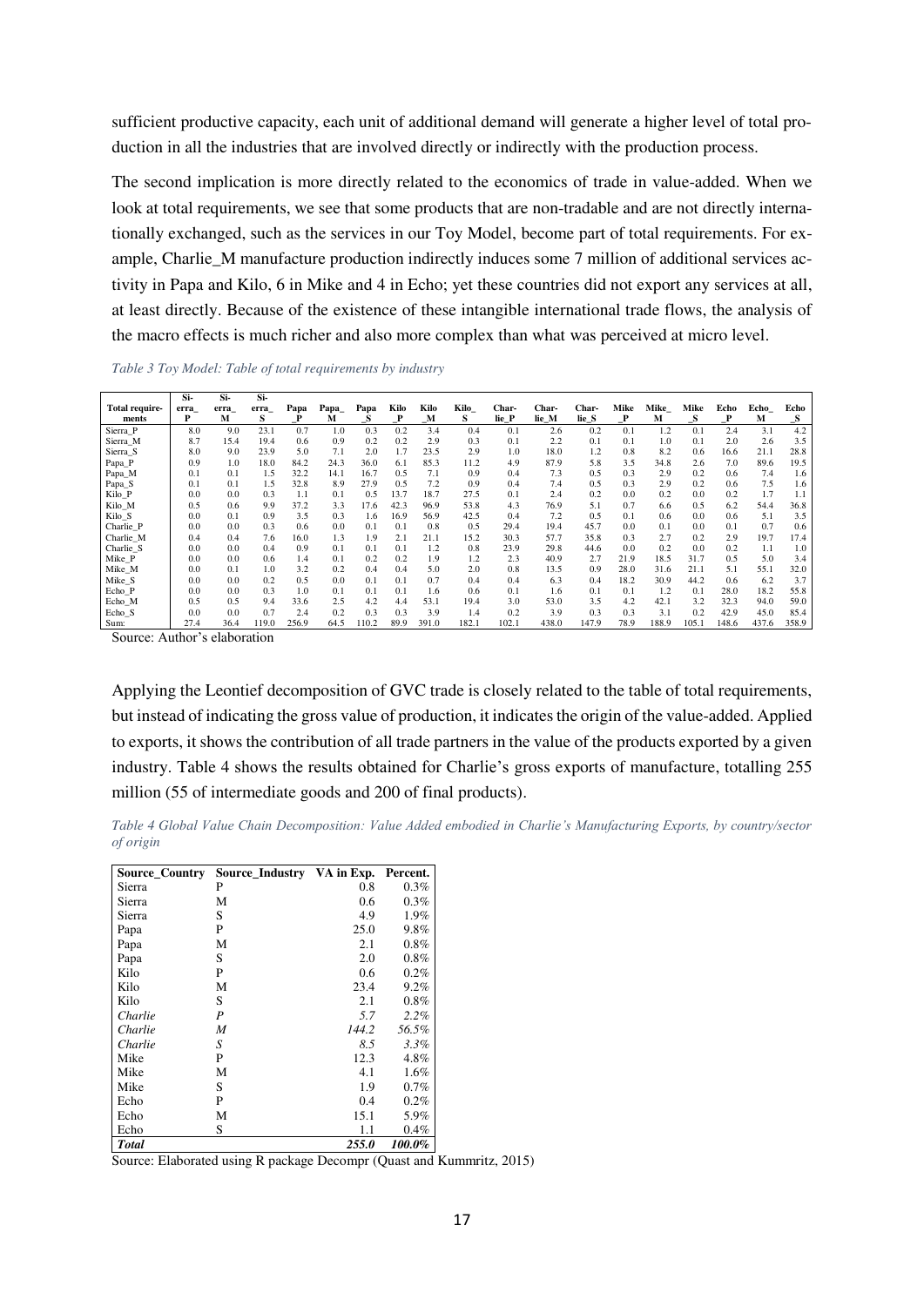sufficient productive capacity, each unit of additional demand will generate a higher level of total production in all the industries that are involved directly or indirectly with the production process.

The second implication is more directly related to the economics of trade in value-added. When we look at total requirements, we see that some products that are non-tradable and are not directly internationally exchanged, such as the services in our Toy Model, become part of total requirements. For example, Charlie_M manufacture production indirectly induces some 7 million of additional services activity in Papa and Kilo, 6 in Mike and 4 in Echo; yet these countries did not export any services at all, at least directly. Because of the existence of these intangible international trade flows, the analysis of the macro effects is much richer and also more complex than what was perceived at micro level.

*Table 3 Toy Model: Table of total requirements by industry*

| Total requirements | Sierra_P | Sierra_M | Sierra_S | Papa_P | Papa_M | Papa_S | Kilo_P | Kilo_M | Kilo_S | Charlie_P | Charlie_M | Charlie_S | Mike_P | Mike_M | Mike_S | Echo_P | Echo_M | Echo_S |
|---|---|---|---|---|---|---|---|---|---|---|---|---|---|---|---|---|---|---|
| Sierra_P | 8.0 | 9.0 | 23.1 | 0.7 | 1.0 | 0.3 | 0.2 | 3.4 | 0.4 | 0.1 | 2.6 | 0.2 | 0.1 | 1.2 | 0.1 | 2.4 | 3.1 | 4.2 |
| Sierra_M | 8.7 | 15.4 | 19.4 | 0.6 | 0.9 | 0.2 | 0.2 | 2.9 | 0.3 | 0.1 | 2.2 | 0.1 | 0.1 | 1.0 | 0.1 | 2.0 | 2.6 | 3.5 |
| Sierra_S | 8.0 | 9.0 | 23.9 | 5.0 | 7.1 | 2.0 | 1.7 | 23.5 | 2.9 | 1.0 | 18.0 | 1.2 | 0.8 | 8.2 | 0.6 | 16.6 | 21.1 | 28.8 |
| Papa_P | 0.9 | 1.0 | 18.0 | 84.2 | 24.3 | 36.0 | 6.1 | 85.3 | 11.2 | 4.9 | 87.9 | 5.8 | 3.5 | 34.8 | 2.6 | 7.0 | 89.6 | 19.5 |
| Papa_M | 0.1 | 0.1 | 1.5 | 32.2 | 14.1 | 16.7 | 0.5 | 7.1 | 0.9 | 0.4 | 7.3 | 0.5 | 0.3 | 2.9 | 0.2 | 0.6 | 7.4 | 1.6 |
| Papa_S | 0.1 | 0.1 | 1.5 | 32.8 | 8.9 | 27.9 | 0.5 | 7.2 | 0.9 | 0.4 | 7.4 | 0.5 | 0.3 | 2.9 | 0.2 | 0.6 | 7.5 | 1.6 |
| Kilo_P | 0.0 | 0.0 | 0.3 | 1.1 | 0.1 | 0.5 | 13.7 | 18.7 | 27.5 | 0.1 | 2.4 | 0.2 | 0.0 | 0.2 | 0.0 | 0.2 | 1.7 | 1.1 |
| Kilo_M | 0.5 | 0.6 | 9.9 | 37.2 | 3.3 | 17.6 | 42.3 | 96.9 | 53.8 | 4.3 | 76.9 | 5.1 | 0.7 | 6.6 | 0.5 | 6.2 | 54.4 | 36.8 |
| Kilo_S | 0.0 | 0.1 | 0.9 | 3.5 | 0.3 | 1.6 | 16.9 | 56.9 | 42.5 | 0.4 | 7.2 | 0.5 | 0.1 | 0.6 | 0.0 | 0.6 | 5.1 | 3.5 |
| Charlie_P | 0.0 | 0.0 | 0.3 | 0.6 | 0.0 | 0.1 | 0.1 | 0.8 | 0.5 | 29.4 | 19.4 | 45.7 | 0.0 | 0.1 | 0.0 | 0.1 | 0.7 | 0.6 |
| Charlie_M | 0.4 | 0.4 | 7.6 | 16.0 | 1.3 | 1.9 | 2.1 | 21.1 | 15.2 | 30.3 | 57.7 | 35.8 | 0.3 | 2.7 | 0.2 | 2.9 | 19.7 | 17.4 |
| Charlie_S | 0.0 | 0.0 | 0.4 | 0.9 | 0.1 | 0.1 | 0.1 | 1.2 | 0.8 | 23.9 | 29.8 | 44.6 | 0.0 | 0.2 | 0.0 | 0.2 | 1.1 | 1.0 |
| Mike_P | 0.0 | 0.0 | 0.6 | 1.4 | 0.1 | 0.2 | 0.2 | 1.9 | 1.2 | 2.3 | 40.9 | 2.7 | 21.9 | 18.5 | 31.7 | 0.5 | 5.0 | 3.4 |
| Mike_M | 0.0 | 0.1 | 1.0 | 3.2 | 0.2 | 0.4 | 0.4 | 5.0 | 2.0 | 0.8 | 13.5 | 0.9 | 28.0 | 31.6 | 21.1 | 5.1 | 55.1 | 32.0 |
| Mike_S | 0.0 | 0.0 | 0.2 | 0.5 | 0.0 | 0.1 | 0.1 | 0.7 | 0.4 | 0.4 | 6.3 | 0.4 | 18.2 | 30.9 | 44.2 | 0.6 | 6.2 | 3.7 |
| Echo_P | 0.0 | 0.0 | 0.3 | 1.0 | 0.1 | 0.1 | 0.1 | 1.6 | 0.6 | 0.1 | 1.6 | 0.1 | 0.1 | 1.2 | 0.1 | 28.0 | 18.2 | 55.8 |
| Echo_M | 0.5 | 0.5 | 9.4 | 33.6 | 2.5 | 4.2 | 4.4 | 53.1 | 19.4 | 3.0 | 53.0 | 3.5 | 4.2 | 42.1 | 3.2 | 32.3 | 94.0 | 59.0 |
| Echo_S | 0.0 | 0.0 | 0.7 | 2.4 | 0.2 | 0.3 | 0.3 | 3.9 | 1.4 | 0.2 | 3.9 | 0.3 | 0.3 | 3.1 | 0.2 | 42.9 | 45.0 | 85.4 |
| Sum: | 27.4 | 36.4 | 119.0 | 256.9 | 64.5 | 110.2 | 89.9 | 391.0 | 182.1 | 102.1 | 438.0 | 147.9 | 78.9 | 188.9 | 105.1 | 148.6 | 437.6 | 358.9 |

Source: Author's elaboration

Applying the Leontief decomposition of GVC trade is closely related to the table of total requirements, but instead of indicating the gross value of production, it indicates the origin of the value-added. Applied to exports, it shows the contribution of all trade partners in the value of the products exported by a given industry. Table 4 shows the results obtained for Charlie's gross exports of manufacture, totalling 255 million (55 of intermediate goods and 200 of final products).

*Table 4 Global Value Chain Decomposition: Value Added embodied in Charlie's Manufacturing Exports, by country/sector of origin*

| Source_Country | Source_Industry | VA in Exp. | Percent. |
|---|---|---|---|
| Sierra | P | 0.8 | 0.3% |
| Sierra | M | 0.6 | 0.3% |
| Sierra | S | 4.9 | 1.9% |
| Papa | P | 25.0 | 9.8% |
| Papa | M | 2.1 | 0.8% |
| Papa | S | 2.0 | 0.8% |
| Kilo | P | 0.6 | 0.2% |
| Kilo | M | 23.4 | 9.2% |
| Kilo | S | 2.1 | 0.8% |
| *Charlie* | *P* | *5.7* | *2.2%* |
| *Charlie* | *M* | *144.2* | *56.5%* |
| *Charlie* | *S* | *8.5* | *3.3%* |
| Mike | P | 12.3 | 4.8% |
| Mike | M | 4.1 | 1.6% |
| Mike | S | 1.9 | 0.7% |
| Echo | P | 0.4 | 0.2% |
| Echo | M | 15.1 | 5.9% |
| Echo | S | 1.1 | 0.4% |
| ***Total*** | | ***255.0*** | ***100.0%*** |

Source: Elaborated using R package Decompr (Quast and Kummritz, 2015)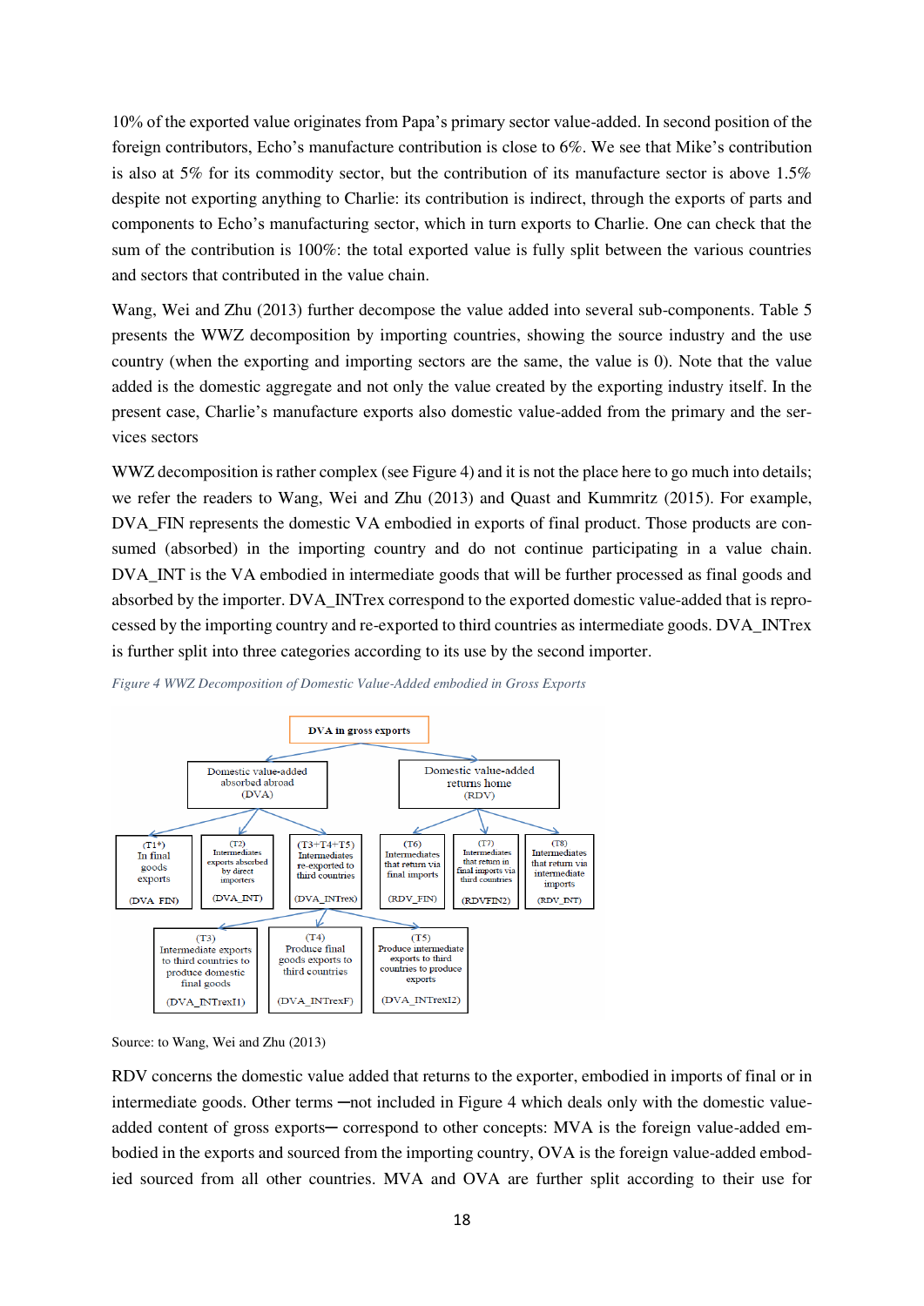10% of the exported value originates from Papa's primary sector value-added. In second position of the foreign contributors, Echo's manufacture contribution is close to 6%. We see that Mike's contribution is also at 5% for its commodity sector, but the contribution of its manufacture sector is above 1.5% despite not exporting anything to Charlie: its contribution is indirect, through the exports of parts and components to Echo's manufacturing sector, which in turn exports to Charlie. One can check that the sum of the contribution is 100%: the total exported value is fully split between the various countries and sectors that contributed in the value chain.

Wang, Wei and Zhu (2013) further decompose the value added into several sub-components. Table 5 presents the WWZ decomposition by importing countries, showing the source industry and the use country (when the exporting and importing sectors are the same, the value is 0). Note that the value added is the domestic aggregate and not only the value created by the exporting industry itself. In the present case, Charlie's manufacture exports also domestic value-added from the primary and the services sectors

WWZ decomposition is rather complex (see Figure 4) and it is not the place here to go much into details; we refer the readers to Wang, Wei and Zhu (2013) and Quast and Kummritz (2015). For example, DVA_FIN represents the domestic VA embodied in exports of final product. Those products are consumed (absorbed) in the importing country and do not continue participating in a value chain. DVA_INT is the VA embodied in intermediate goods that will be further processed as final goods and absorbed by the importer. DVA_INTrex correspond to the exported domestic value-added that is reprocessed by the importing country and re-exported to third countries as intermediate goods. DVA_INTrex is further split into three categories according to its use by the second importer.

*Figure 4 WWZ Decomposition of Domestic Value-Added embodied in Gross Exports*

- **DVA in gross exports**
  - Domestic value-added absorbed abroad (DVA)
    - (T1\*) In final goods exports (DVA_FIN)
    - (T2) Intermediates exports absorbed by direct importers (DVA_INT)
    - (T3+T4+T5) Intermediates re-exported to third countries (DVA_INTrex)
      - (T3) Intermediate exports to third countries to produce domestic final goods (DVA_INTrexI1)
      - (T4) Produce final goods exports to third countries (DVA_INTrexF)
      - (T5) Produce intermediate exports to third countries to produce exports (DVA_INTrexI2)
  - Domestic value-added returns home (RDV)
    - (T6) Intermediates that return via final imports (RDV_FIN)
    - (T7) Intermediates that return in final imports via third countries (RDVFIN2)
    - (T8) Intermediates that return via intermediate imports (RDV_INT)

Source: to Wang, Wei and Zhu (2013)

RDV concerns the domestic value added that returns to the exporter, embodied in imports of final or in intermediate goods. Other terms ─not included in Figure 4 which deals only with the domestic value-added content of gross exports─ correspond to other concepts: MVA is the foreign value-added embodied in the exports and sourced from the importing country, OVA is the foreign value-added embodied sourced from all other countries. MVA and OVA are further split according to their use for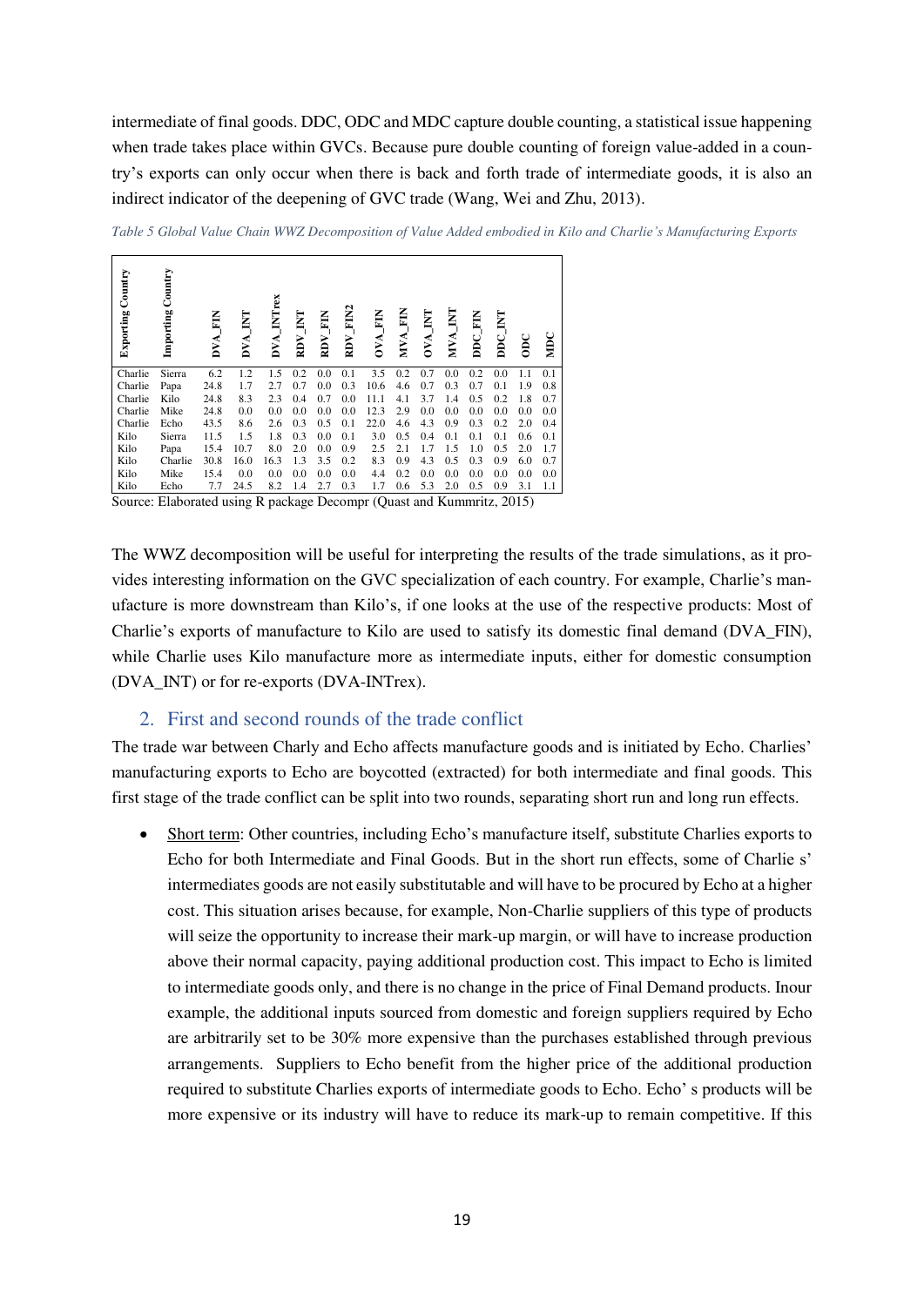intermediate of final goods. DDC, ODC and MDC capture double counting, a statistical issue happening when trade takes place within GVCs. Because pure double counting of foreign value-added in a country's exports can only occur when there is back and forth trade of intermediate goods, it is also an indirect indicator of the deepening of GVC trade (Wang, Wei and Zhu, 2013).

*Table 5 Global Value Chain WWZ Decomposition of Value Added embodied in Kilo and Charlie's Manufacturing Exports*

| Exporting Country | Importing Country | DVA_FIN | DVA_INT | DVA_INTrex | RDV_INT | RDV_FIN | RDV_FIN2 | OVA_FIN | MVA_FIN | OVA_INT | MVA_INT | DDC_FIN | DDC_INT | ODC | MDC |
|---|---|---|---|---|---|---|---|---|---|---|---|---|---|---|---|
| Charlie | Sierra | 6.2 | 1.2 | 1.5 | 0.2 | 0.0 | 0.1 | 3.5 | 0.2 | 0.7 | 0.0 | 0.2 | 0.0 | 1.1 | 0.1 |
| Charlie | Papa | 24.8 | 1.7 | 2.7 | 0.7 | 0.0 | 0.3 | 10.6 | 4.6 | 0.7 | 0.3 | 0.7 | 0.1 | 1.9 | 0.8 |
| Charlie | Kilo | 24.8 | 8.3 | 2.3 | 0.4 | 0.7 | 0.0 | 11.1 | 4.1 | 3.7 | 1.4 | 0.5 | 0.2 | 1.8 | 0.7 |
| Charlie | Mike | 24.8 | 0.0 | 0.0 | 0.0 | 0.0 | 0.0 | 12.3 | 2.9 | 0.0 | 0.0 | 0.0 | 0.0 | 0.0 | 0.0 |
| Charlie | Echo | 43.5 | 8.6 | 2.6 | 0.3 | 0.5 | 0.1 | 22.0 | 4.6 | 4.3 | 0.9 | 0.3 | 0.2 | 2.0 | 0.4 |
| Kilo | Sierra | 11.5 | 1.5 | 1.8 | 0.3 | 0.0 | 0.1 | 3.0 | 0.5 | 0.4 | 0.1 | 0.1 | 0.1 | 0.6 | 0.1 |
| Kilo | Papa | 15.4 | 10.7 | 8.0 | 2.0 | 0.0 | 0.9 | 2.5 | 2.1 | 1.7 | 1.5 | 1.0 | 0.5 | 2.0 | 1.7 |
| Kilo | Charlie | 30.8 | 16.0 | 16.3 | 1.3 | 3.5 | 0.2 | 8.3 | 0.9 | 4.3 | 0.5 | 0.3 | 0.9 | 6.0 | 0.7 |
| Kilo | Mike | 15.4 | 0.0 | 0.0 | 0.0 | 0.0 | 0.0 | 4.4 | 0.2 | 0.0 | 0.0 | 0.0 | 0.0 | 0.0 | 0.0 |
| Kilo | Echo | 7.7 | 24.5 | 8.2 | 1.4 | 2.7 | 0.3 | 1.7 | 0.6 | 5.3 | 2.0 | 0.5 | 0.9 | 3.1 | 1.1 |

Source: Elaborated using R package Decompr (Quast and Kummritz, 2015)

The WWZ decomposition will be useful for interpreting the results of the trade simulations, as it provides interesting information on the GVC specialization of each country. For example, Charlie's manufacture is more downstream than Kilo's, if one looks at the use of the respective products: Most of Charlie's exports of manufacture to Kilo are used to satisfy its domestic final demand (DVA_FIN), while Charlie uses Kilo manufacture more as intermediate inputs, either for domestic consumption (DVA_INT) or for re-exports (DVA-INTrex).

## 2. First and second rounds of the trade conflict

The trade war between Charly and Echo affects manufacture goods and is initiated by Echo. Charlies' manufacturing exports to Echo are boycotted (extracted) for both intermediate and final goods. This first stage of the trade conflict can be split into two rounds, separating short run and long run effects.

- Short term: Other countries, including Echo's manufacture itself, substitute Charlies exports to Echo for both Intermediate and Final Goods. But in the short run effects, some of Charlie s' intermediates goods are not easily substitutable and will have to be procured by Echo at a higher cost. This situation arises because, for example, Non-Charlie suppliers of this type of products will seize the opportunity to increase their mark-up margin, or will have to increase production above their normal capacity, paying additional production cost. This impact to Echo is limited to intermediate goods only, and there is no change in the price of Final Demand products. Inour example, the additional inputs sourced from domestic and foreign suppliers required by Echo are arbitrarily set to be 30% more expensive than the purchases established through previous arrangements. Suppliers to Echo benefit from the higher price of the additional production required to substitute Charlies exports of intermediate goods to Echo. Echo' s products will be more expensive or its industry will have to reduce its mark-up to remain competitive. If this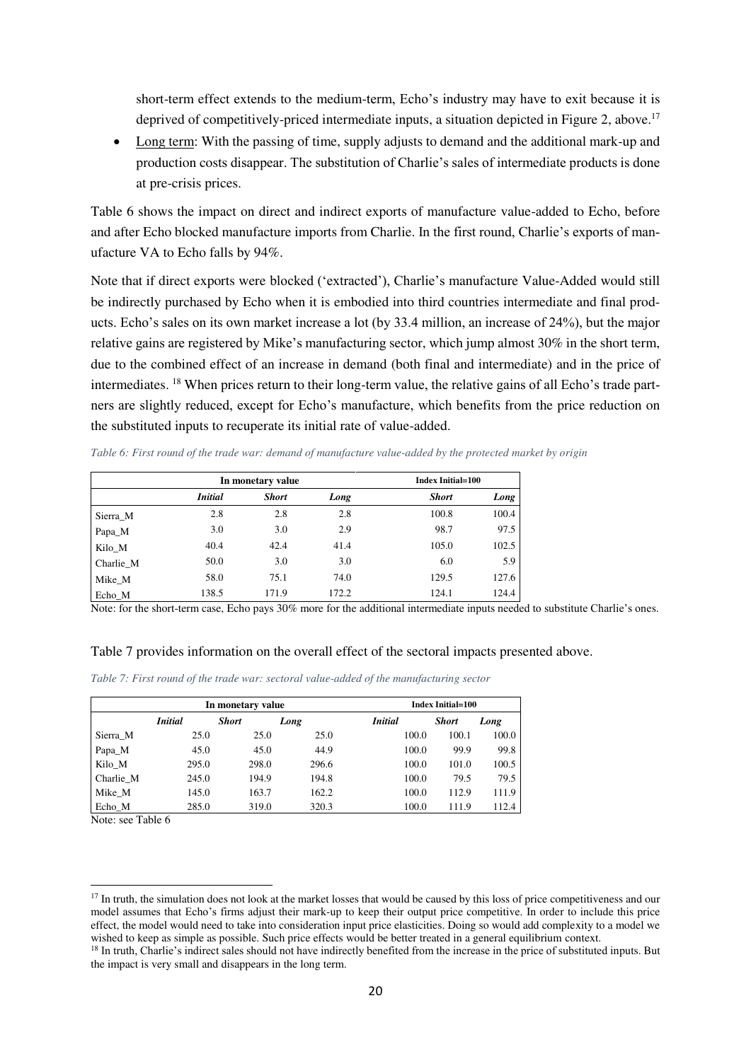short-term effect extends to the medium-term, Echo's industry may have to exit because it is deprived of competitively-priced intermediate inputs, a situation depicted in Figure 2, above.[17]

- Long term: With the passing of time, supply adjusts to demand and the additional mark-up and production costs disappear. The substitution of Charlie's sales of intermediate products is done at pre-crisis prices.

Table 6 shows the impact on direct and indirect exports of manufacture value-added to Echo, before and after Echo blocked manufacture imports from Charlie. In the first round, Charlie's exports of manufacture VA to Echo falls by 94%.

Note that if direct exports were blocked ('extracted'), Charlie's manufacture Value-Added would still be indirectly purchased by Echo when it is embodied into third countries intermediate and final products. Echo's sales on its own market increase a lot (by 33.4 million, an increase of 24%), but the major relative gains are registered by Mike's manufacturing sector, which jump almost 30% in the short term, due to the combined effect of an increase in demand (both final and intermediate) and in the price of intermediates. [18] When prices return to their long-term value, the relative gains of all Echo's trade partners are slightly reduced, except for Echo's manufacture, which benefits from the price reduction on the substituted inputs to recuperate its initial rate of value-added.

*Table 6: First round of the trade war: demand of manufacture value-added by the protected market by origin*

| | In monetary value | | | Index Initial=100 | |
|---|---|---|---|---|---|
| | ***Initial*** | ***Short*** | ***Long*** | ***Short*** | ***Long*** |
| Sierra_M | 2.8 | 2.8 | 2.8 | 100.8 | 100.4 |
| Papa_M | 3.0 | 3.0 | 2.9 | 98.7 | 97.5 |
| Kilo_M | 40.4 | 42.4 | 41.4 | 105.0 | 102.5 |
| Charlie_M | 50.0 | 3.0 | 3.0 | 6.0 | 5.9 |
| Mike_M | 58.0 | 75.1 | 74.0 | 129.5 | 127.6 |
| Echo_M | 138.5 | 171.9 | 172.2 | 124.1 | 124.4 |

Note: for the short-term case, Echo pays 30% more for the additional intermediate inputs needed to substitute Charlie's ones.

Table 7 provides information on the overall effect of the sectoral impacts presented above.

*Table 7: First round of the trade war: sectoral value-added of the manufacturing sector*

| | In monetary value | | | Index Initial=100 | | |
|---|---|---|---|---|---|---|
| | ***Initial*** | ***Short*** | ***Long*** | ***Initial*** | ***Short*** | ***Long*** |
| Sierra_M | 25.0 | 25.0 | 25.0 | 100.0 | 100.1 | 100.0 |
| Papa_M | 45.0 | 45.0 | 44.9 | 100.0 | 99.9 | 99.8 |
| Kilo_M | 295.0 | 298.0 | 296.6 | 100.0 | 101.0 | 100.5 |
| Charlie_M | 245.0 | 194.9 | 194.8 | 100.0 | 79.5 | 79.5 |
| Mike_M | 145.0 | 163.7 | 162.2 | 100.0 | 112.9 | 111.9 |
| Echo_M | 285.0 | 319.0 | 320.3 | 100.0 | 111.9 | 112.4 |

Note: see Table 6

[17] In truth, the simulation does not look at the market losses that would be caused by this loss of price competitiveness and our model assumes that Echo's firms adjust their mark-up to keep their output price competitive. In order to include this price effect, the model would need to take into consideration input price elasticities. Doing so would add complexity to a model we wished to keep as simple as possible. Such price effects would be better treated in a general equilibrium context.

[18] In truth, Charlie's indirect sales should not have indirectly benefited from the increase in the price of substituted inputs. But the impact is very small and disappears in the long term.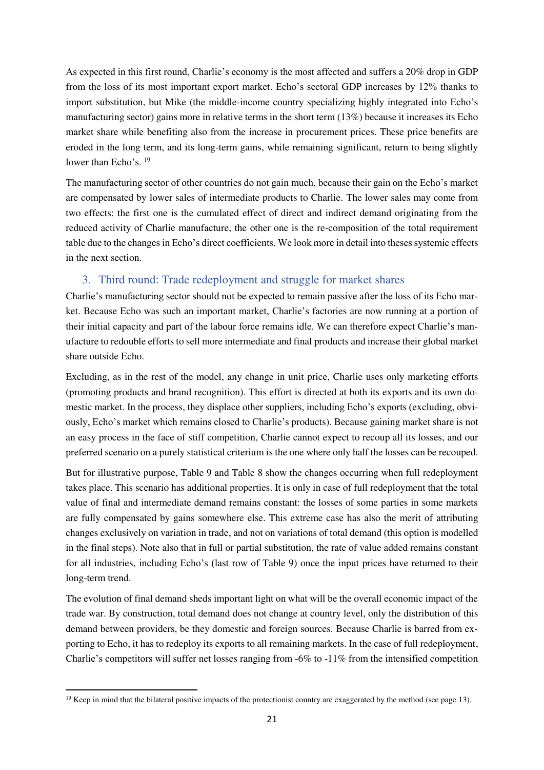As expected in this first round, Charlie's economy is the most affected and suffers a 20% drop in GDP from the loss of its most important export market. Echo's sectoral GDP increases by 12% thanks to import substitution, but Mike (the middle-income country specializing highly integrated into Echo's manufacturing sector) gains more in relative terms in the short term (13%) because it increases its Echo market share while benefiting also from the increase in procurement prices. These price benefits are eroded in the long term, and its long-term gains, while remaining significant, return to being slightly lower than Echo's. [19]

The manufacturing sector of other countries do not gain much, because their gain on the Echo's market are compensated by lower sales of intermediate products to Charlie. The lower sales may come from two effects: the first one is the cumulated effect of direct and indirect demand originating from the reduced activity of Charlie manufacture, the other one is the re-composition of the total requirement table due to the changes in Echo's direct coefficients. We look more in detail into theses systemic effects in the next section.

## 3. Third round: Trade redeployment and struggle for market shares

Charlie's manufacturing sector should not be expected to remain passive after the loss of its Echo market. Because Echo was such an important market, Charlie's factories are now running at a portion of their initial capacity and part of the labour force remains idle. We can therefore expect Charlie's manufacture to redouble efforts to sell more intermediate and final products and increase their global market share outside Echo.

Excluding, as in the rest of the model, any change in unit price, Charlie uses only marketing efforts (promoting products and brand recognition). This effort is directed at both its exports and its own domestic market. In the process, they displace other suppliers, including Echo's exports (excluding, obviously, Echo's market which remains closed to Charlie's products). Because gaining market share is not an easy process in the face of stiff competition, Charlie cannot expect to recoup all its losses, and our preferred scenario on a purely statistical criterium is the one where only half the losses can be recouped.

But for illustrative purpose, Table 9 and Table 8 show the changes occurring when full redeployment takes place. This scenario has additional properties. It is only in case of full redeployment that the total value of final and intermediate demand remains constant: the losses of some parties in some markets are fully compensated by gains somewhere else. This extreme case has also the merit of attributing changes exclusively on variation in trade, and not on variations of total demand (this option is modelled in the final steps). Note also that in full or partial substitution, the rate of value added remains constant for all industries, including Echo's (last row of Table 9) once the input prices have returned to their long-term trend.

The evolution of final demand sheds important light on what will be the overall economic impact of the trade war. By construction, total demand does not change at country level, only the distribution of this demand between providers, be they domestic and foreign sources. Because Charlie is barred from exporting to Echo, it has to redeploy its exports to all remaining markets. In the case of full redeployment, Charlie's competitors will suffer net losses ranging from -6% to -11% from the intensified competition

[19] Keep in mind that the bilateral positive impacts of the protectionist country are exaggerated by the method (see page 13).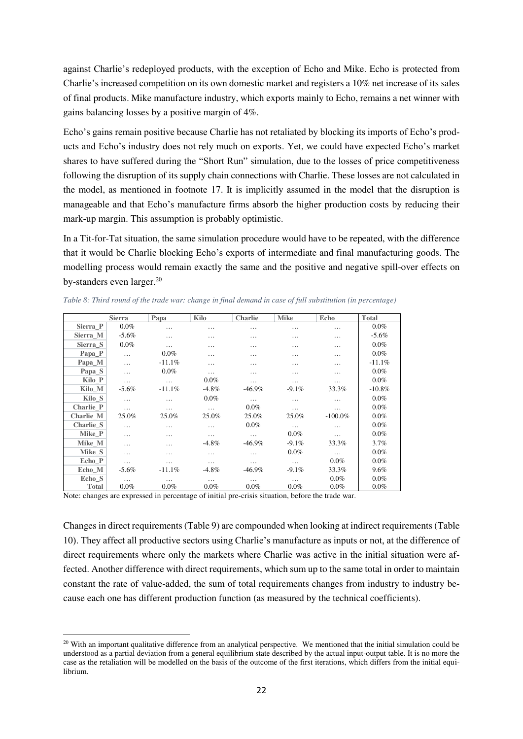against Charlie's redeployed products, with the exception of Echo and Mike. Echo is protected from Charlie's increased competition on its own domestic market and registers a 10% net increase of its sales of final products. Mike manufacture industry, which exports mainly to Echo, remains a net winner with gains balancing losses by a positive margin of 4%.

Echo's gains remain positive because Charlie has not retaliated by blocking its imports of Echo's products and Echo's industry does not rely much on exports. Yet, we could have expected Echo's market shares to have suffered during the "Short Run" simulation, due to the losses of price competitiveness following the disruption of its supply chain connections with Charlie. These losses are not calculated in the model, as mentioned in footnote 17. It is implicitly assumed in the model that the disruption is manageable and that Echo's manufacture firms absorb the higher production costs by reducing their mark-up margin. This assumption is probably optimistic.

In a Tit-for-Tat situation, the same simulation procedure would have to be repeated, with the difference that it would be Charlie blocking Echo's exports of intermediate and final manufacturing goods. The modelling process would remain exactly the same and the positive and negative spill-over effects on by-standers even larger.[20]

*Table 8: Third round of the trade war: change in final demand in case of full substitution (in percentage)*

| | Sierra | Papa | Kilo | Charlie | Mike | Echo | Total |
|---|---|---|---|---|---|---|---|
| Sierra_P | 0.0% | … | … | … | … | … | 0.0% |
| Sierra_M | -5.6% | … | … | … | … | … | -5.6% |
| Sierra_S | 0.0% | … | … | … | … | … | 0.0% |
| Papa_P | … | 0.0% | … | … | … | … | 0.0% |
| Papa_M | … | -11.1% | … | … | … | … | -11.1% |
| Papa_S | … | 0.0% | … | … | … | … | 0.0% |
| Kilo_P | … | … | 0.0% | … | … | … | 0.0% |
| Kilo_M | -5.6% | -11.1% | -4.8% | -46.9% | -9.1% | 33.3% | -10.8% |
| Kilo_S | … | … | 0.0% | … | … | … | 0.0% |
| Charlie_P | … | … | … | 0.0% | … | … | 0.0% |
| Charlie_M | 25.0% | 25.0% | 25.0% | 25.0% | 25.0% | -100.0% | 0.0% |
| Charlie_S | … | … | … | 0.0% | … | … | 0.0% |
| Mike_P | … | … | … | … | 0.0% | … | 0.0% |
| Mike_M | … | … | -4.8% | -46.9% | -9.1% | 33.3% | 3.7% |
| Mike_S | … | … | … | … | 0.0% | … | 0.0% |
| Echo_P | … | … | … | … | … | 0.0% | 0.0% |
| Echo_M | -5.6% | -11.1% | -4.8% | -46.9% | -9.1% | 33.3% | 9.6% |
| Echo_S | … | … | … | … | … | 0.0% | 0.0% |
| Total | 0.0% | 0.0% | 0.0% | 0.0% | 0.0% | 0.0% | 0.0% |

Note: changes are expressed in percentage of initial pre-crisis situation, before the trade war.

Changes in direct requirements (Table 9) are compounded when looking at indirect requirements (Table 10). They affect all productive sectors using Charlie's manufacture as inputs or not, at the difference of direct requirements where only the markets where Charlie was active in the initial situation were affected. Another difference with direct requirements, which sum up to the same total in order to maintain constant the rate of value-added, the sum of total requirements changes from industry to industry because each one has different production function (as measured by the technical coefficients).

[20] With an important qualitative difference from an analytical perspective. We mentioned that the initial simulation could be understood as a partial deviation from a general equilibrium state described by the actual input-output table. It is no more the case as the retaliation will be modelled on the basis of the outcome of the first iterations, which differs from the initial equilibrium.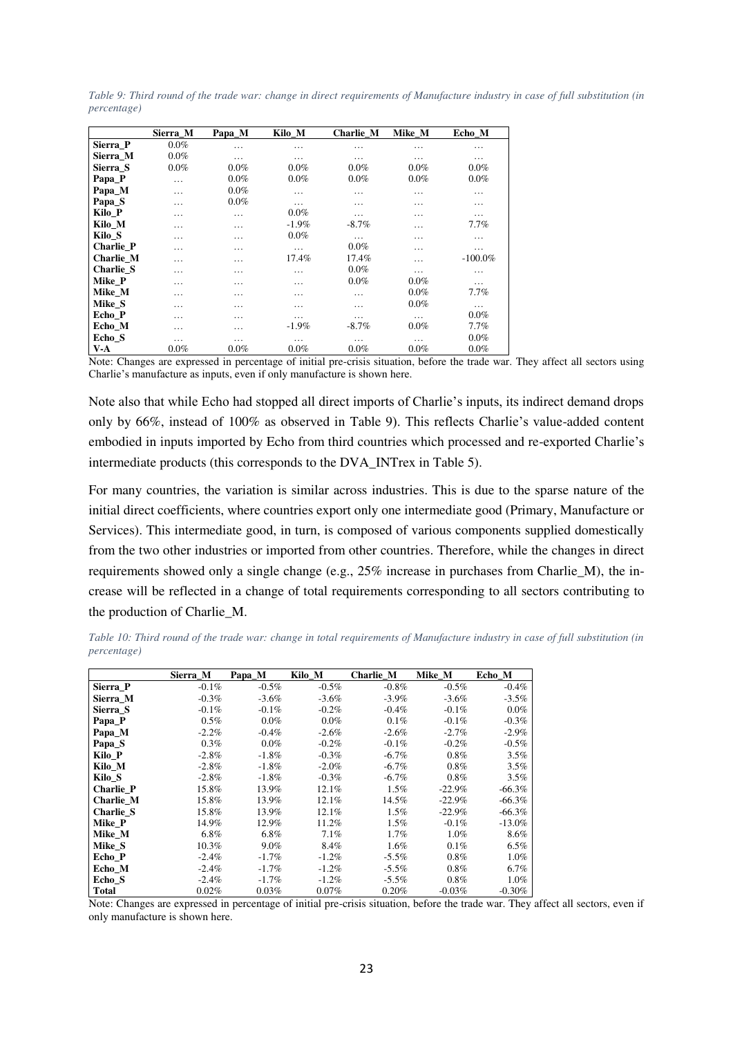*Table 9: Third round of the trade war: change in direct requirements of Manufacture industry in case of full substitution (in percentage)*

| | Sierra_M | Papa_M | Kilo_M | Charlie_M | Mike_M | Echo_M |
|---|---|---|---|---|---|---|
| **Sierra_P** | 0.0% | … | … | … | … | … |
| **Sierra_M** | 0.0% | … | … | … | … | … |
| **Sierra_S** | 0.0% | 0.0% | 0.0% | 0.0% | 0.0% | 0.0% |
| **Papa_P** | … | 0.0% | 0.0% | 0.0% | 0.0% | 0.0% |
| **Papa_M** | … | 0.0% | … | … | … | … |
| **Papa_S** | … | 0.0% | … | … | … | … |
| **Kilo_P** | … | … | 0.0% | … | … | … |
| **Kilo_M** | … | … | -1.9% | -8.7% | … | 7.7% |
| **Kilo_S** | … | … | 0.0% | … | … | … |
| **Charlie_P** | … | … | … | 0.0% | … | … |
| **Charlie_M** | … | … | 17.4% | 17.4% | … | -100.0% |
| **Charlie_S** | … | … | … | 0.0% | … | … |
| **Mike_P** | … | … | … | 0.0% | 0.0% | … |
| **Mike_M** | … | … | … | … | 0.0% | 7.7% |
| **Mike_S** | … | … | … | … | 0.0% | … |
| **Echo_P** | … | … | … | … | … | 0.0% |
| **Echo_M** | … | … | -1.9% | -8.7% | 0.0% | 7.7% |
| **Echo_S** | … | … | … | … | … | 0.0% |
| **V-A** | 0.0% | 0.0% | 0.0% | 0.0% | 0.0% | 0.0% |

Note: Changes are expressed in percentage of initial pre-crisis situation, before the trade war. They affect all sectors using Charlie's manufacture as inputs, even if only manufacture is shown here.

Note also that while Echo had stopped all direct imports of Charlie's inputs, its indirect demand drops only by 66%, instead of 100% as observed in Table 9). This reflects Charlie's value-added content embodied in inputs imported by Echo from third countries which processed and re-exported Charlie's intermediate products (this corresponds to the DVA_INTrex in Table 5).

For many countries, the variation is similar across industries. This is due to the sparse nature of the initial direct coefficients, where countries export only one intermediate good (Primary, Manufacture or Services). This intermediate good, in turn, is composed of various components supplied domestically from the two other industries or imported from other countries. Therefore, while the changes in direct requirements showed only a single change (e.g., 25% increase in purchases from Charlie_M), the increase will be reflected in a change of total requirements corresponding to all sectors contributing to the production of Charlie_M.

*Table 10: Third round of the trade war: change in total requirements of Manufacture industry in case of full substitution (in percentage)*

| | Sierra_M | Papa_M | Kilo_M | Charlie_M | Mike_M | Echo_M |
|---|---|---|---|---|---|---|
| **Sierra_P** | -0.1% | -0.5% | -0.5% | -0.8% | -0.5% | -0.4% |
| **Sierra_M** | -0.3% | -3.6% | -3.6% | -3.9% | -3.6% | -3.5% |
| **Sierra_S** | -0.1% | -0.1% | -0.2% | -0.4% | -0.1% | 0.0% |
| **Papa_P** | 0.5% | 0.0% | 0.0% | 0.1% | -0.1% | -0.3% |
| **Papa_M** | -2.2% | -0.4% | -2.6% | -2.6% | -2.7% | -2.9% |
| **Papa_S** | 0.3% | 0.0% | -0.2% | -0.1% | -0.2% | -0.5% |
| **Kilo_P** | -2.8% | -1.8% | -0.3% | -6.7% | 0.8% | 3.5% |
| **Kilo_M** | -2.8% | -1.8% | -2.0% | -6.7% | 0.8% | 3.5% |
| **Kilo_S** | -2.8% | -1.8% | -0.3% | -6.7% | 0.8% | 3.5% |
| **Charlie_P** | 15.8% | 13.9% | 12.1% | 1.5% | -22.9% | -66.3% |
| **Charlie_M** | 15.8% | 13.9% | 12.1% | 14.5% | -22.9% | -66.3% |
| **Charlie_S** | 15.8% | 13.9% | 12.1% | 1.5% | -22.9% | -66.3% |
| **Mike_P** | 14.9% | 12.9% | 11.2% | 1.5% | -0.1% | -13.0% |
| **Mike_M** | 6.8% | 6.8% | 7.1% | 1.7% | 1.0% | 8.6% |
| **Mike_S** | 10.3% | 9.0% | 8.4% | 1.6% | 0.1% | 6.5% |
| **Echo_P** | -2.4% | -1.7% | -1.2% | -5.5% | 0.8% | 1.0% |
| **Echo_M** | -2.4% | -1.7% | -1.2% | -5.5% | 0.8% | 6.7% |
| **Echo_S** | -2.4% | -1.7% | -1.2% | -5.5% | 0.8% | 1.0% |
| **Total** | 0.02% | 0.03% | 0.07% | 0.20% | -0.03% | -0.30% |

Note: Changes are expressed in percentage of initial pre-crisis situation, before the trade war. They affect all sectors, even if only manufacture is shown here.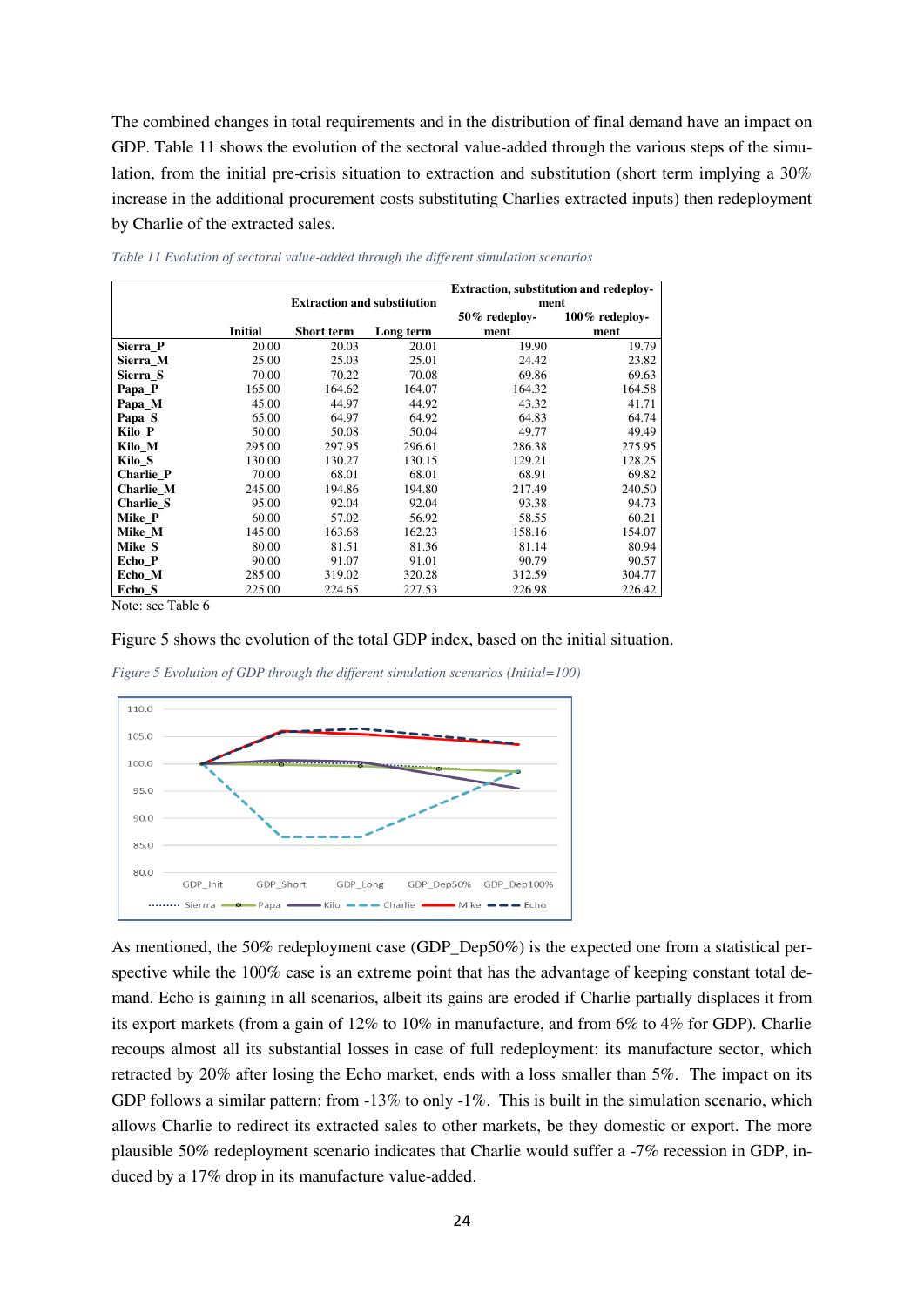The combined changes in total requirements and in the distribution of final demand have an impact on GDP. Table 11 shows the evolution of the sectoral value-added through the various steps of the simulation, from the initial pre-crisis situation to extraction and substitution (short term implying a 30% increase in the additional procurement costs substituting Charlies extracted inputs) then redeployment by Charlie of the extracted sales.

*Table 11 Evolution of sectoral value-added through the different simulation scenarios*

| | | Extraction and substitution | | Extraction, substitution and redeployment | |
|---|---|---|---|---|---|
| | **Initial** | **Short term** | **Long term** | **50% redeployment** | **100% redeployment** |
| **Sierra_P** | 20.00 | 20.03 | 20.01 | 19.90 | 19.79 |
| **Sierra_M** | 25.00 | 25.03 | 25.01 | 24.42 | 23.82 |
| **Sierra_S** | 70.00 | 70.22 | 70.08 | 69.86 | 69.63 |
| **Papa_P** | 165.00 | 164.62 | 164.07 | 164.32 | 164.58 |
| **Papa_M** | 45.00 | 44.97 | 44.92 | 43.32 | 41.71 |
| **Papa_S** | 65.00 | 64.97 | 64.92 | 64.83 | 64.74 |
| **Kilo_P** | 50.00 | 50.08 | 50.04 | 49.77 | 49.49 |
| **Kilo_M** | 295.00 | 297.95 | 296.61 | 286.38 | 275.95 |
| **Kilo_S** | 130.00 | 130.27 | 130.15 | 129.21 | 128.25 |
| **Charlie_P** | 70.00 | 68.01 | 68.01 | 68.91 | 69.82 |
| **Charlie_M** | 245.00 | 194.86 | 194.80 | 217.49 | 240.50 |
| **Charlie_S** | 95.00 | 92.04 | 92.04 | 93.38 | 94.73 |
| **Mike_P** | 60.00 | 57.02 | 56.92 | 58.55 | 60.21 |
| **Mike_M** | 145.00 | 163.68 | 162.23 | 158.16 | 154.07 |
| **Mike_S** | 80.00 | 81.51 | 81.36 | 81.14 | 80.94 |
| **Echo_P** | 90.00 | 91.07 | 91.01 | 90.79 | 90.57 |
| **Echo_M** | 285.00 | 319.02 | 320.28 | 312.59 | 304.77 |
| **Echo_S** | 225.00 | 224.65 | 227.53 | 226.98 | 226.42 |

Note: see Table 6

Figure 5 shows the evolution of the total GDP index, based on the initial situation.

*Figure 5 Evolution of GDP through the different simulation scenarios (Initial=100)*

As mentioned, the 50% redeployment case (GDP_Dep50%) is the expected one from a statistical perspective while the 100% case is an extreme point that has the advantage of keeping constant total demand. Echo is gaining in all scenarios, albeit its gains are eroded if Charlie partially displaces it from its export markets (from a gain of 12% to 10% in manufacture, and from 6% to 4% for GDP). Charlie recoups almost all its substantial losses in case of full redeployment: its manufacture sector, which retracted by 20% after losing the Echo market, ends with a loss smaller than 5%. The impact on its GDP follows a similar pattern: from -13% to only -1%. This is built in the simulation scenario, which allows Charlie to redirect its extracted sales to other markets, be they domestic or export. The more plausible 50% redeployment scenario indicates that Charlie would suffer a -7% recession in GDP, induced by a 17% drop in its manufacture value-added.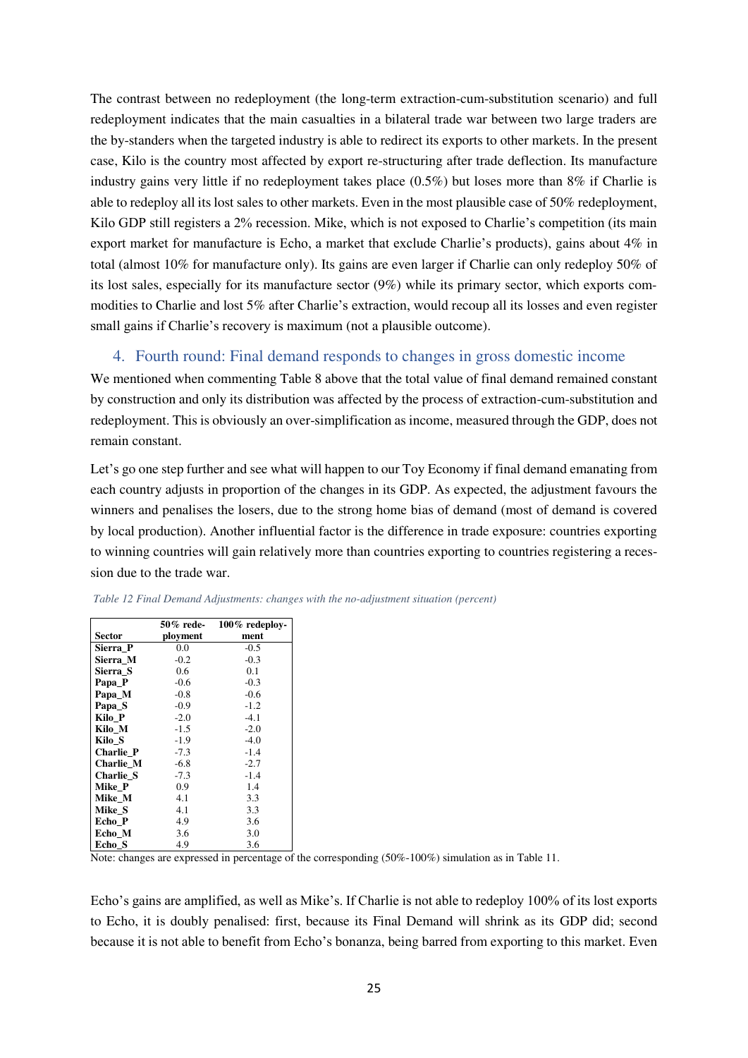The contrast between no redeployment (the long-term extraction-cum-substitution scenario) and full redeployment indicates that the main casualties in a bilateral trade war between two large traders are the by-standers when the targeted industry is able to redirect its exports to other markets. In the present case, Kilo is the country most affected by export re-structuring after trade deflection. Its manufacture industry gains very little if no redeployment takes place (0.5%) but loses more than 8% if Charlie is able to redeploy all its lost sales to other markets. Even in the most plausible case of 50% redeployment, Kilo GDP still registers a 2% recession. Mike, which is not exposed to Charlie's competition (its main export market for manufacture is Echo, a market that exclude Charlie's products), gains about 4% in total (almost 10% for manufacture only). Its gains are even larger if Charlie can only redeploy 50% of its lost sales, especially for its manufacture sector (9%) while its primary sector, which exports commodities to Charlie and lost 5% after Charlie's extraction, would recoup all its losses and even register small gains if Charlie's recovery is maximum (not a plausible outcome).

## 4. Fourth round: Final demand responds to changes in gross domestic income

We mentioned when commenting Table 8 above that the total value of final demand remained constant by construction and only its distribution was affected by the process of extraction-cum-substitution and redeployment. This is obviously an over-simplification as income, measured through the GDP, does not remain constant.

Let's go one step further and see what will happen to our Toy Economy if final demand emanating from each country adjusts in proportion of the changes in its GDP. As expected, the adjustment favours the winners and penalises the losers, due to the strong home bias of demand (most of demand is covered by local production). Another influential factor is the difference in trade exposure: countries exporting to winning countries will gain relatively more than countries exporting to countries registering a recession due to the trade war.

*Table 12 Final Demand Adjustments: changes with the no-adjustment situation (percent)*

| Sector | 50% redeployment | 100% redeployment |
|---|---|---|
| Sierra_P | 0.0 | -0.5 |
| Sierra_M | -0.2 | -0.3 |
| Sierra_S | 0.6 | 0.1 |
| Papa_P | -0.6 | -0.3 |
| Papa_M | -0.8 | -0.6 |
| Papa_S | -0.9 | -1.2 |
| Kilo_P | -2.0 | -4.1 |
| Kilo_M | -1.5 | -2.0 |
| Kilo_S | -1.9 | -4.0 |
| Charlie_P | -7.3 | -1.4 |
| Charlie_M | -6.8 | -2.7 |
| Charlie_S | -7.3 | -1.4 |
| Mike_P | 0.9 | 1.4 |
| Mike_M | 4.1 | 3.3 |
| Mike_S | 4.1 | 3.3 |
| Echo_P | 4.9 | 3.6 |
| Echo_M | 3.6 | 3.0 |
| Echo_S | 4.9 | 3.6 |

Note: changes are expressed in percentage of the corresponding (50%-100%) simulation as in Table 11.

Echo's gains are amplified, as well as Mike's. If Charlie is not able to redeploy 100% of its lost exports to Echo, it is doubly penalised: first, because its Final Demand will shrink as its GDP did; second because it is not able to benefit from Echo's bonanza, being barred from exporting to this market. Even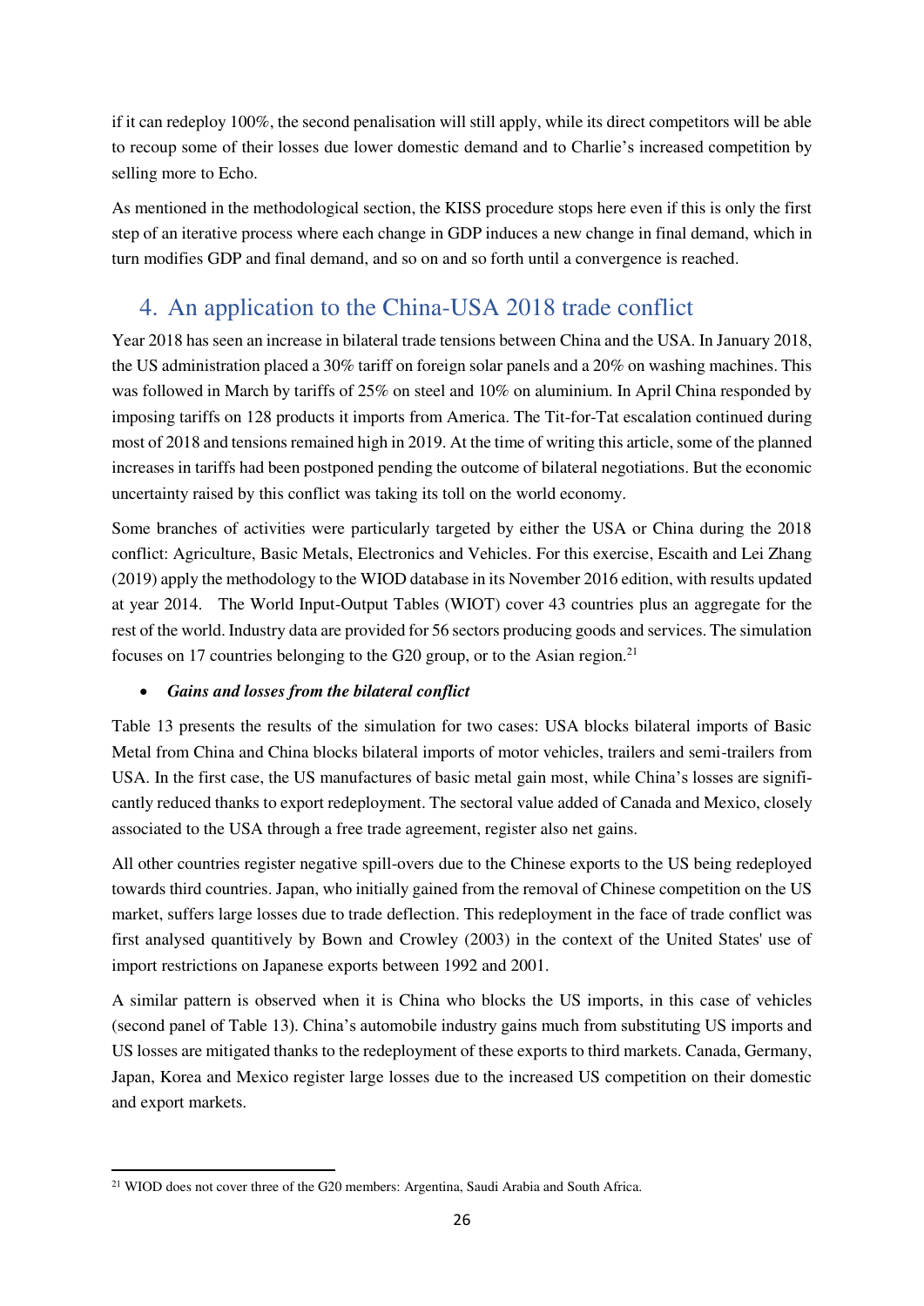if it can redeploy 100%, the second penalisation will still apply, while its direct competitors will be able to recoup some of their losses due lower domestic demand and to Charlie's increased competition by selling more to Echo.

As mentioned in the methodological section, the KISS procedure stops here even if this is only the first step of an iterative process where each change in GDP induces a new change in final demand, which in turn modifies GDP and final demand, and so on and so forth until a convergence is reached.

## 4. An application to the China-USA 2018 trade conflict

Year 2018 has seen an increase in bilateral trade tensions between China and the USA. In January 2018, the US administration placed a 30% tariff on foreign solar panels and a 20% on washing machines. This was followed in March by tariffs of 25% on steel and 10% on aluminium. In April China responded by imposing tariffs on 128 products it imports from America. The Tit-for-Tat escalation continued during most of 2018 and tensions remained high in 2019. At the time of writing this article, some of the planned increases in tariffs had been postponed pending the outcome of bilateral negotiations. But the economic uncertainty raised by this conflict was taking its toll on the world economy.

Some branches of activities were particularly targeted by either the USA or China during the 2018 conflict: Agriculture, Basic Metals, Electronics and Vehicles. For this exercise, Escaith and Lei Zhang (2019) apply the methodology to the WIOD database in its November 2016 edition, with results updated at year 2014. The World Input-Output Tables (WIOT) cover 43 countries plus an aggregate for the rest of the world. Industry data are provided for 56 sectors producing goods and services. The simulation focuses on 17 countries belonging to the G20 group, or to the Asian region.[21]

- ***Gains and losses from the bilateral conflict***

Table 13 presents the results of the simulation for two cases: USA blocks bilateral imports of Basic Metal from China and China blocks bilateral imports of motor vehicles, trailers and semi-trailers from USA. In the first case, the US manufactures of basic metal gain most, while China's losses are significantly reduced thanks to export redeployment. The sectoral value added of Canada and Mexico, closely associated to the USA through a free trade agreement, register also net gains.

All other countries register negative spill-overs due to the Chinese exports to the US being redeployed towards third countries. Japan, who initially gained from the removal of Chinese competition on the US market, suffers large losses due to trade deflection. This redeployment in the face of trade conflict was first analysed quantitively by Bown and Crowley (2003) in the context of the United States' use of import restrictions on Japanese exports between 1992 and 2001.

A similar pattern is observed when it is China who blocks the US imports, in this case of vehicles (second panel of Table 13). China's automobile industry gains much from substituting US imports and US losses are mitigated thanks to the redeployment of these exports to third markets. Canada, Germany, Japan, Korea and Mexico register large losses due to the increased US competition on their domestic and export markets.

[21] WIOD does not cover three of the G20 members: Argentina, Saudi Arabia and South Africa.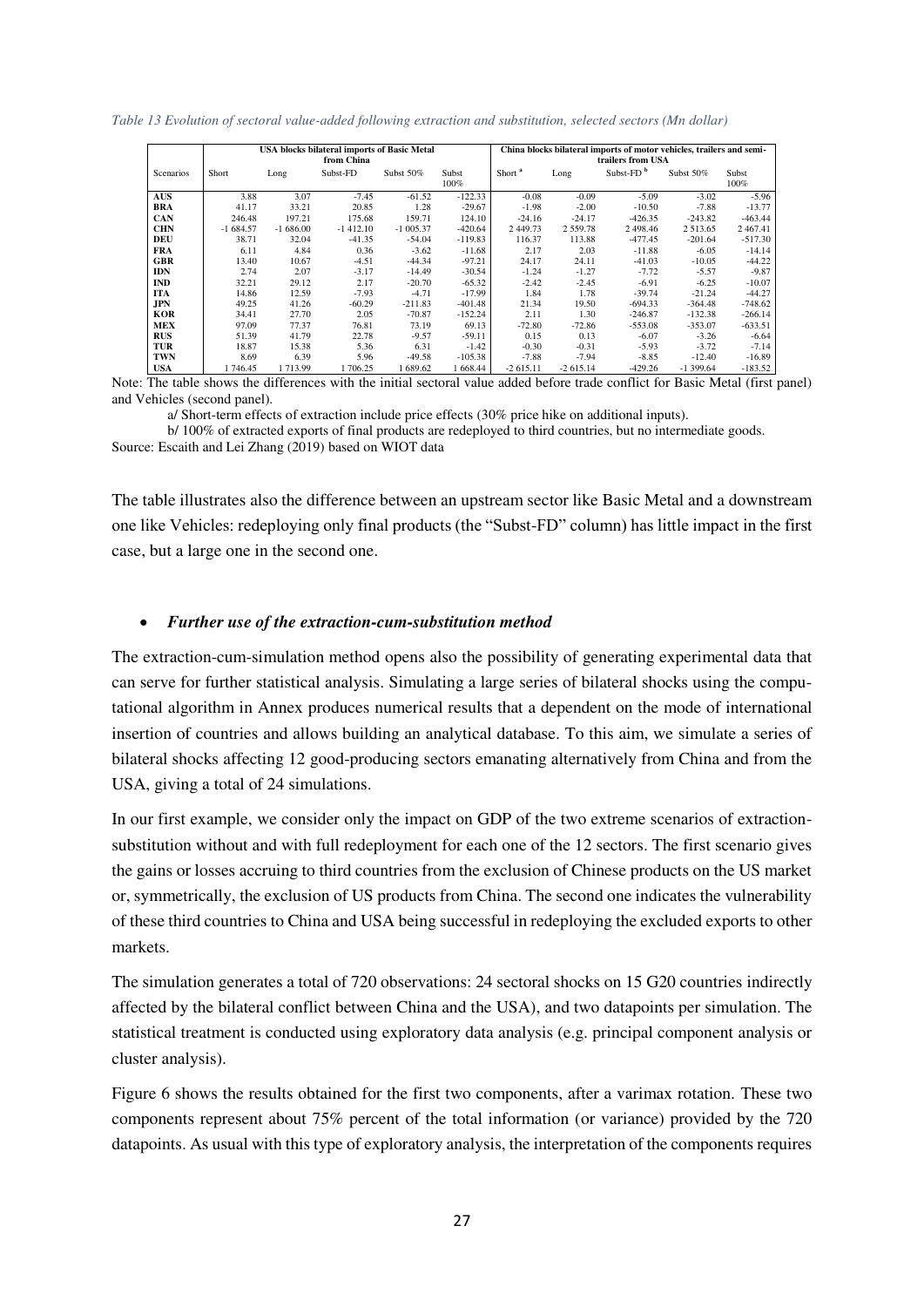*Table 13 Evolution of sectoral value-added following extraction and substitution, selected sectors (Mn dollar)*

| | USA blocks bilateral imports of Basic Metal from China | | | | | China blocks bilateral imports of motor vehicles, trailers and semi-trailers from USA | | | | |
|---|---|---|---|---|---|---|---|---|---|---|
| Scenarios | Short | Long | Subst-FD | Subst 50% | Subst 100% | Short [a] | Long | Subst-FD [b] | Subst 50% | Subst 100% |
| **AUS** | 3.88 | 3.07 | -7.45 | -61.52 | -122.33 | -0.08 | -0.09 | -5.09 | -3.02 | -5.96 |
| **BRA** | 41.17 | 33.21 | 20.85 | 1.28 | -29.67 | -1.98 | -2.00 | -10.50 | -7.88 | -13.77 |
| **CAN** | 246.48 | 197.21 | 175.68 | 159.71 | 124.10 | -24.16 | -24.17 | -426.35 | -243.82 | -463.44 |
| **CHN** | -1 684.57 | -1 686.00 | -1 412.10 | -1 005.37 | -420.64 | 2 449.73 | 2 559.78 | 2 498.46 | 2 513.65 | 2 467.41 |
| **DEU** | 38.71 | 32.04 | -41.35 | -54.04 | -119.83 | 116.37 | 113.88 | -477.45 | -201.64 | -517.30 |
| **FRA** | 6.11 | 4.84 | 0.36 | -3.62 | -11.68 | 2.17 | 2.03 | -11.88 | -6.05 | -14.14 |
| **GBR** | 13.40 | 10.67 | -4.51 | -44.34 | -97.21 | 24.17 | 24.11 | -41.03 | -10.05 | -44.22 |
| **IDN** | 2.74 | 2.07 | -3.17 | -14.49 | -30.54 | -1.24 | -1.27 | -7.72 | -5.57 | -9.87 |
| **IND** | 32.21 | 29.12 | 2.17 | -20.70 | -65.32 | -2.42 | -2.45 | -6.91 | -6.25 | -10.07 |
| **ITA** | 14.86 | 12.59 | -7.93 | -4.71 | -17.99 | 1.84 | 1.78 | -39.74 | -21.24 | -44.27 |
| **JPN** | 49.25 | 41.26 | -60.29 | -211.83 | -401.48 | 21.34 | 19.50 | -694.33 | -364.48 | -748.62 |
| **KOR** | 34.41 | 27.70 | 2.05 | -70.87 | -152.24 | 2.11 | 1.30 | -246.87 | -132.38 | -266.14 |
| **MEX** | 97.09 | 77.37 | 76.81 | 73.19 | 69.13 | -72.80 | -72.86 | -553.08 | -353.07 | -633.51 |
| **RUS** | 51.39 | 41.79 | 22.78 | -9.57 | -59.11 | 0.15 | 0.13 | -6.07 | -3.26 | -6.64 |
| **TUR** | 18.87 | 15.38 | 5.36 | 6.31 | -1.42 | -0.30 | -0.31 | -5.93 | -3.72 | -7.14 |
| **TWN** | 8.69 | 6.39 | 5.96 | -49.58 | -105.38 | -7.88 | -7.94 | -8.85 | -12.40 | -16.89 |
| **USA** | 1 746.45 | 1 713.99 | 1 706.25 | 1 689.62 | 1 668.44 | -2 615.11 | -2 615.14 | -429.26 | -1 399.64 | -183.52 |

Note: The table shows the differences with the initial sectoral value added before trade conflict for Basic Metal (first panel) and Vehicles (second panel).

a/ Short-term effects of extraction include price effects (30% price hike on additional inputs).

b/ 100% of extracted exports of final products are redeployed to third countries, but no intermediate goods.

Source: Escaith and Lei Zhang (2019) based on WIOT data

The table illustrates also the difference between an upstream sector like Basic Metal and a downstream one like Vehicles: redeploying only final products (the "Subst-FD" column) has little impact in the first case, but a large one in the second one.

- ***Further use of the extraction-cum-substitution method***

The extraction-cum-simulation method opens also the possibility of generating experimental data that can serve for further statistical analysis. Simulating a large series of bilateral shocks using the computational algorithm in Annex produces numerical results that a dependent on the mode of international insertion of countries and allows building an analytical database. To this aim, we simulate a series of bilateral shocks affecting 12 good-producing sectors emanating alternatively from China and from the USA, giving a total of 24 simulations.

In our first example, we consider only the impact on GDP of the two extreme scenarios of extraction-substitution without and with full redeployment for each one of the 12 sectors. The first scenario gives the gains or losses accruing to third countries from the exclusion of Chinese products on the US market or, symmetrically, the exclusion of US products from China. The second one indicates the vulnerability of these third countries to China and USA being successful in redeploying the excluded exports to other markets.

The simulation generates a total of 720 observations: 24 sectoral shocks on 15 G20 countries indirectly affected by the bilateral conflict between China and the USA), and two datapoints per simulation. The statistical treatment is conducted using exploratory data analysis (e.g. principal component analysis or cluster analysis).

Figure 6 shows the results obtained for the first two components, after a varimax rotation. These two components represent about 75% percent of the total information (or variance) provided by the 720 datapoints. As usual with this type of exploratory analysis, the interpretation of the components requires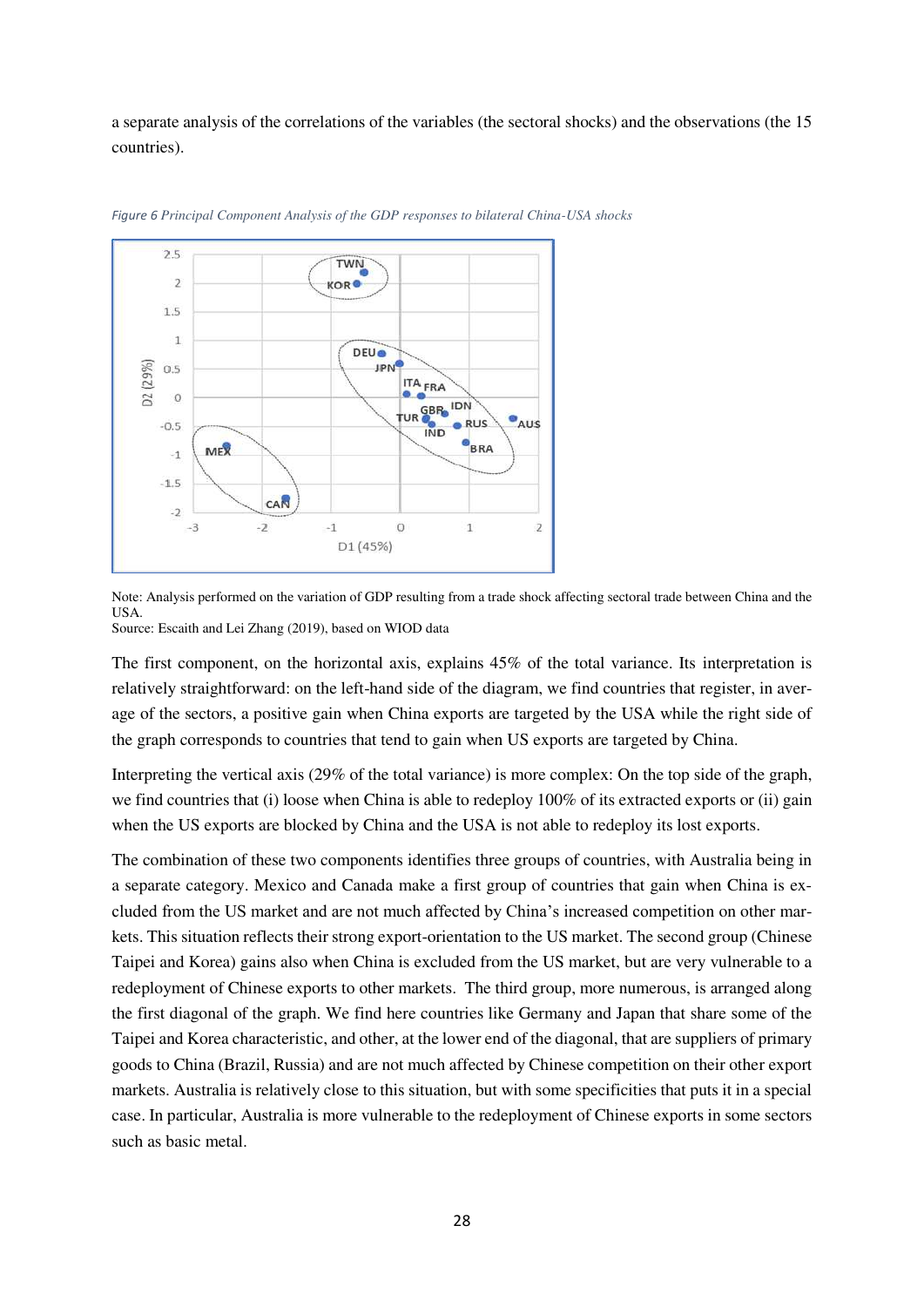a separate analysis of the correlations of the variables (the sectoral shocks) and the observations (the 15 countries).

*Figure 6 Principal Component Analysis of the GDP responses to bilateral China-USA shocks*

Note: Analysis performed on the variation of GDP resulting from a trade shock affecting sectoral trade between China and the USA.
Source: Escaith and Lei Zhang (2019), based on WIOD data

The first component, on the horizontal axis, explains 45% of the total variance. Its interpretation is relatively straightforward: on the left-hand side of the diagram, we find countries that register, in average of the sectors, a positive gain when China exports are targeted by the USA while the right side of the graph corresponds to countries that tend to gain when US exports are targeted by China.

Interpreting the vertical axis (29% of the total variance) is more complex: On the top side of the graph, we find countries that (i) loose when China is able to redeploy 100% of its extracted exports or (ii) gain when the US exports are blocked by China and the USA is not able to redeploy its lost exports.

The combination of these two components identifies three groups of countries, with Australia being in a separate category. Mexico and Canada make a first group of countries that gain when China is excluded from the US market and are not much affected by China's increased competition on other markets. This situation reflects their strong export-orientation to the US market. The second group (Chinese Taipei and Korea) gains also when China is excluded from the US market, but are very vulnerable to a redeployment of Chinese exports to other markets. The third group, more numerous, is arranged along the first diagonal of the graph. We find here countries like Germany and Japan that share some of the Taipei and Korea characteristic, and other, at the lower end of the diagonal, that are suppliers of primary goods to China (Brazil, Russia) and are not much affected by Chinese competition on their other export markets. Australia is relatively close to this situation, but with some specificities that puts it in a special case. In particular, Australia is more vulnerable to the redeployment of Chinese exports in some sectors such as basic metal.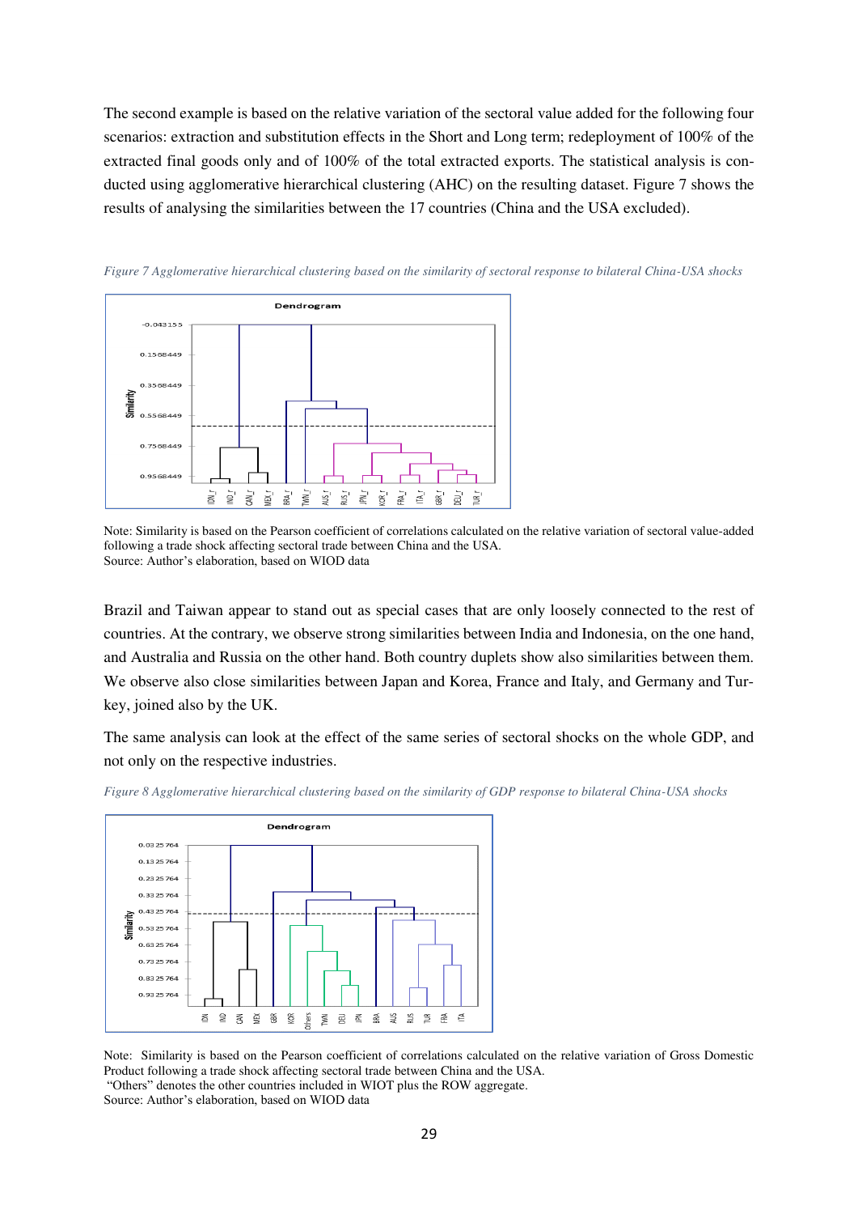The second example is based on the relative variation of the sectoral value added for the following four scenarios: extraction and substitution effects in the Short and Long term; redeployment of 100% of the extracted final goods only and of 100% of the total extracted exports. The statistical analysis is conducted using agglomerative hierarchical clustering (AHC) on the resulting dataset. Figure 7 shows the results of analysing the similarities between the 17 countries (China and the USA excluded).

*Figure 7 Agglomerative hierarchical clustering based on the similarity of sectoral response to bilateral China-USA shocks*

Note: Similarity is based on the Pearson coefficient of correlations calculated on the relative variation of sectoral value-added following a trade shock affecting sectoral trade between China and the USA.
Source: Author's elaboration, based on WIOD data

Brazil and Taiwan appear to stand out as special cases that are only loosely connected to the rest of countries. At the contrary, we observe strong similarities between India and Indonesia, on the one hand, and Australia and Russia on the other hand. Both country duplets show also similarities between them. We observe also close similarities between Japan and Korea, France and Italy, and Germany and Turkey, joined also by the UK.

The same analysis can look at the effect of the same series of sectoral shocks on the whole GDP, and not only on the respective industries.

*Figure 8 Agglomerative hierarchical clustering based on the similarity of GDP response to bilateral China-USA shocks*

Note: Similarity is based on the Pearson coefficient of correlations calculated on the relative variation of Gross Domestic Product following a trade shock affecting sectoral trade between China and the USA.
"Others" denotes the other countries included in WIOT plus the ROW aggregate.
Source: Author's elaboration, based on WIOD data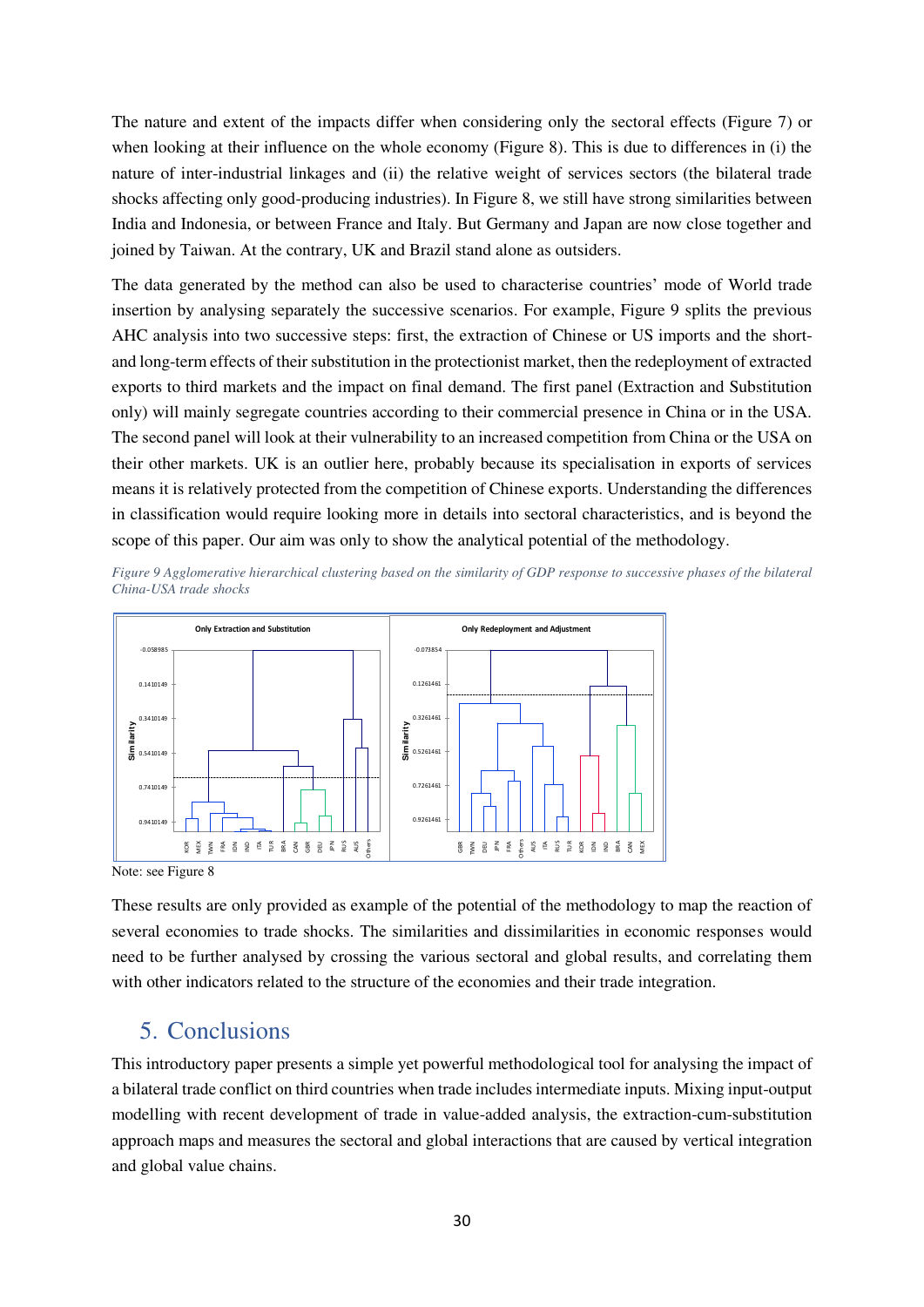The nature and extent of the impacts differ when considering only the sectoral effects (Figure 7) or when looking at their influence on the whole economy (Figure 8). This is due to differences in (i) the nature of inter-industrial linkages and (ii) the relative weight of services sectors (the bilateral trade shocks affecting only good-producing industries). In Figure 8, we still have strong similarities between India and Indonesia, or between France and Italy. But Germany and Japan are now close together and joined by Taiwan. At the contrary, UK and Brazil stand alone as outsiders.

The data generated by the method can also be used to characterise countries' mode of World trade insertion by analysing separately the successive scenarios. For example, Figure 9 splits the previous AHC analysis into two successive steps: first, the extraction of Chinese or US imports and the short- and long-term effects of their substitution in the protectionist market, then the redeployment of extracted exports to third markets and the impact on final demand. The first panel (Extraction and Substitution only) will mainly segregate countries according to their commercial presence in China or in the USA. The second panel will look at their vulnerability to an increased competition from China or the USA on their other markets. UK is an outlier here, probably because its specialisation in exports of services means it is relatively protected from the competition of Chinese exports. Understanding the differences in classification would require looking more in details into sectoral characteristics, and is beyond the scope of this paper. Our aim was only to show the analytical potential of the methodology.

*Figure 9 Agglomerative hierarchical clustering based on the similarity of GDP response to successive phases of the bilateral China-USA trade shocks*

Note: see Figure 8

These results are only provided as example of the potential of the methodology to map the reaction of several economies to trade shocks. The similarities and dissimilarities in economic responses would need to be further analysed by crossing the various sectoral and global results, and correlating them with other indicators related to the structure of the economies and their trade integration.

## 5. Conclusions

This introductory paper presents a simple yet powerful methodological tool for analysing the impact of a bilateral trade conflict on third countries when trade includes intermediate inputs. Mixing input-output modelling with recent development of trade in value-added analysis, the extraction-cum-substitution approach maps and measures the sectoral and global interactions that are caused by vertical integration and global value chains.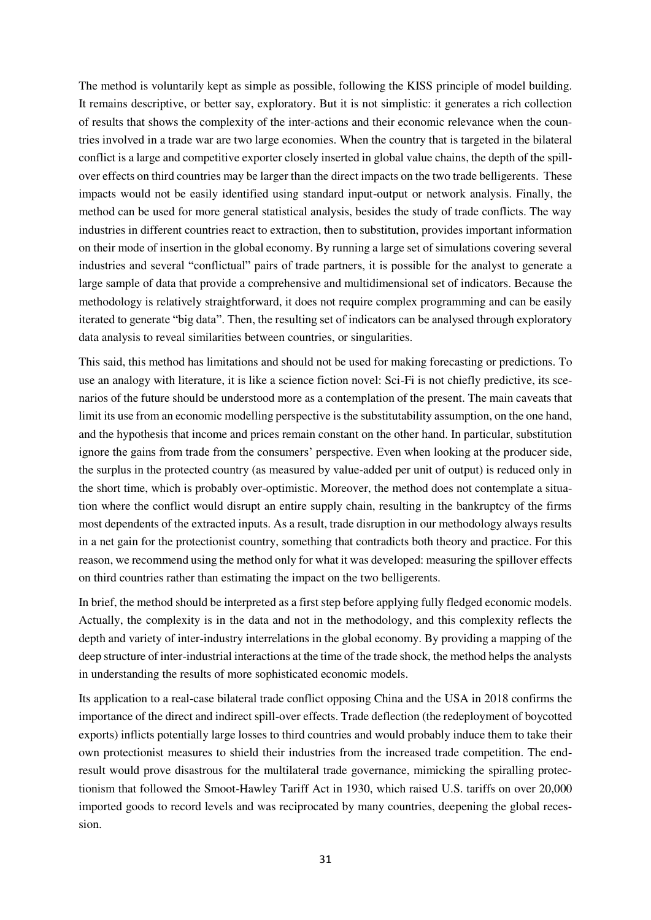The method is voluntarily kept as simple as possible, following the KISS principle of model building. It remains descriptive, or better say, exploratory. But it is not simplistic: it generates a rich collection of results that shows the complexity of the inter-actions and their economic relevance when the countries involved in a trade war are two large economies. When the country that is targeted in the bilateral conflict is a large and competitive exporter closely inserted in global value chains, the depth of the spill-over effects on third countries may be larger than the direct impacts on the two trade belligerents. These impacts would not be easily identified using standard input-output or network analysis. Finally, the method can be used for more general statistical analysis, besides the study of trade conflicts. The way industries in different countries react to extraction, then to substitution, provides important information on their mode of insertion in the global economy. By running a large set of simulations covering several industries and several "conflictual" pairs of trade partners, it is possible for the analyst to generate a large sample of data that provide a comprehensive and multidimensional set of indicators. Because the methodology is relatively straightforward, it does not require complex programming and can be easily iterated to generate "big data". Then, the resulting set of indicators can be analysed through exploratory data analysis to reveal similarities between countries, or singularities.

This said, this method has limitations and should not be used for making forecasting or predictions. To use an analogy with literature, it is like a science fiction novel: Sci-Fi is not chiefly predictive, its scenarios of the future should be understood more as a contemplation of the present. The main caveats that limit its use from an economic modelling perspective is the substitutability assumption, on the one hand, and the hypothesis that income and prices remain constant on the other hand. In particular, substitution ignore the gains from trade from the consumers' perspective. Even when looking at the producer side, the surplus in the protected country (as measured by value-added per unit of output) is reduced only in the short time, which is probably over-optimistic. Moreover, the method does not contemplate a situation where the conflict would disrupt an entire supply chain, resulting in the bankruptcy of the firms most dependents of the extracted inputs. As a result, trade disruption in our methodology always results in a net gain for the protectionist country, something that contradicts both theory and practice. For this reason, we recommend using the method only for what it was developed: measuring the spillover effects on third countries rather than estimating the impact on the two belligerents.

In brief, the method should be interpreted as a first step before applying fully fledged economic models. Actually, the complexity is in the data and not in the methodology, and this complexity reflects the depth and variety of inter-industry interrelations in the global economy. By providing a mapping of the deep structure of inter-industrial interactions at the time of the trade shock, the method helps the analysts in understanding the results of more sophisticated economic models.

Its application to a real-case bilateral trade conflict opposing China and the USA in 2018 confirms the importance of the direct and indirect spill-over effects. Trade deflection (the redeployment of boycotted exports) inflicts potentially large losses to third countries and would probably induce them to take their own protectionist measures to shield their industries from the increased trade competition. The end-result would prove disastrous for the multilateral trade governance, mimicking the spiralling protectionism that followed the Smoot-Hawley Tariff Act in 1930, which raised U.S. tariffs on over 20,000 imported goods to record levels and was reciprocated by many countries, deepening the global recession.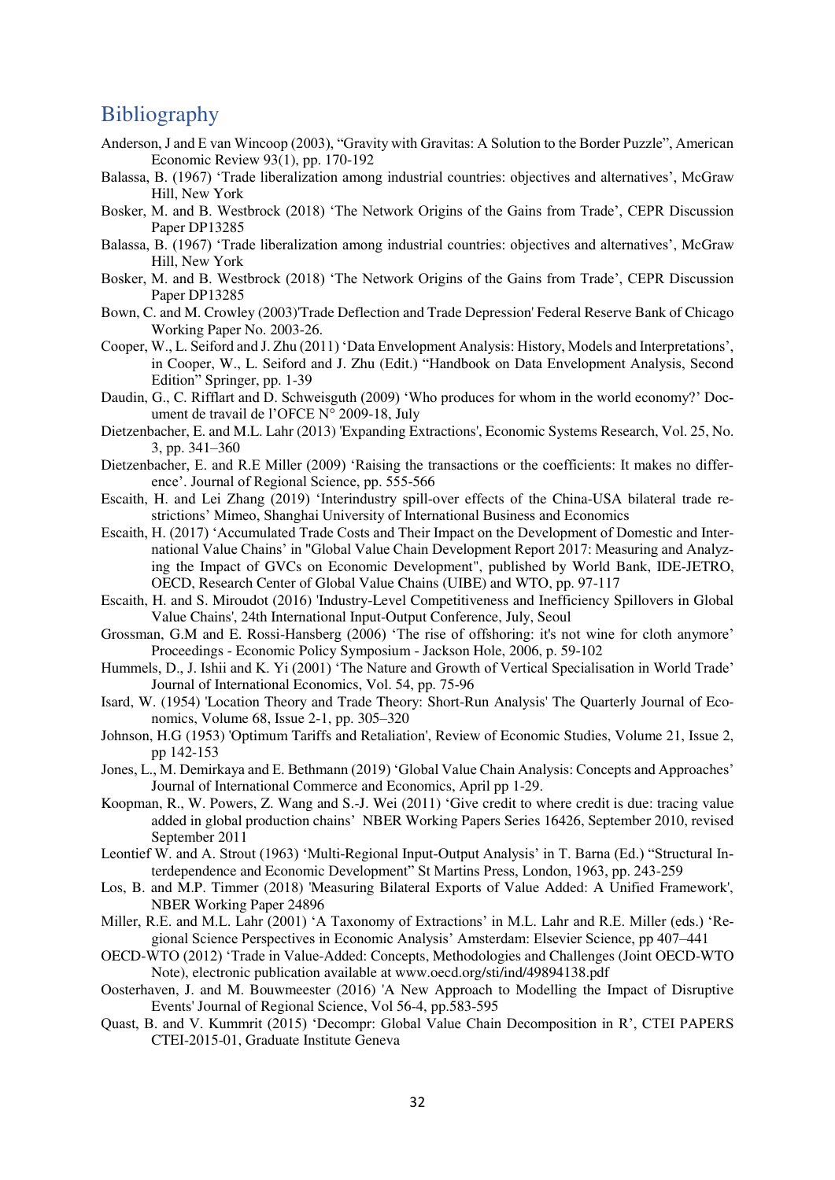## Bibliography

Anderson, J and E van Wincoop (2003), "Gravity with Gravitas: A Solution to the Border Puzzle", American Economic Review 93(1), pp. 170-192

Balassa, B. (1967) 'Trade liberalization among industrial countries: objectives and alternatives', McGraw Hill, New York

Bosker, M. and B. Westbrock (2018) 'The Network Origins of the Gains from Trade', CEPR Discussion Paper DP13285

Balassa, B. (1967) 'Trade liberalization among industrial countries: objectives and alternatives', McGraw Hill, New York

Bosker, M. and B. Westbrock (2018) 'The Network Origins of the Gains from Trade', CEPR Discussion Paper DP13285

Bown, C. and M. Crowley (2003)'Trade Deflection and Trade Depression' Federal Reserve Bank of Chicago Working Paper No. 2003-26.

Cooper, W., L. Seiford and J. Zhu (2011) 'Data Envelopment Analysis: History, Models and Interpretations', in Cooper, W., L. Seiford and J. Zhu (Edit.) "Handbook on Data Envelopment Analysis, Second Edition" Springer, pp. 1-39

Daudin, G., C. Rifflart and D. Schweisguth (2009) 'Who produces for whom in the world economy?' Document de travail de l'OFCE N° 2009-18, July

Dietzenbacher, E. and M.L. Lahr (2013) 'Expanding Extractions', Economic Systems Research, Vol. 25, No. 3, pp. 341–360

Dietzenbacher, E. and R.E Miller (2009) 'Raising the transactions or the coefficients: It makes no difference'. Journal of Regional Science, pp. 555-566

Escaith, H. and Lei Zhang (2019) 'Interindustry spill-over effects of the China-USA bilateral trade restrictions' Mimeo, Shanghai University of International Business and Economics

Escaith, H. (2017) 'Accumulated Trade Costs and Their Impact on the Development of Domestic and International Value Chains' in "Global Value Chain Development Report 2017: Measuring and Analyzing the Impact of GVCs on Economic Development", published by World Bank, IDE-JETRO, OECD, Research Center of Global Value Chains (UIBE) and WTO, pp. 97-117

Escaith, H. and S. Miroudot (2016) 'Industry-Level Competitiveness and Inefficiency Spillovers in Global Value Chains', 24th International Input-Output Conference, July, Seoul

Grossman, G.M and E. Rossi-Hansberg (2006) 'The rise of offshoring: it's not wine for cloth anymore' Proceedings - Economic Policy Symposium - Jackson Hole, 2006, p. 59-102

Hummels, D., J. Ishii and K. Yi (2001) 'The Nature and Growth of Vertical Specialisation in World Trade' Journal of International Economics, Vol. 54, pp. 75-96

Isard, W. (1954) 'Location Theory and Trade Theory: Short-Run Analysis' The Quarterly Journal of Economics, Volume 68, Issue 2-1, pp. 305–320

Johnson, H.G (1953) 'Optimum Tariffs and Retaliation', Review of Economic Studies, Volume 21, Issue 2, pp 142-153

Jones, L., M. Demirkaya and E. Bethmann (2019) 'Global Value Chain Analysis: Concepts and Approaches' Journal of International Commerce and Economics, April pp 1-29.

Koopman, R., W. Powers, Z. Wang and S.-J. Wei (2011) 'Give credit to where credit is due: tracing value added in global production chains' NBER Working Papers Series 16426, September 2010, revised September 2011

Leontief W. and A. Strout (1963) 'Multi-Regional Input-Output Analysis' in T. Barna (Ed.) "Structural Interdependence and Economic Development" St Martins Press, London, 1963, pp. 243-259

Los, B. and M.P. Timmer (2018) 'Measuring Bilateral Exports of Value Added: A Unified Framework', NBER Working Paper 24896

Miller, R.E. and M.L. Lahr (2001) 'A Taxonomy of Extractions' in M.L. Lahr and R.E. Miller (eds.) 'Regional Science Perspectives in Economic Analysis' Amsterdam: Elsevier Science, pp 407–441

OECD-WTO (2012) 'Trade in Value-Added: Concepts, Methodologies and Challenges (Joint OECD-WTO Note), electronic publication available at www.oecd.org/sti/ind/49894138.pdf

Oosterhaven, J. and M. Bouwmeester (2016) 'A New Approach to Modelling the Impact of Disruptive Events' Journal of Regional Science, Vol 56-4, pp.583-595

Quast, B. and V. Kummrit (2015) 'Decompr: Global Value Chain Decomposition in R', CTEI PAPERS CTEI-2015-01, Graduate Institute Geneva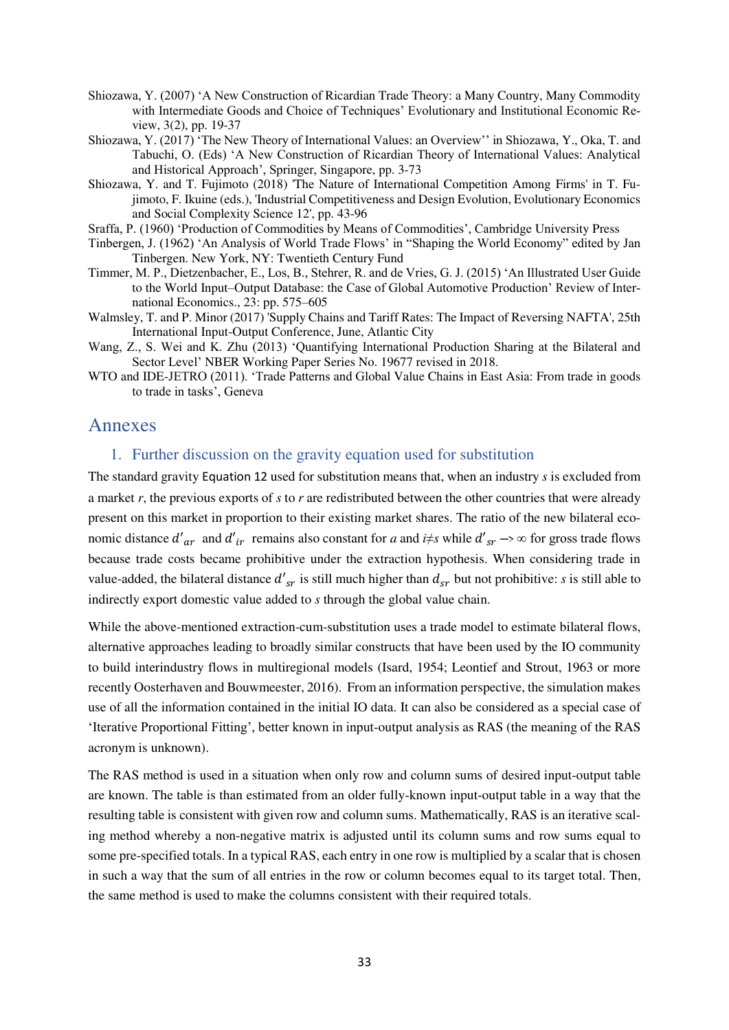Shiozawa, Y. (2007) 'A New Construction of Ricardian Trade Theory: a Many Country, Many Commodity with Intermediate Goods and Choice of Techniques' Evolutionary and Institutional Economic Review, 3(2), pp. 19-37

Shiozawa, Y. (2017) 'The New Theory of International Values: an Overview'' in Shiozawa, Y., Oka, T. and Tabuchi, O. (Eds) 'A New Construction of Ricardian Theory of International Values: Analytical and Historical Approach', Springer, Singapore, pp. 3-73

Shiozawa, Y. and T. Fujimoto (2018) 'The Nature of International Competition Among Firms' in T. Fujimoto, F. Ikuine (eds.), 'Industrial Competitiveness and Design Evolution, Evolutionary Economics and Social Complexity Science 12', pp. 43-96

Sraffa, P. (1960) 'Production of Commodities by Means of Commodities', Cambridge University Press

Tinbergen, J. (1962) 'An Analysis of World Trade Flows' in "Shaping the World Economy" edited by Jan Tinbergen. New York, NY: Twentieth Century Fund

Timmer, M. P., Dietzenbacher, E., Los, B., Stehrer, R. and de Vries, G. J. (2015) 'An Illustrated User Guide to the World Input–Output Database: the Case of Global Automotive Production' Review of International Economics., 23: pp. 575–605

Walmsley, T. and P. Minor (2017) 'Supply Chains and Tariff Rates: The Impact of Reversing NAFTA', 25th International Input-Output Conference, June, Atlantic City

Wang, Z., S. Wei and K. Zhu (2013) 'Quantifying International Production Sharing at the Bilateral and Sector Level' NBER Working Paper Series No. 19677 revised in 2018.

WTO and IDE-JETRO (2011). 'Trade Patterns and Global Value Chains in East Asia: From trade in goods to trade in tasks', Geneva

# Annexes

## 1. Further discussion on the gravity equation used for substitution

The standard gravity Equation 12 used for substitution means that, when an industry *s* is excluded from a market *r*, the previous exports of *s* to *r* are redistributed between the other countries that were already present on this market in proportion to their existing market shares. The ratio of the new bilateral economic distance $d'_{ar}$ and $d'_{ir}$ remains also constant for *a* and *i≠s* while $d'_{sr} \rightarrow \infty$ for gross trade flows because trade costs became prohibitive under the extraction hypothesis. When considering trade in value-added, the bilateral distance $d'_{sr}$ is still much higher than $d_{sr}$ but not prohibitive: *s* is still able to indirectly export domestic value added to *s* through the global value chain.

While the above-mentioned extraction-cum-substitution uses a trade model to estimate bilateral flows, alternative approaches leading to broadly similar constructs that have been used by the IO community to build interindustry flows in multiregional models (Isard, 1954; Leontief and Strout, 1963 or more recently Oosterhaven and Bouwmeester, 2016). From an information perspective, the simulation makes use of all the information contained in the initial IO data. It can also be considered as a special case of 'Iterative Proportional Fitting', better known in input-output analysis as RAS (the meaning of the RAS acronym is unknown).

The RAS method is used in a situation when only row and column sums of desired input-output table are known. The table is than estimated from an older fully-known input-output table in a way that the resulting table is consistent with given row and column sums. Mathematically, RAS is an iterative scaling method whereby a non-negative matrix is adjusted until its column sums and row sums equal to some pre-specified totals. In a typical RAS, each entry in one row is multiplied by a scalar that is chosen in such a way that the sum of all entries in the row or column becomes equal to its target total. Then, the same method is used to make the columns consistent with their required totals.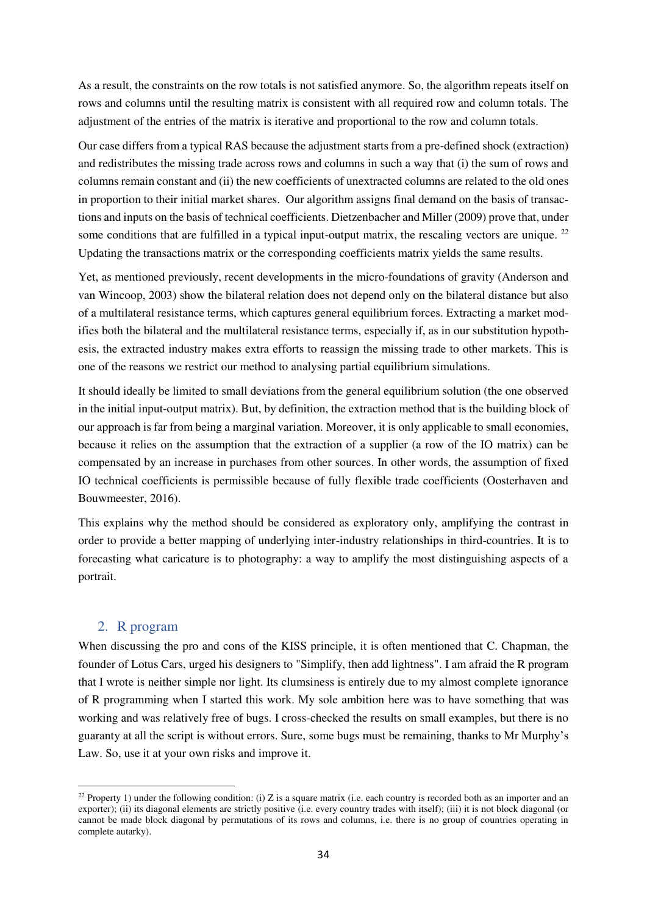As a result, the constraints on the row totals is not satisfied anymore. So, the algorithm repeats itself on rows and columns until the resulting matrix is consistent with all required row and column totals. The adjustment of the entries of the matrix is iterative and proportional to the row and column totals.

Our case differs from a typical RAS because the adjustment starts from a pre-defined shock (extraction) and redistributes the missing trade across rows and columns in such a way that (i) the sum of rows and columns remain constant and (ii) the new coefficients of unextracted columns are related to the old ones in proportion to their initial market shares. Our algorithm assigns final demand on the basis of transactions and inputs on the basis of technical coefficients. Dietzenbacher and Miller (2009) prove that, under some conditions that are fulfilled in a typical input-output matrix, the rescaling vectors are unique. [22] Updating the transactions matrix or the corresponding coefficients matrix yields the same results.

Yet, as mentioned previously, recent developments in the micro-foundations of gravity (Anderson and van Wincoop, 2003) show the bilateral relation does not depend only on the bilateral distance but also of a multilateral resistance terms, which captures general equilibrium forces. Extracting a market modifies both the bilateral and the multilateral resistance terms, especially if, as in our substitution hypothesis, the extracted industry makes extra efforts to reassign the missing trade to other markets. This is one of the reasons we restrict our method to analysing partial equilibrium simulations.

It should ideally be limited to small deviations from the general equilibrium solution (the one observed in the initial input-output matrix). But, by definition, the extraction method that is the building block of our approach is far from being a marginal variation. Moreover, it is only applicable to small economies, because it relies on the assumption that the extraction of a supplier (a row of the IO matrix) can be compensated by an increase in purchases from other sources. In other words, the assumption of fixed IO technical coefficients is permissible because of fully flexible trade coefficients (Oosterhaven and Bouwmeester, 2016).

This explains why the method should be considered as exploratory only, amplifying the contrast in order to provide a better mapping of underlying inter-industry relationships in third-countries. It is to forecasting what caricature is to photography: a way to amplify the most distinguishing aspects of a portrait.

## 2. R program

When discussing the pro and cons of the KISS principle, it is often mentioned that C. Chapman, the founder of Lotus Cars, urged his designers to "Simplify, then add lightness". I am afraid the R program that I wrote is neither simple nor light. Its clumsiness is entirely due to my almost complete ignorance of R programming when I started this work. My sole ambition here was to have something that was working and was relatively free of bugs. I cross-checked the results on small examples, but there is no guaranty at all the script is without errors. Sure, some bugs must be remaining, thanks to Mr Murphy's Law. So, use it at your own risks and improve it.

---

[22] Property 1) under the following condition: (i) Z is a square matrix (i.e. each country is recorded both as an importer and an exporter); (ii) its diagonal elements are strictly positive (i.e. every country trades with itself); (iii) it is not block diagonal (or cannot be made block diagonal by permutations of its rows and columns, i.e. there is no group of countries operating in complete autarky).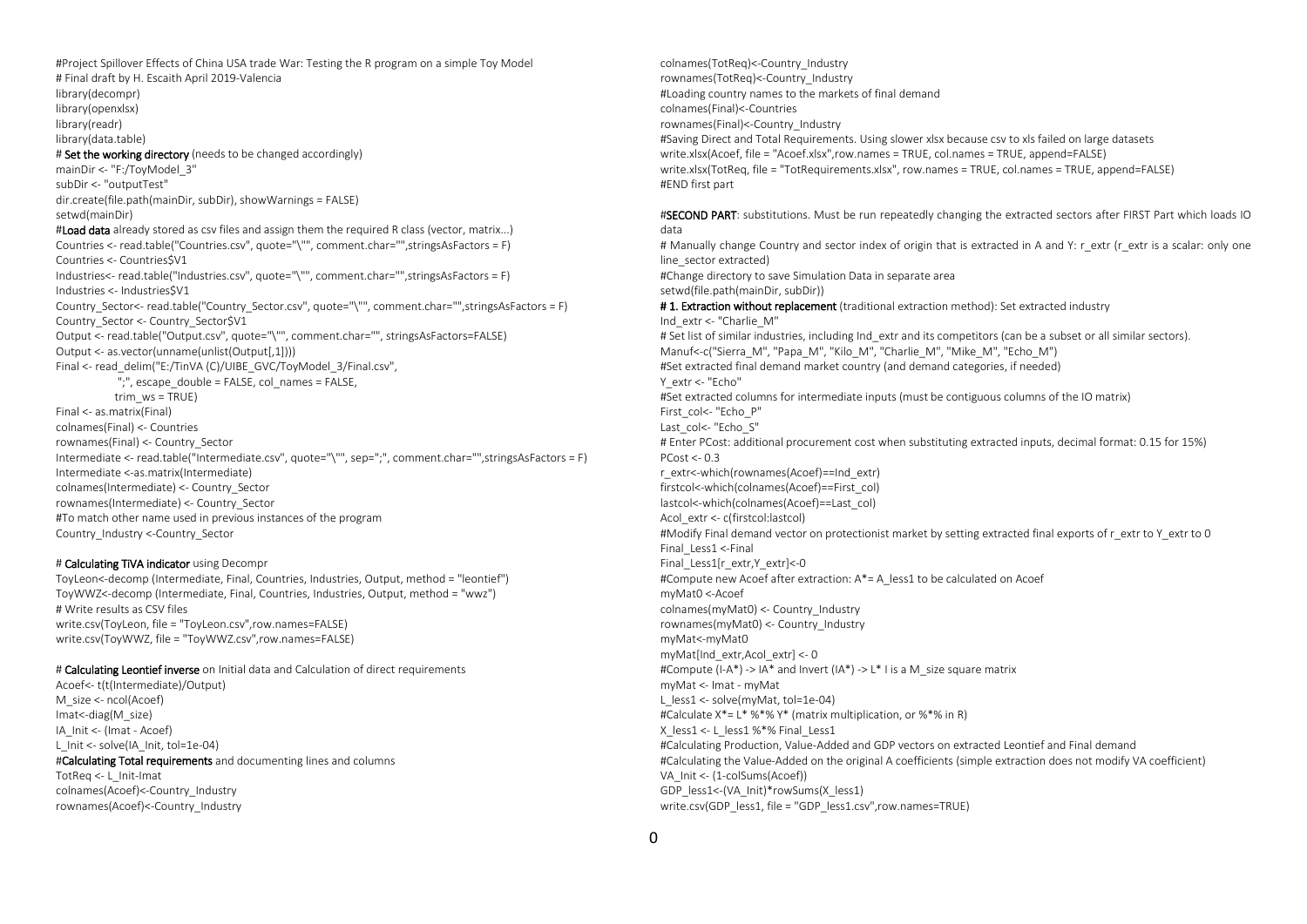```
#Project Spillover Effects of China USA trade War: Testing the R program on a simple Toy Model
# Final draft by H. Escaith April 2019-Valencia
library(decompr)
library(openxlsx)
library(readr)
library(data.table)
# Set the working directory (needs to be changed accordingly)
mainDir <- "F:/ToyModel_3"
subDir <- "outputTest"
dir.create(file.path(mainDir, subDir), showWarnings = FALSE)
setwd(mainDir)
#Load data already stored as csv files and assign them the required R class (vector, matrix...)
Countries <- read.table("Countries.csv", quote="\"", comment.char="",stringsAsFactors = F)
Countries <- Countries$V1
Industries<- read.table("Industries.csv", quote="\"", comment.char="",stringsAsFactors = F)
Industries <- Industries$V1
Country_Sector<- read.table("Country_Sector.csv", quote="\"", comment.char="",stringsAsFactors = F)
Country_Sector <- Country_Sector$V1
Output <- read.table("Output.csv", quote="\"", comment.char="", stringsAsFactors=FALSE)
Output <- as.vector(unname(unlist(Output[,1])))
Final <- read_delim("E:/TinVA (C)/UIBE_GVC/ToyModel_3/Final.csv",
                    ";", escape_double = FALSE, col_names = FALSE,
                    trim_ws = TRUE)
Final <- as.matrix(Final)
colnames(Final) <- Countries
rownames(Final) <- Country_Sector
Intermediate <- read.table("Intermediate.csv", quote="\"", sep=";", comment.char="",stringsAsFactors = F)
Intermediate <-as.matrix(Intermediate)
colnames(Intermediate) <- Country_Sector
rownames(Intermediate) <- Country_Sector
#To match other name used in previous instances of the program
Country_Industry <-Country_Sector

# Calculating TiVA indicator using Decompr
ToyLeon<-decomp (Intermediate, Final, Countries, Industries, Output, method = "leontief")
ToyWWZ<-decomp (Intermediate, Final, Countries, Industries, Output, method = "wwz")
# Write results as CSV files
write.csv(ToyLeon, file = "ToyLeon.csv",row.names=FALSE)
write.csv(ToyWWZ, file = "ToyWWZ.csv",row.names=FALSE)

# Calculating Leontief inverse on Initial data and Calculation of direct requirements
Acoef<- t(t(Intermediate)/Output)
M_size <- ncol(Acoef)
Imat<-diag(M_size)
IA_Init <- (Imat - Acoef)
L_Init <- solve(IA_Init, tol=1e-04)
#Calculating Total requirements and documenting lines and columns
TotReq <- L_Init-Imat
colnames(Acoef)<-Country_Industry
rownames(Acoef)<-Country_Industry
colnames(TotReq)<-Country_Industry
rownames(TotReq)<-Country_Industry
#Loading country names to the markets of final demand
colnames(Final)<-Countries
rownames(Final)<-Country_Industry
#Saving Direct and Total Requirements. Using slower xlsx because csv to xls failed on large datasets
write.xlsx(Acoef, file = "Acoef.xlsx",row.names = TRUE, col.names = TRUE, append=FALSE)
write.xlsx(TotReq, file = "TotRequirements.xlsx", row.names = TRUE, col.names = TRUE, append=FALSE)
#END first part

#SECOND PART: substitutions. Must be run repeatedly changing the extracted sectors after FIRST Part which loads IO data
# Manually change Country and sector index of origin that is extracted in A and Y: r_extr (r_extr is a scalar: only one line_sector extracted)
#Change directory to save Simulation Data in separate area
setwd(file.path(mainDir, subDir))
# 1. Extraction without replacement (traditional extraction method): Set extracted industry
Ind_extr <- "Charlie_M"
# Set list of similar industries, including Ind_extr and its competitors (can be a subset or all similar sectors).
Manuf<-c("Sierra_M", "Papa_M", "Kilo_M", "Charlie_M", "Mike_M", "Echo_M")
#Set extracted final demand market country (and demand categories, if needed)
Y_extr <- "Echo"
#Set extracted columns for intermediate inputs (must be contiguous columns of the IO matrix)
First_col<- "Echo_P"
Last_col<- "Echo_S"
# Enter PCost: additional procurement cost when substituting extracted inputs, decimal format: 0.15 for 15%)
PCost <- 0.3
r_extr<-which(rownames(Acoef)==Ind_extr)
firstcol<-which(colnames(Acoef)==First_col)
lastcol<-which(colnames(Acoef)==Last_col)
Acol_extr <- c(firstcol:lastcol)
#Modify Final demand vector on protectionist market by setting extracted final exports of r_extr to Y_extr to 0
Final_Less1 <-Final
Final_Less1[r_extr,Y_extr]<-0
#Compute new Acoef after extraction: A*= A_less1 to be calculated on Acoef
myMat0 <-Acoef
colnames(myMat0) <- Country_Industry
rownames(myMat0) <- Country_Industry
myMat<-myMat0
myMat[Ind_extr,Acol_extr] <- 0
#Compute (I-A*) -> IA* and Invert (IA*) -> L* I is a M_size square matrix
myMat <- Imat - myMat
L_less1 <- solve(myMat, tol=1e-04)
#Calculate X*= L* %*% Y* (matrix multiplication, or %*% in R)
X_less1 <- L_less1 %*% Final_Less1
#Calculating Production, Value-Added and GDP vectors on extracted Leontief and Final demand
#Calculating the Value-Added on the original A coefficients (simple extraction does not modify VA coefficient)
VA_Init <- (1-colSums(Acoef))
GDP_less1<-(VA_Init)*rowSums(X_less1)
write.csv(GDP_less1, file = "GDP_less1.csv",row.names=TRUE)
```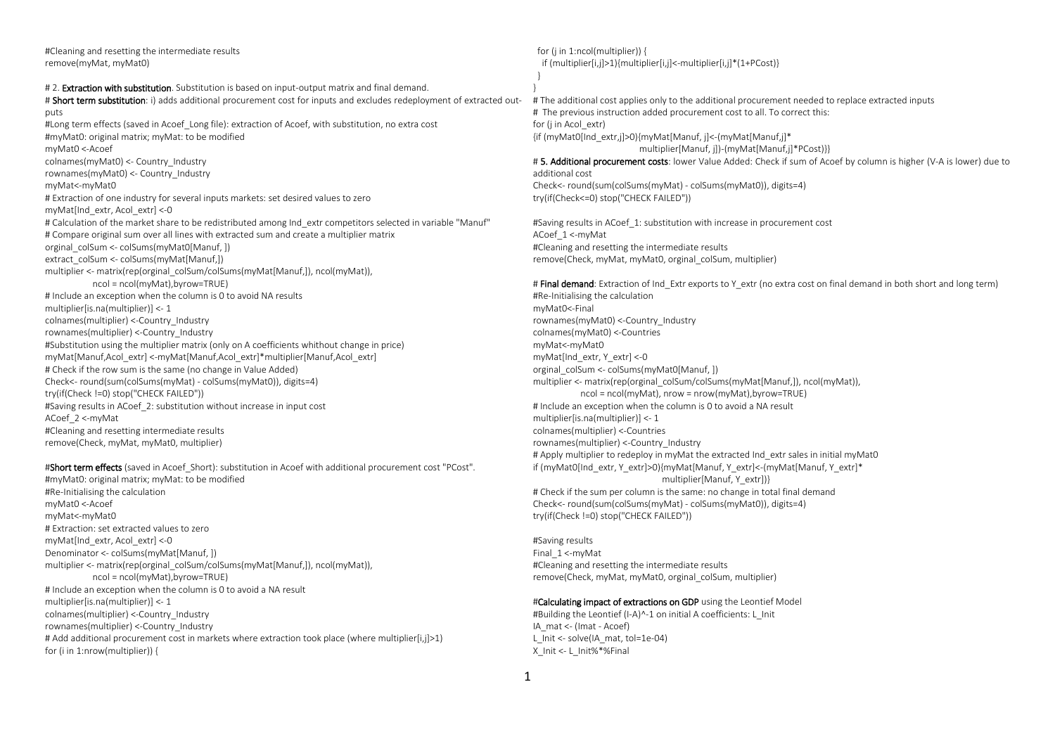```
#Cleaning and resetting the intermediate results
remove(myMat, myMat0)

# 2. Extraction with substitution. Substitution is based on input-output matrix and final demand.
# Short term substitution: i) adds additional procurement cost for inputs and excludes redeployment of extracted outputs
#Long term effects (saved in Acoef_Long file): extraction of Acoef, with substitution, no extra cost
#myMat0: original matrix; myMat: to be modified
myMat0 <-Acoef
colnames(myMat0) <- Country_Industry
rownames(myMat0) <- Country_Industry
myMat<-myMat0
# Extraction of one industry for several inputs markets: set desired values to zero
myMat[Ind_extr, Acol_extr] <-0
# Calculation of the market share to be redistributed among Ind_extr competitors selected in variable "Manuf"
# Compare original sum over all lines with extracted sum and create a multiplier matrix
orginal_colSum <- colSums(myMat0[Manuf, ])
extract_colSum <- colSums(myMat[Manuf,])
multiplier <- matrix(rep(orginal_colSum/colSums(myMat[Manuf,]), ncol(myMat)),
            ncol = ncol(myMat),byrow=TRUE)
# Include an exception when the column is 0 to avoid NA results
multiplier[is.na(multiplier)] <- 1
colnames(multiplier) <-Country_Industry
rownames(multiplier) <-Country_Industry
#Substitution using the multiplier matrix (only on A coefficients whithout change in price)
myMat[Manuf,Acol_extr] <-myMat[Manuf,Acol_extr]*multiplier[Manuf,Acol_extr]
# Check if the row sum is the same (no change in Value Added)
Check<- round(sum(colSums(myMat) - colSums(myMat0)), digits=4)
try(if(Check !=0) stop("CHECK FAILED"))
#Saving results in ACoef_2: substitution without increase in input cost
ACoef_2 <-myMat
#Cleaning and resetting intermediate results
remove(Check, myMat, myMat0, multiplier)

#Short term effects (saved in Acoef_Short): substitution in Acoef with additional procurement cost "PCost".
#myMat0: original matrix; myMat: to be modified
#Re-Initialising the calculation
myMat0 <-Acoef
myMat<-myMat0
# Extraction: set extracted values to zero
myMat[Ind_extr, Acol_extr] <-0
Denominator <- colSums(myMat[Manuf, ])
multiplier <- matrix(rep(orginal_colSum/colSums(myMat[Manuf,]), ncol(myMat)),
            ncol = ncol(myMat),byrow=TRUE)
# Include an exception when the column is 0 to avoid a NA result
multiplier[is.na(multiplier)] <- 1
colnames(multiplier) <-Country_Industry
rownames(multiplier) <-Country_Industry
# Add additional procurement cost in markets where extraction took place (where multiplier[i,j]>1)
for (i in 1:nrow(multiplier)) {
  for (j in 1:ncol(multiplier)) {
    if (multiplier[i,j]>1){multiplier[i,j]<-multiplier[i,j]*(1+PCost)}
  }
}
# The additional cost applies only to the additional procurement needed to replace extracted inputs
# The previous instruction added procurement cost to all. To correct this:
for (j in Acol_extr)
{if (myMat0[Ind_extr,j]>0){myMat[Manuf, j]<-(myMat[Manuf,j]*
                        multiplier[Manuf, j])-(myMat[Manuf,j]*PCost)}}
# 5. Additional procurement costs: lower Value Added: Check if sum of Acoef by column is higher (V-A is lower) due to additional cost
Check<- round(sum(colSums(myMat) - colSums(myMat0)), digits=4)
try(if(Check<=0) stop("CHECK FAILED"))

#Saving results in ACoef_1: substitution with increase in procurement cost
ACoef_1 <-myMat
#Cleaning and resetting the intermediate results
remove(Check, myMat, myMat0, orginal_colSum, multiplier)

# Final demand: Extraction of Ind_Extr exports to Y_extr (no extra cost on final demand in both short and long term)
#Re-Initialising the calculation
myMat0<-Final
rownames(myMat0) <-Country_Industry
colnames(myMat0) <-Countries
myMat<-myMat0
myMat[Ind_extr, Y_extr] <-0
orginal_colSum <- colSums(myMat0[Manuf, ])
multiplier <- matrix(rep(orginal_colSum/colSums(myMat[Manuf,]), ncol(myMat)),
          ncol = ncol(myMat), nrow = nrow(myMat),byrow=TRUE)
# Include an exception when the column is 0 to avoid a NA result
multiplier[is.na(multiplier)] <- 1
colnames(multiplier) <-Countries
rownames(multiplier) <-Country_Industry
# Apply multiplier to redeploy in myMat the extracted Ind_extr sales in initial myMat0
if (myMat0[Ind_extr, Y_extr]>0){myMat[Manuf, Y_extr]<-(myMat[Manuf, Y_extr]*
                              multiplier[Manuf, Y_extr])}
# Check if the sum per column is the same: no change in total final demand
Check<- round(sum(colSums(myMat) - colSums(myMat0)), digits=4)
try(if(Check !=0) stop("CHECK FAILED"))

#Saving results
Final_1 <-myMat
#Cleaning and resetting the intermediate results
remove(Check, myMat, myMat0, orginal_colSum, multiplier)

#Calculating impact of extractions on GDP using the Leontief Model
#Building the Leontief (I-A)^-1 on initial A coefficients: L_Init
IA_mat <- (Imat - Acoef)
L_Init <- solve(IA_mat, tol=1e-04)
X_Init <- L_Init%*%Final
```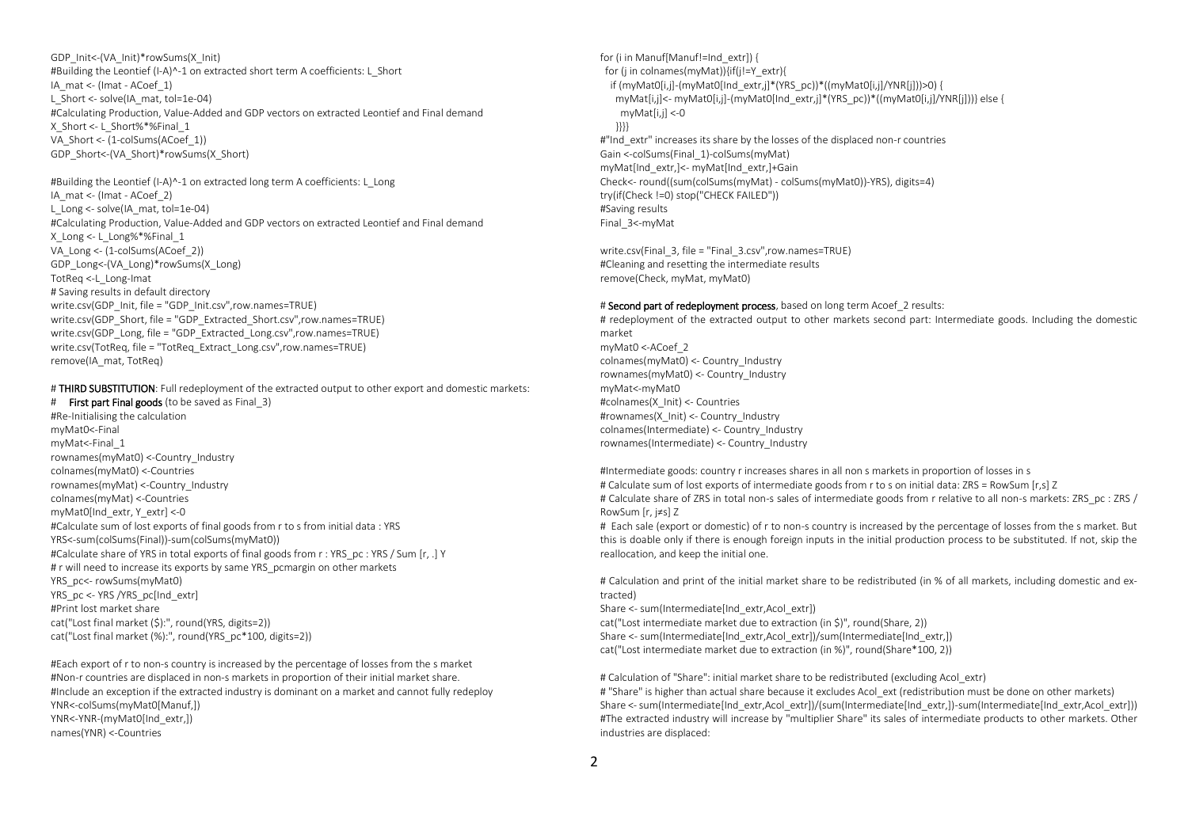```
GDP_Init<-(VA_Init)*rowSums(X_Init)
#Building the Leontief (I-A)^-1 on extracted short term A coefficients: L_Short
IA_mat <- (Imat - ACoef_1)
L_Short <- solve(IA_mat, tol=1e-04)
#Calculating Production, Value-Added and GDP vectors on extracted Leontief and Final demand
X_Short <- L_Short%*%Final_1
VA_Short <- (1-colSums(ACoef_1))
GDP_Short<-(VA_Short)*rowSums(X_Short)

#Building the Leontief (I-A)^-1 on extracted long term A coefficients: L_Long
IA_mat <- (Imat - ACoef_2)
L_Long <- solve(IA_mat, tol=1e-04)
#Calculating Production, Value-Added and GDP vectors on extracted Leontief and Final demand
X_Long <- L_Long%*%Final_1
VA_Long <- (1-colSums(ACoef_2))
GDP_Long<-(VA_Long)*rowSums(X_Long)
TotReq <-L_Long-Imat
# Saving results in default directory
write.csv(GDP_Init, file = "GDP_Init.csv",row.names=TRUE)
write.csv(GDP_Short, file = "GDP_Extracted_Short.csv",row.names=TRUE)
write.csv(GDP_Long, file = "GDP_Extracted_Long.csv",row.names=TRUE)
write.csv(TotReq, file = "TotReq_Extract_Long.csv",row.names=TRUE)
remove(IA_mat, TotReq)
```

# **THIRD SUBSTITUTION**: Full redeployment of the extracted output to other export and domestic markets:

# **First part Final goods** (to be saved as Final_3)

```
#Re-Initialising the calculation
myMat0<-Final
myMat<-Final_1
rownames(myMat0) <-Country_Industry
colnames(myMat0) <-Countries
rownames(myMat) <-Country_Industry
colnames(myMat) <-Countries
myMat0[Ind_extr, Y_extr] <-0
#Calculate sum of lost exports of final goods from r to s from initial data : YRS
YRS<-sum(colSums(Final))-sum(colSums(myMat0))
#Calculate share of YRS in total exports of final goods from r : YRS_pc : YRS / Sum [r, .] Y
# r will need to increase its exports by same YRS_pcmargin on other markets
YRS_pc<- rowSums(myMat0)
YRS_pc <- YRS /YRS_pc[Ind_extr]
#Print lost market share
cat("Lost final market ($):", round(YRS, digits=2))
cat("Lost final market (%):", round(YRS_pc*100, digits=2))

#Each export of r to non-s country is increased by the percentage of losses from the s market
#Non-r countries are displaced in non-s markets in proportion of their initial market share.
#Include an exception if the extracted industry is dominant on a market and cannot fully redeploy
YNR<-colSums(myMat0[Manuf,])
YNR<-YNR-(myMat0[Ind_extr,])
names(YNR) <-Countries

for (i in Manuf[Manuf!=Ind_extr]) {
 for (j in colnames(myMat)){if(j!=Y_extr){
   if (myMat0[i,j]-(myMat0[Ind_extr,j]*(YRS_pc))*((myMat0[i,j]/YNR[j]))>0) {
     myMat[i,j]<- myMat0[i,j]-(myMat0[Ind_extr,j]*(YRS_pc))*((myMat0[i,j]/YNR[j]))} else {
       myMat[i,j] <-0
     }}}}
#"Ind_extr" increases its share by the losses of the displaced non-r countries
Gain <-colSums(Final_1)-colSums(myMat)
myMat[Ind_extr,]<- myMat[Ind_extr,]+Gain
Check<- round((sum(colSums(myMat) - colSums(myMat0))-YRS), digits=4)
try(if(Check !=0) stop("CHECK FAILED"))
#Saving results
Final_3<-myMat

write.csv(Final_3, file = "Final_3.csv",row.names=TRUE)
#Cleaning and resetting the intermediate results
remove(Check, myMat, myMat0)
```

# **Second part of redeployment process**, based on long term Acoef_2 results:

```
# redeployment of the extracted output to other markets second part: Intermediate goods. Including the domestic market
myMat0 <-ACoef_2
colnames(myMat0) <- Country_Industry
rownames(myMat0) <- Country_Industry
myMat<-myMat0
#colnames(X_Init) <- Countries
#rownames(X_Init) <- Country_Industry
colnames(Intermediate) <- Country_Industry
rownames(Intermediate) <- Country_Industry

#Intermediate goods: country r increases shares in all non s markets in proportion of losses in s
# Calculate sum of lost exports of intermediate goods from r to s on initial data: ZRS = RowSum [r,s] Z
# Calculate share of ZRS in total non-s sales of intermediate goods from r relative to all non-s markets: ZRS_pc : ZRS / RowSum [r, j≠s] Z
# Each sale (export or domestic) of r to non-s country is increased by the percentage of losses from the s market. But this is doable only if there is enough foreign inputs in the initial production process to be substituted. If not, skip the reallocation, and keep the initial one.

# Calculation and print of the initial market share to be redistributed (in % of all markets, including domestic and extracted)
Share <- sum(Intermediate[Ind_extr,Acol_extr])
cat("Lost intermediate market due to extraction (in $)", round(Share, 2))
Share <- sum(Intermediate[Ind_extr,Acol_extr])/sum(Intermediate[Ind_extr,])
cat("Lost intermediate market due to extraction (in %)", round(Share*100, 2))

# Calculation of "Share": initial market share to be redistributed (excluding Acol_extr)
# "Share" is higher than actual share because it excludes Acol_ext (redistribution must be done on other markets)
Share <- sum(Intermediate[Ind_extr,Acol_extr])/(sum(Intermediate[Ind_extr,])-sum(Intermediate[Ind_extr,Acol_extr]))
#The extracted industry will increase by "multiplier Share" its sales of intermediate products to other markets. Other industries are displaced:
```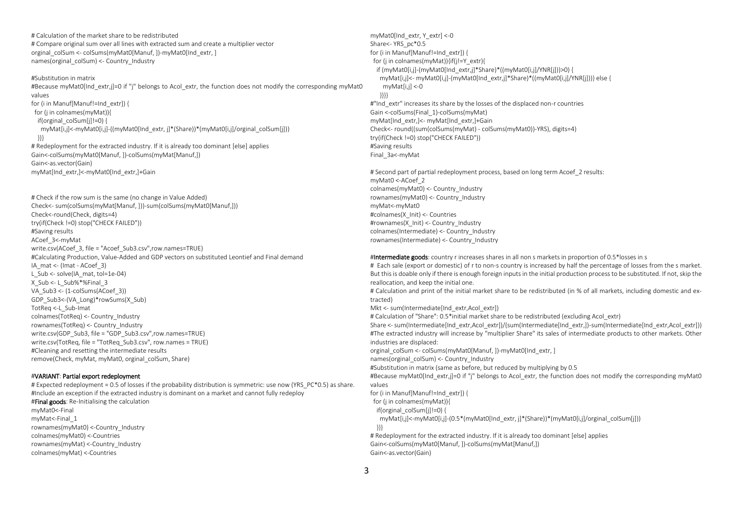```
# Calculation of the market share to be redistributed
# Compare original sum over all lines with extracted sum and create a multiplier vector
orginal_colSum <- colSums(myMat0[Manuf, ])-myMat0[Ind_extr, ]
names(orginal_colSum) <- Country_Industry

#Substitution in matrix
#Because myMat0[Ind_extr,j]=0 if "j" belongs to Acol_extr, the function does not modify the corresponding myMat0 values
for (i in Manuf[Manuf!=Ind_extr]) {
  for (j in colnames(myMat)){
    if(orginal_colSum[j]!=0) {
      myMat[i,j]<-myMat0[i,j]-((myMat0[Ind_extr, j]*(Share))*(myMat0[i,j]/orginal_colSum[j]))
    }}}
# Redeployment for the extracted industry. If it is already too dominant [else] applies
Gain<-colSums(myMat0[Manuf, ])-colSums(myMat[Manuf,])
Gain<-as.vector(Gain)
myMat[Ind_extr,]<-myMat0[Ind_extr,]+Gain


# Check if the row sum is the same (no change in Value Added)
Check<- sum(colSums(myMat[Manuf, ]))-sum(colSums(myMat0[Manuf,]))
Check<-round(Check, digits=4)
try(if(Check !=0) stop("CHECK FAILED"))
#Saving results
ACoef_3<-myMat
write.csv(ACoef_3, file = "Acoef_Sub3.csv",row.names=TRUE)
#Calculating Production, Value-Added and GDP vectors on substituted Leontief and Final demand
IA_mat <- (Imat - ACoef_3)
L_Sub <- solve(IA_mat, tol=1e-04)
X_Sub <- L_Sub%*%Final_3
VA_Sub3 <- (1-colSums(ACoef_3))
GDP_Sub3<-(VA_Long)*rowSums(X_Sub)
TotReq <-L_Sub-Imat
colnames(TotReq) <- Country_Industry
rownames(TotReq) <- Country_Industry
write.csv(GDP_Sub3, file = "GDP_Sub3.csv",row.names=TRUE)
write.csv(TotReq, file = "TotReq_Sub3.csv", row.names = TRUE)
#Cleaning and resetting the intermediate results
remove(Check, myMat, myMat0, orginal_colSum, Share)

#VARIANT: Partial export redeployment
# Expected redeployment = 0.5 of losses if the probability distribution is symmetric: use now (YRS_PC*0.5) as share.
#Include an exception if the extracted industry is dominant on a market and cannot fully redeploy
#Final goods: Re-Initialising the calculation
myMat0<-Final
myMat<-Final_1
rownames(myMat0) <-Country_Industry
colnames(myMat0) <-Countries
rownames(myMat) <-Country_Industry
colnames(myMat) <-Countries
myMat0[Ind_extr, Y_extr] <-0
Share<- YRS_pc*0.5
for (i in Manuf[Manuf!=Ind_extr]) {
  for (j in colnames(myMat)){if(j!=Y_extr){
    if (myMat0[i,j]-(myMat0[Ind_extr,j]*Share)*((myMat0[i,j]/YNR[j]))>0) {
      myMat[i,j]<- myMat0[i,j]-(myMat0[Ind_extr,j]*Share)*((myMat0[i,j]/YNR[j]))} else {
        myMat[i,j] <-0
      }}}}
#"Ind_extr" increases its share by the losses of the displaced non-r countries
Gain <-colSums(Final_1)-colSums(myMat)
myMat[Ind_extr,]<- myMat[Ind_extr,]+Gain
Check<- round((sum(colSums(myMat) - colSums(myMat0))-YRS), digits=4)
try(if(Check !=0) stop("CHECK FAILED"))
#Saving results
Final_3a<-myMat

# Second part of partial redeployment process, based on long term Acoef_2 results:
myMat0 <-ACoef_2
colnames(myMat0) <- Country_Industry
rownames(myMat0) <- Country_Industry
myMat<-myMat0
#colnames(X_Init) <- Countries
#rownames(X_Init) <- Country_Industry
colnames(Intermediate) <- Country_Industry
rownames(Intermediate) <- Country_Industry

#Intermediate goods: country r increases shares in all non s markets in proportion of 0.5*losses in s
# Each sale (export or domestic) of r to non-s country is increased by half the percentage of losses from the s market. But this is doable only if there is enough foreign inputs in the initial production process to be substituted. If not, skip the reallocation, and keep the initial one.
# Calculation and print of the initial market share to be redistributed (in % of all markets, including domestic and extracted)
Mkt <- sum(Intermediate[Ind_extr,Acol_extr])
# Calculation of "Share": 0.5*initial market share to be redistributed (excluding Acol_extr)
Share <- sum(Intermediate[Ind_extr,Acol_extr])/(sum(Intermediate[Ind_extr,])-sum(Intermediate[Ind_extr,Acol_extr]))
#The extracted industry will increase by "multiplier Share" its sales of intermediate products to other markets. Other industries are displaced:
orginal_colSum <- colSums(myMat0[Manuf, ])-myMat0[Ind_extr, ]
names(orginal_colSum) <- Country_Industry
#Substitution in matrix (same as before, but reduced by multiplying by 0.5
#Because myMat0[Ind_extr,j]=0 if "j" belongs to Acol_extr, the function does not modify the corresponding myMat0 values
for (i in Manuf[Manuf!=Ind_extr]) {
  for (j in colnames(myMat)){
    if(orginal_colSum[j]!=0) {
      myMat[i,j]<-myMat0[i,j]-(0.5*(myMat0[Ind_extr, j]*(Share))*(myMat0[i,j]/orginal_colSum[j]))
    }}}
# Redeployment for the extracted industry. If it is already too dominant [else] applies
Gain<-colSums(myMat0[Manuf, ])-colSums(myMat[Manuf,])
Gain<-as.vector(Gain)
```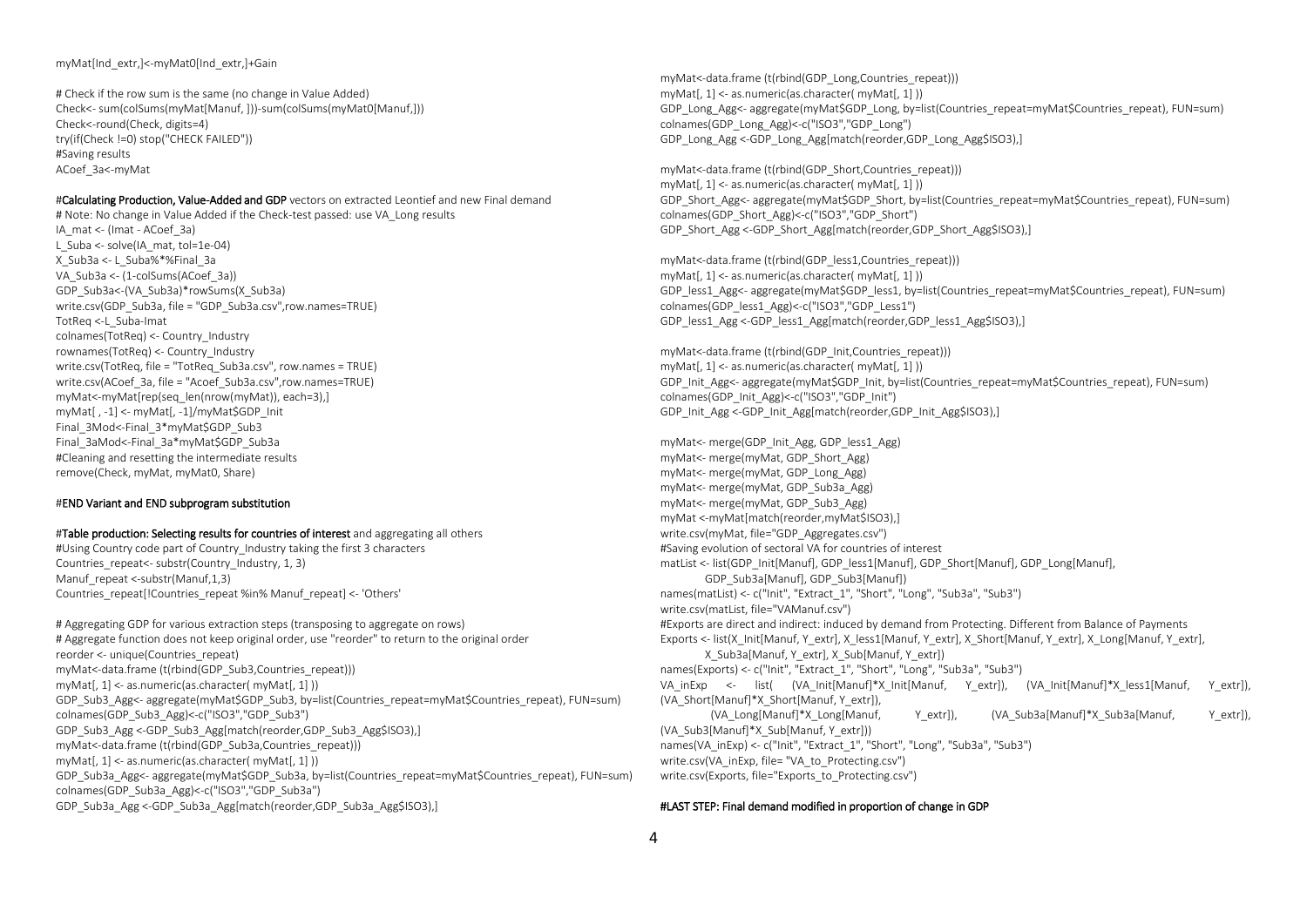```
myMat[Ind_extr,]<-myMat0[Ind_extr,]+Gain

# Check if the row sum is the same (no change in Value Added)
Check<- sum(colSums(myMat[Manuf, ]))-sum(colSums(myMat0[Manuf,]))
Check<-round(Check, digits=4)
try(if(Check !=0) stop("CHECK FAILED"))
#Saving results
ACoef_3a<-myMat

#Calculating Production, Value-Added and GDP vectors on extracted Leontief and new Final demand
# Note: No change in Value Added if the Check-test passed: use VA_Long results
IA_mat <- (Imat - ACoef_3a)
L_Suba <- solve(IA_mat, tol=1e-04)
X_Sub3a <- L_Suba%*%Final_3a
VA_Sub3a <- (1-colSums(ACoef_3a))
GDP_Sub3a<-(VA_Sub3a)*rowSums(X_Sub3a)
write.csv(GDP_Sub3a, file = "GDP_Sub3a.csv",row.names=TRUE)
TotReq <-L_Suba-Imat
colnames(TotReq) <- Country_Industry
rownames(TotReq) <- Country_Industry
write.csv(TotReq, file = "TotReq_Sub3a.csv", row.names = TRUE)
write.csv(ACoef_3a, file = "Acoef_Sub3a.csv",row.names=TRUE)
myMat<-myMat[rep(seq_len(nrow(myMat)), each=3),]
myMat[ , -1] <- myMat[, -1]/myMat$GDP_Init
Final_3Mod<-Final_3*myMat$GDP_Sub3
Final_3aMod<-Final_3a*myMat$GDP_Sub3a
#Cleaning and resetting the intermediate results
remove(Check, myMat, myMat0, Share)

#END Variant and END subprogram substitution

#Table production: Selecting results for countries of interest and aggregating all others
#Using Country code part of Country_Industry taking the first 3 characters
Countries_repeat<- substr(Country_Industry, 1, 3)
Manuf_repeat <-substr(Manuf,1,3)
Countries_repeat[!Countries_repeat %in% Manuf_repeat] <- 'Others'

# Aggregating GDP for various extraction steps (transposing to aggregate on rows)
# Aggregate function does not keep original order, use "reorder" to return to the original order
reorder <- unique(Countries_repeat)
myMat<-data.frame (t(rbind(GDP_Sub3,Countries_repeat)))
myMat[, 1] <- as.numeric(as.character( myMat[, 1] ))
GDP_Sub3_Agg<- aggregate(myMat$GDP_Sub3, by=list(Countries_repeat=myMat$Countries_repeat), FUN=sum)
colnames(GDP_Sub3_Agg)<-c("ISO3","GDP_Sub3")
GDP_Sub3_Agg <-GDP_Sub3_Agg[match(reorder,GDP_Sub3_Agg$ISO3),]
myMat<-data.frame (t(rbind(GDP_Sub3a,Countries_repeat)))
myMat[, 1] <- as.numeric(as.character( myMat[, 1] ))
GDP_Sub3a_Agg<- aggregate(myMat$GDP_Sub3a, by=list(Countries_repeat=myMat$Countries_repeat), FUN=sum)
colnames(GDP_Sub3a_Agg)<-c("ISO3","GDP_Sub3a")
GDP_Sub3a_Agg <-GDP_Sub3a_Agg[match(reorder,GDP_Sub3a_Agg$ISO3),]

myMat<-data.frame (t(rbind(GDP_Long,Countries_repeat)))
myMat[, 1] <- as.numeric(as.character( myMat[, 1] ))
GDP_Long_Agg<- aggregate(myMat$GDP_Long, by=list(Countries_repeat=myMat$Countries_repeat), FUN=sum)
colnames(GDP_Long_Agg)<-c("ISO3","GDP_Long")
GDP_Long_Agg <-GDP_Long_Agg[match(reorder,GDP_Long_Agg$ISO3),]

myMat<-data.frame (t(rbind(GDP_Short,Countries_repeat)))
myMat[, 1] <- as.numeric(as.character( myMat[, 1] ))
GDP_Short_Agg<- aggregate(myMat$GDP_Short, by=list(Countries_repeat=myMat$Countries_repeat), FUN=sum)
colnames(GDP_Short_Agg)<-c("ISO3","GDP_Short")
GDP_Short_Agg <-GDP_Short_Agg[match(reorder,GDP_Short_Agg$ISO3),]

myMat<-data.frame (t(rbind(GDP_less1,Countries_repeat)))
myMat[, 1] <- as.numeric(as.character( myMat[, 1] ))
GDP_less1_Agg<- aggregate(myMat$GDP_less1, by=list(Countries_repeat=myMat$Countries_repeat), FUN=sum)
colnames(GDP_less1_Agg)<-c("ISO3","GDP_Less1")
GDP_less1_Agg <-GDP_less1_Agg[match(reorder,GDP_less1_Agg$ISO3),]

myMat<-data.frame (t(rbind(GDP_Init,Countries_repeat)))
myMat[, 1] <- as.numeric(as.character( myMat[, 1] ))
GDP_Init_Agg<- aggregate(myMat$GDP_Init, by=list(Countries_repeat=myMat$Countries_repeat), FUN=sum)
colnames(GDP_Init_Agg)<-c("ISO3","GDP_Init")
GDP_Init_Agg <-GDP_Init_Agg[match(reorder,GDP_Init_Agg$ISO3),]

myMat<- merge(GDP_Init_Agg, GDP_less1_Agg)
myMat<- merge(myMat, GDP_Short_Agg)
myMat<- merge(myMat, GDP_Long_Agg)
myMat<- merge(myMat, GDP_Sub3a_Agg)
myMat<- merge(myMat, GDP_Sub3_Agg)
myMat <-myMat[match(reorder,myMat$ISO3),]
write.csv(myMat, file="GDP_Aggregates.csv")
#Saving evolution of sectoral VA for countries of interest
matList <- list(GDP_Init[Manuf], GDP_less1[Manuf], GDP_Short[Manuf], GDP_Long[Manuf],
        GDP_Sub3a[Manuf], GDP_Sub3[Manuf])
names(matList) <- c("Init", "Extract_1", "Short", "Long", "Sub3a", "Sub3")
write.csv(matList, file="VAManuf.csv")
#Exports are direct and indirect: induced by demand from Protecting. Different from Balance of Payments
Exports <- list(X_Init[Manuf, Y_extr], X_less1[Manuf, Y_extr], X_Short[Manuf, Y_extr], X_Long[Manuf, Y_extr],
        X_Sub3a[Manuf, Y_extr], X_Sub[Manuf, Y_extr])
names(Exports) <- c("Init", "Extract_1", "Short", "Long", "Sub3a", "Sub3")
VA_inExp <- list( (VA_Init[Manuf]*X_Init[Manuf, Y_extr]), (VA_Init[Manuf]*X_less1[Manuf, Y_extr]),
(VA_Short[Manuf]*X_Short[Manuf, Y_extr]),
        (VA_Long[Manuf]*X_Long[Manuf, Y_extr]), (VA_Sub3a[Manuf]*X_Sub3a[Manuf, Y_extr]),
(VA_Sub3[Manuf]*X_Sub[Manuf, Y_extr]))
names(VA_inExp) <- c("Init", "Extract_1", "Short", "Long", "Sub3a", "Sub3")
write.csv(VA_inExp, file= "VA_to_Protecting.csv")
write.csv(Exports, file="Exports_to_Protecting.csv")

#LAST STEP: Final demand modified in proportion of change in GDP
```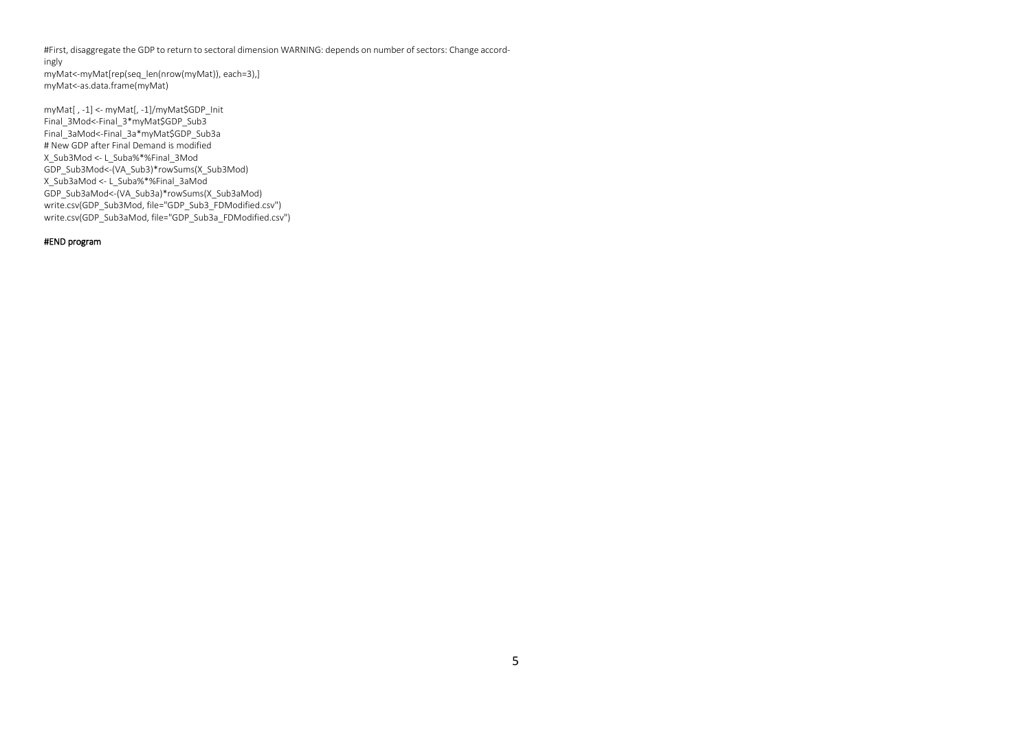```
#First, disaggregate the GDP to return to sectoral dimension WARNING: depends on number of sectors: Change accord-
ingly
myMat<-myMat[rep(seq_len(nrow(myMat)), each=3),]
myMat<-as.data.frame(myMat)

myMat[ , -1] <- myMat[, -1]/myMat$GDP_Init
Final_3Mod<-Final_3*myMat$GDP_Sub3
Final_3aMod<-Final_3a*myMat$GDP_Sub3a
# New GDP after Final Demand is modified
X_Sub3Mod <- L_Suba%*%Final_3Mod
GDP_Sub3Mod<-(VA_Sub3)*rowSums(X_Sub3Mod)
X_Sub3aMod <- L_Suba%*%Final_3aMod
GDP_Sub3aMod<-(VA_Sub3a)*rowSums(X_Sub3aMod)
write.csv(GDP_Sub3Mod, file="GDP_Sub3_FDModified.csv")
write.csv(GDP_Sub3aMod, file="GDP_Sub3a_FDModified.csv")

#END program
```